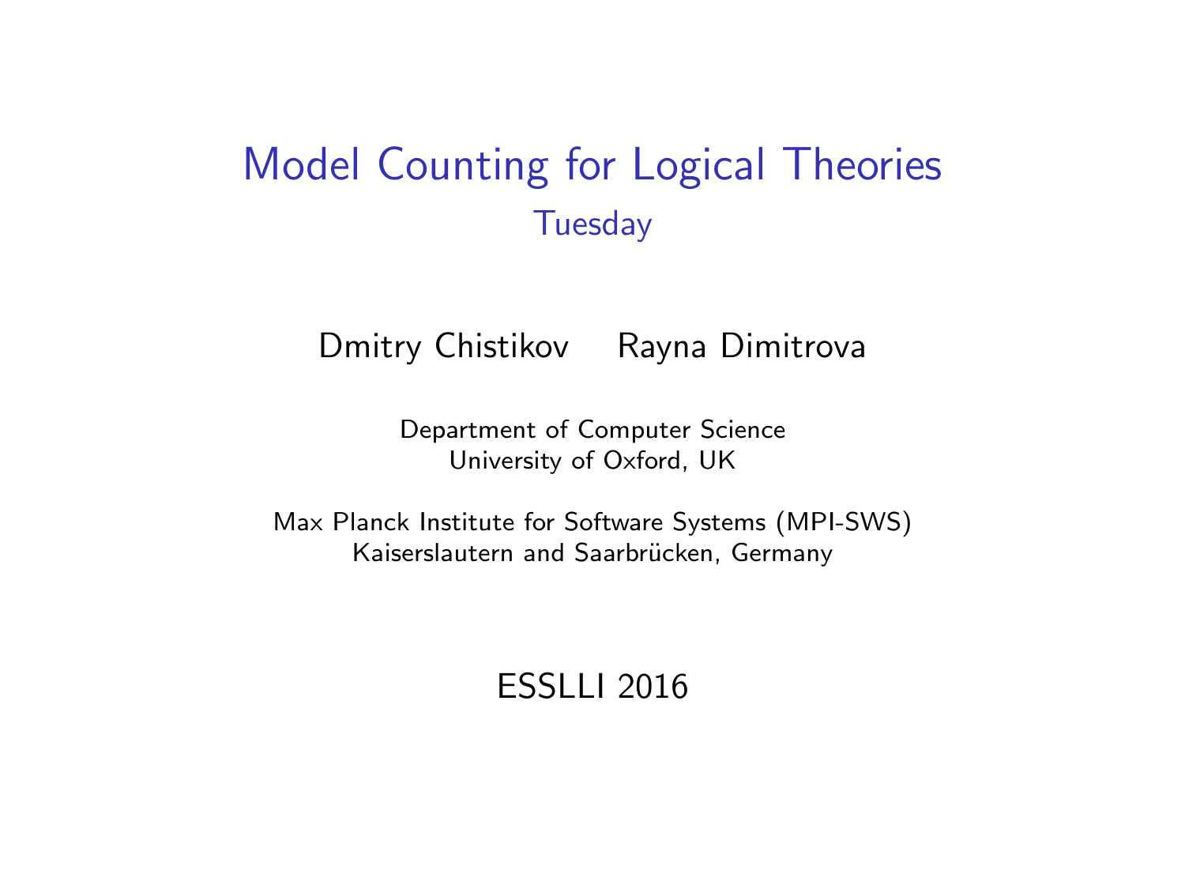# Model Counting for Logical Theories

## Tuesday

Dmitry Chistikov    Rayna Dimitrova

Department of Computer Science
University of Oxford, UK

Max Planck Institute for Software Systems (MPI-SWS)
Kaiserslautern and Saarbrücken, Germany

ESSLLI 2016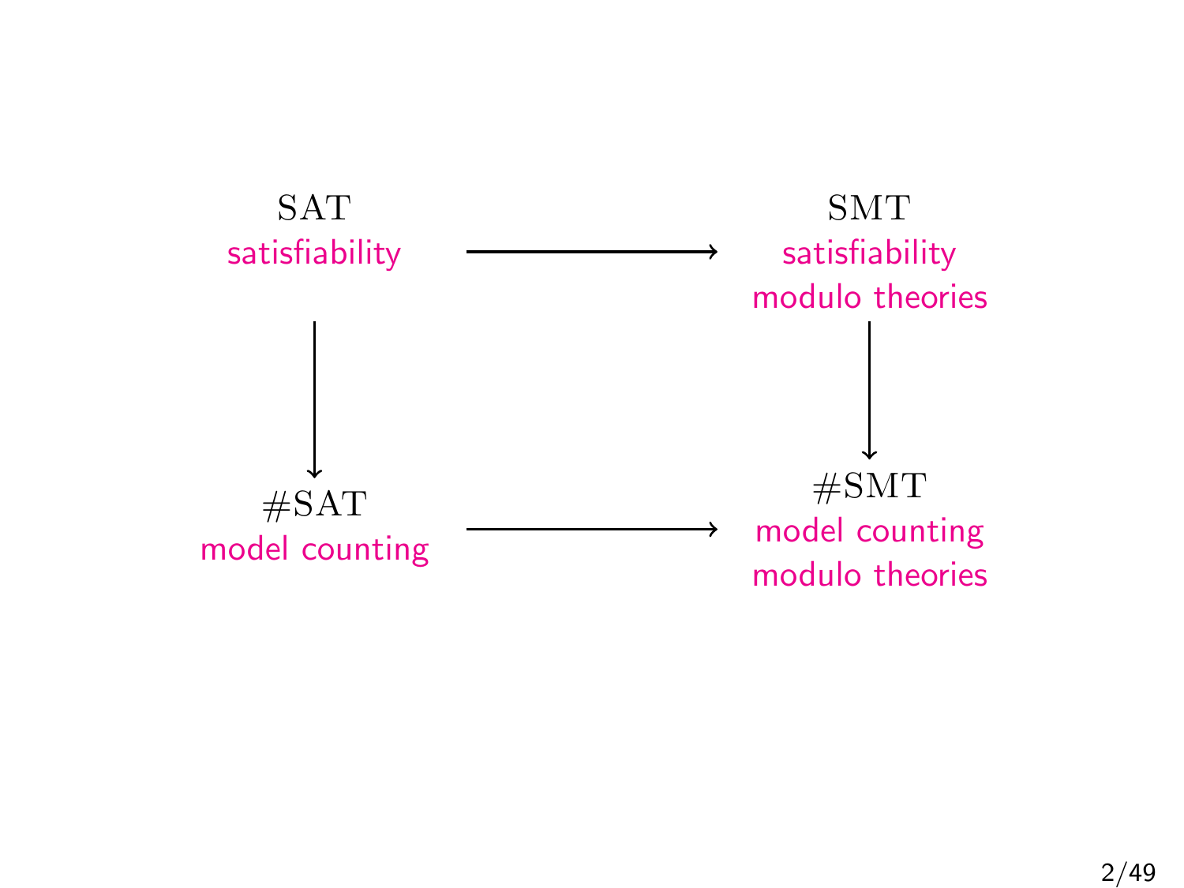SAT
satisfiability

→

SMT
satisfiability
modulo theories

↓

↓

#SAT
model counting

→

#SMT
model counting
modulo theories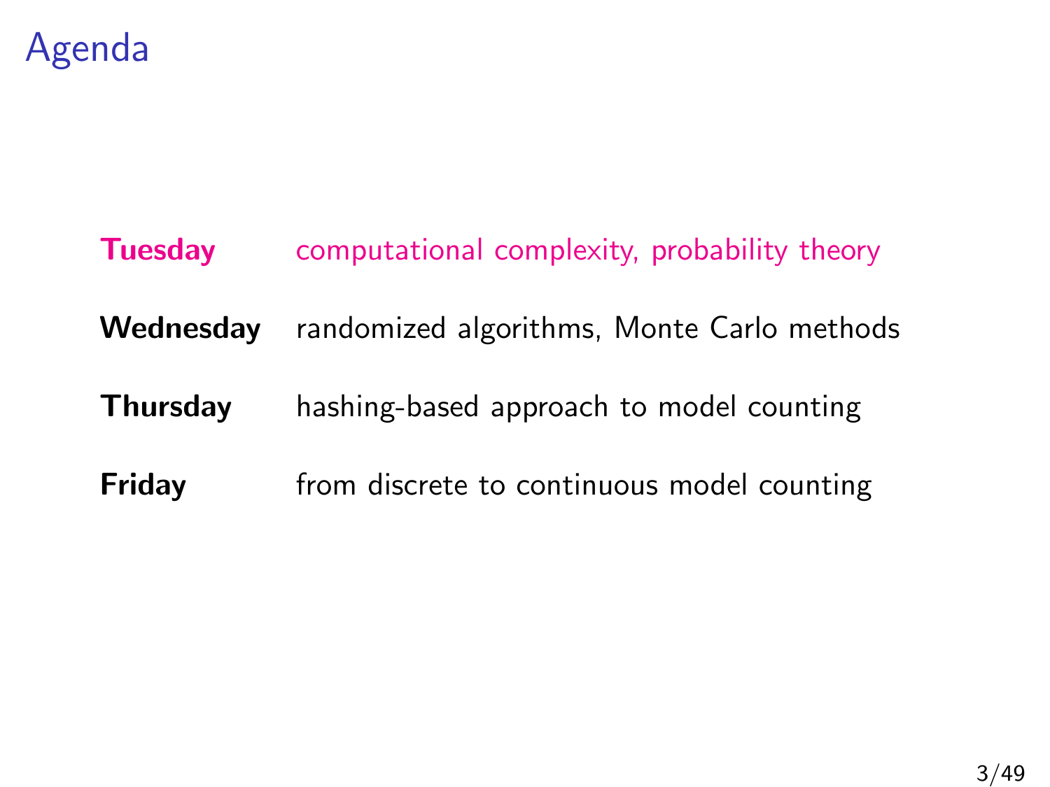# Agenda

| | |
|---|---|
| **Tuesday** | computational complexity, probability theory |
| **Wednesday** | randomized algorithms, Monte Carlo methods |
| **Thursday** | hashing-based approach to model counting |
| **Friday** | from discrete to continuous model counting |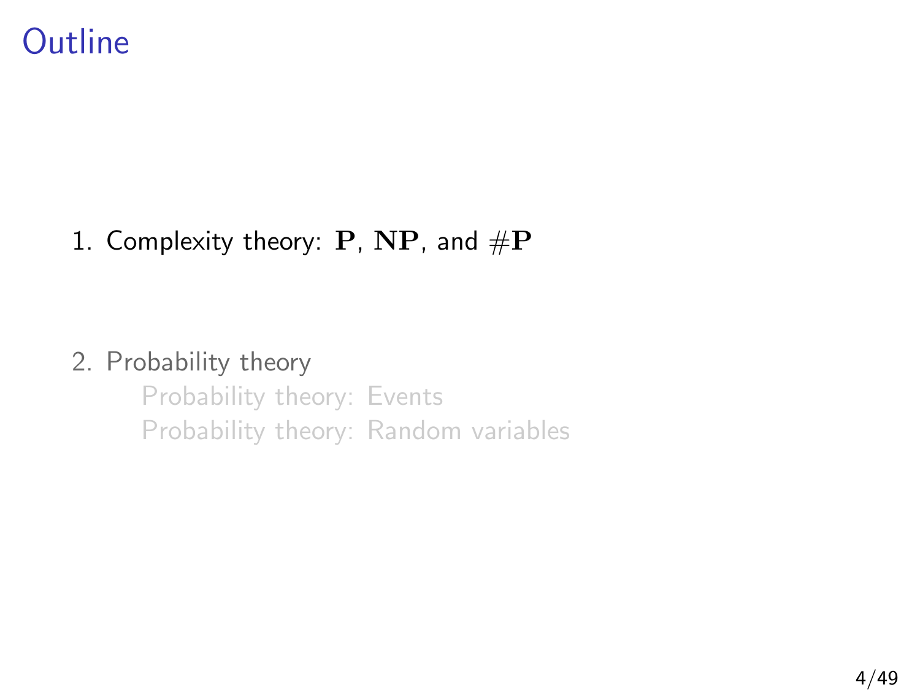# Outline

1. Complexity theory: $\mathbf{P}$, $\mathbf{NP}$, and $\#\mathbf{P}$

2. Probability theory
   - Probability theory: Events
   - Probability theory: Random variables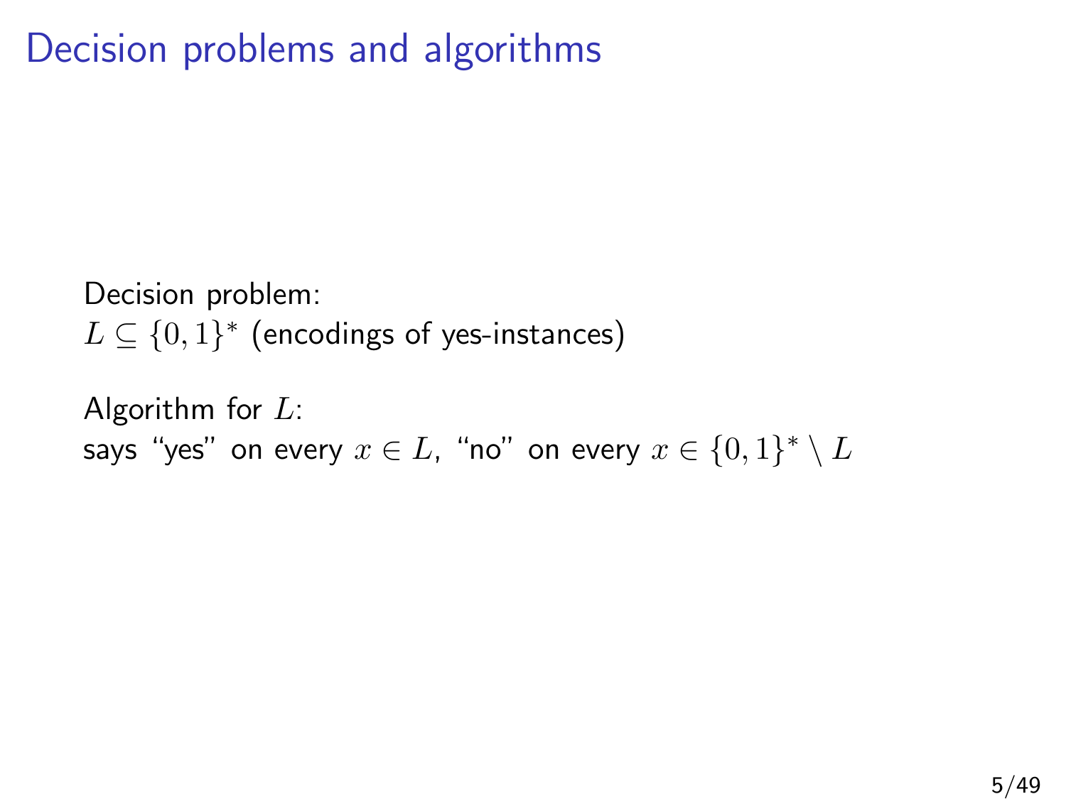# Decision problems and algorithms

Decision problem:
$L \subseteq \{0,1\}^*$ (encodings of yes-instances)

Algorithm for $L$:
says "yes" on every $x \in L$, "no" on every $x \in \{0,1\}^* \setminus L$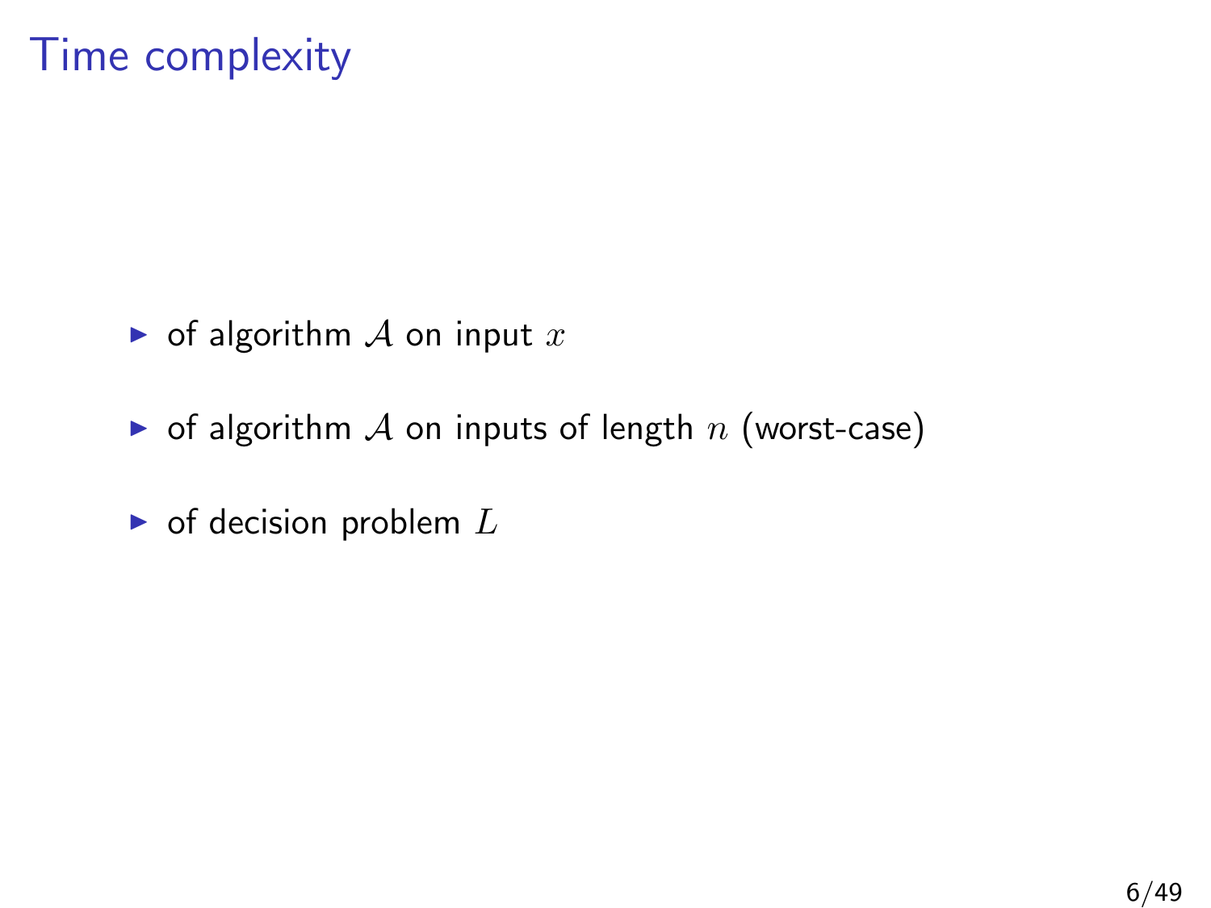# Time complexity

- of algorithm $\mathcal{A}$ on input $x$
- of algorithm $\mathcal{A}$ on inputs of length $n$ (worst-case)
- of decision problem $L$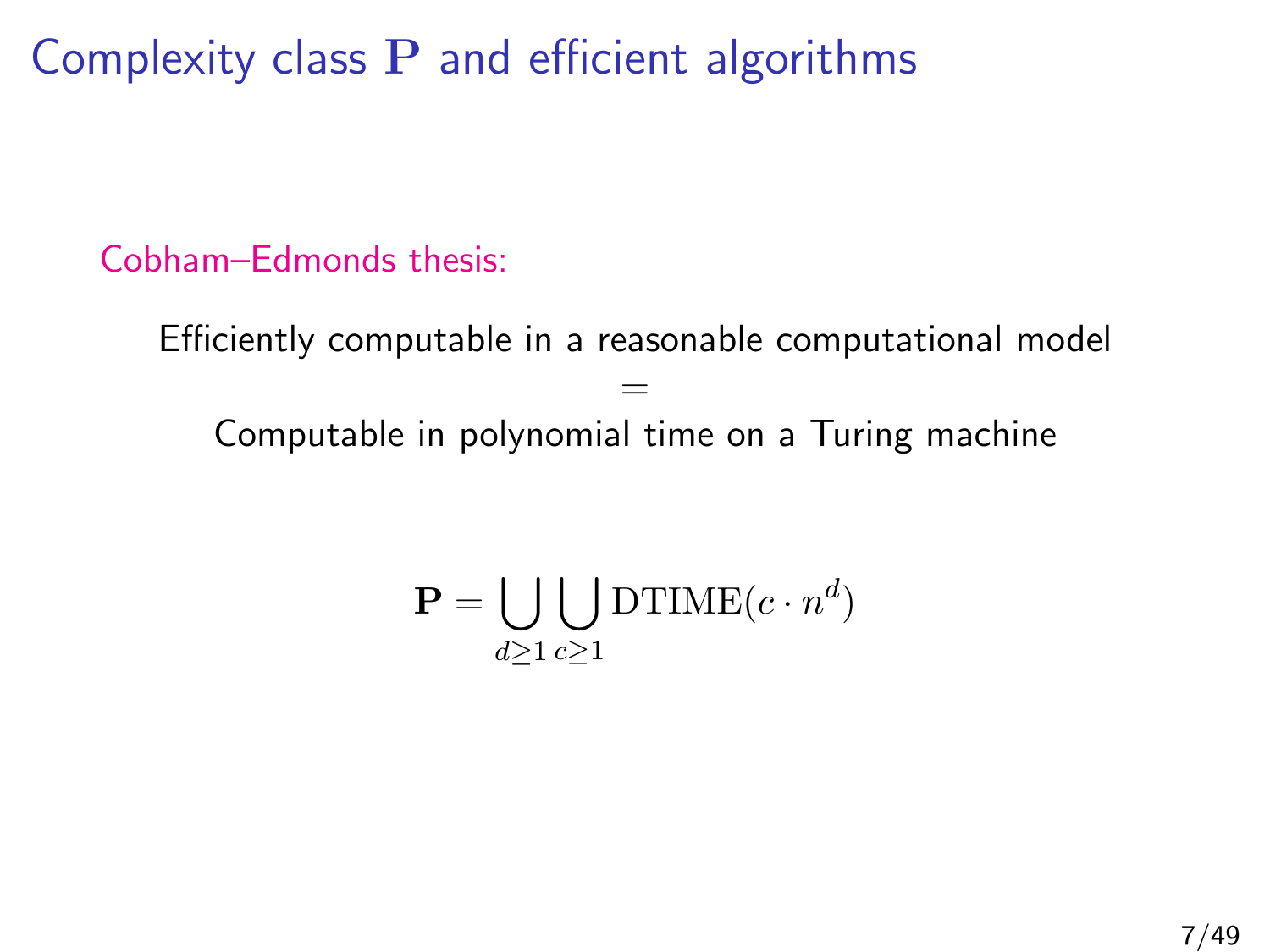# Complexity class $\mathbf{P}$ and efficient algorithms

Cobham–Edmonds thesis:

Efficiently computable in a reasonable computational model

=

Computable in polynomial time on a Turing machine

$$\mathbf{P} = \bigcup_{d \geq 1} \bigcup_{c \geq 1} \mathrm{DTIME}(c \cdot n^d)$$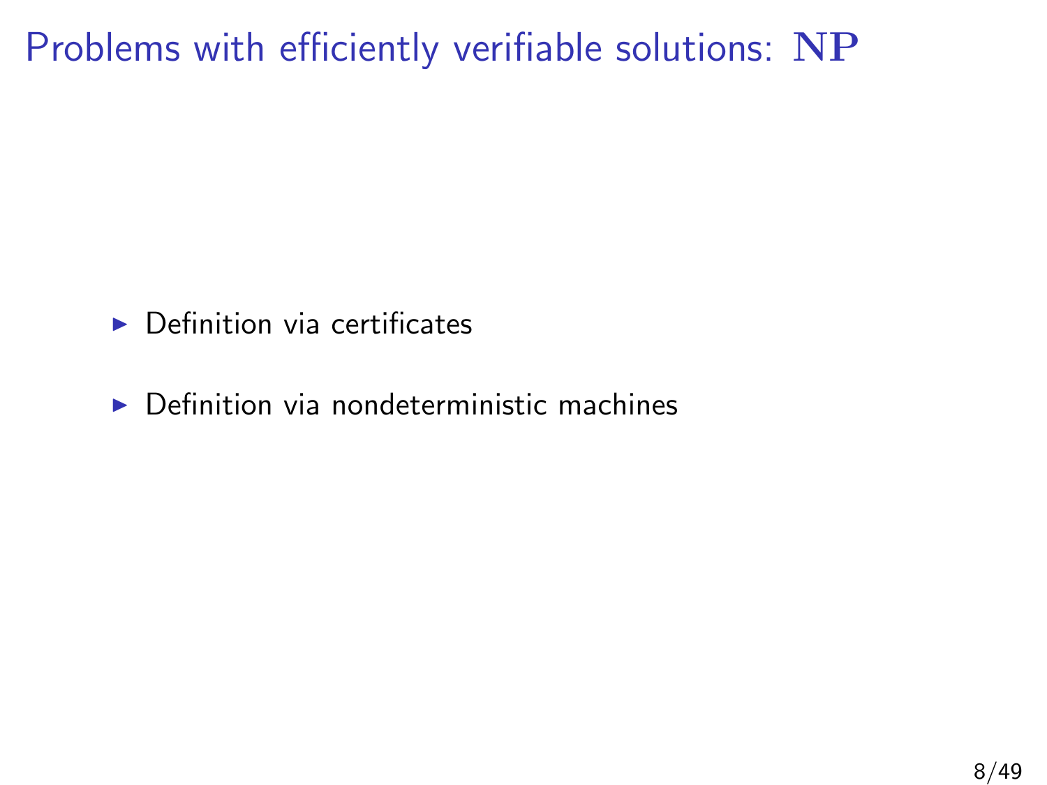# Problems with efficiently verifiable solutions: $\mathbf{NP}$

- Definition via certificates
- Definition via nondeterministic machines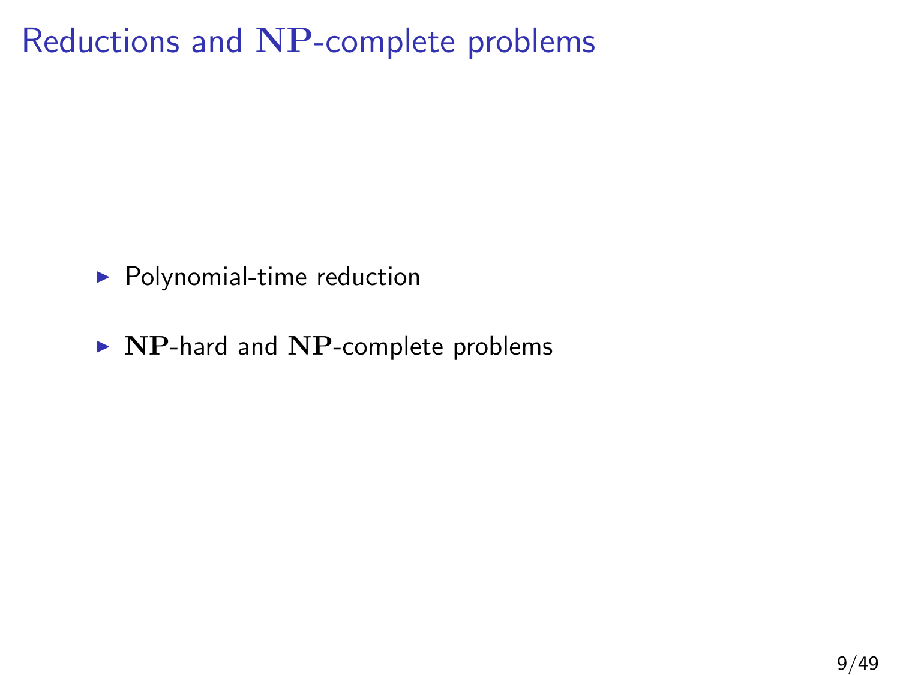# Reductions and $\mathbf{NP}$-complete problems

- Polynomial-time reduction
- $\mathbf{NP}$-hard and $\mathbf{NP}$-complete problems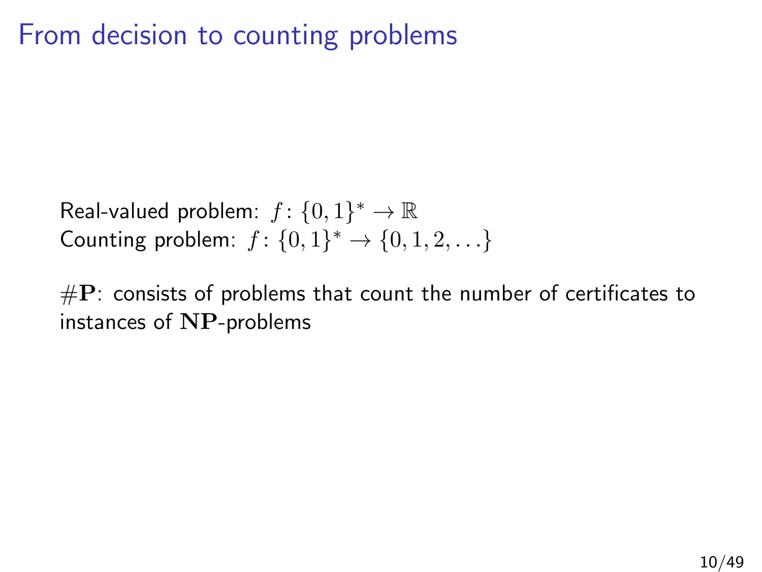# From decision to counting problems

Real-valued problem: $f\colon \{0,1\}^* \to \mathbb{R}$
Counting problem: $f\colon \{0,1\}^* \to \{0,1,2,\ldots\}$

$\#\mathbf{P}$: consists of problems that count the number of certificates to instances of $\mathbf{NP}$-problems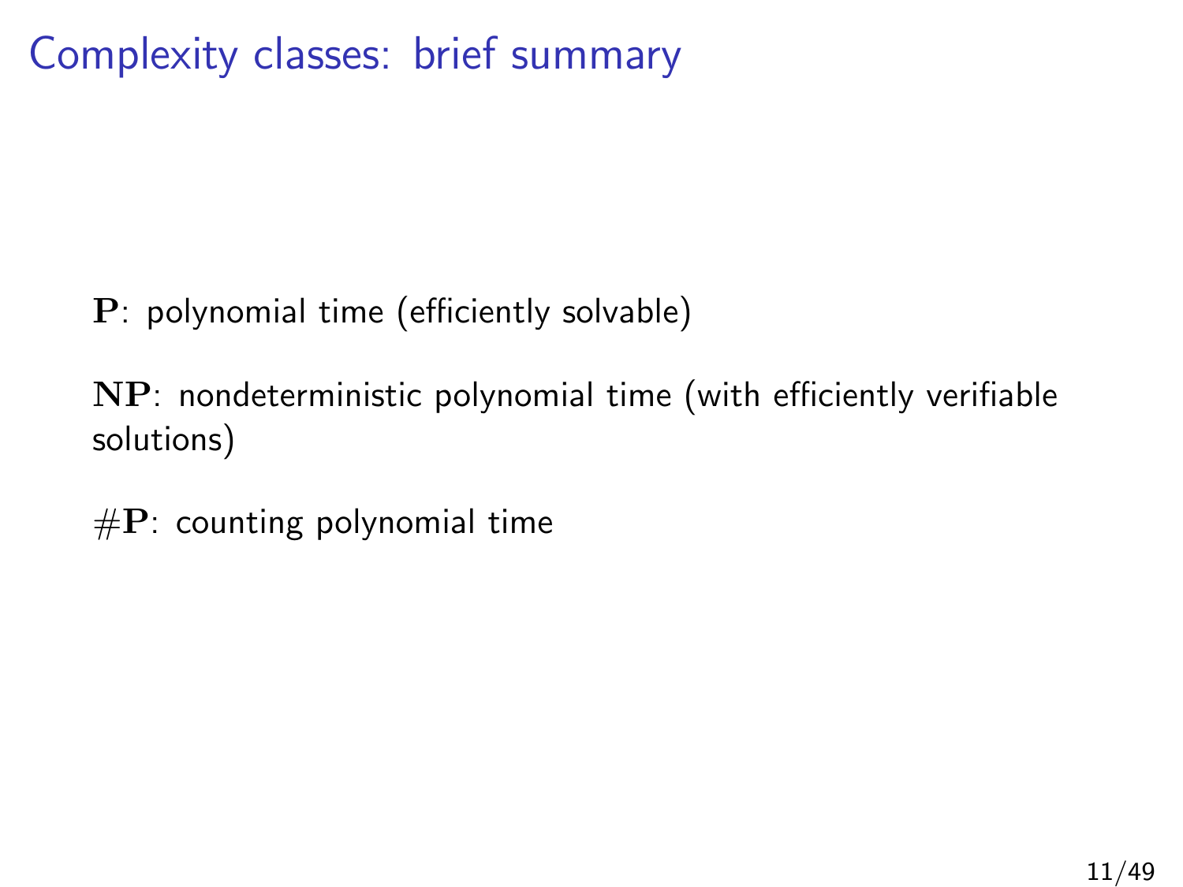# Complexity classes: brief summary

$\mathbf{P}$: polynomial time (efficiently solvable)

$\mathbf{NP}$: nondeterministic polynomial time (with efficiently verifiable solutions)

$\#\mathbf{P}$: counting polynomial time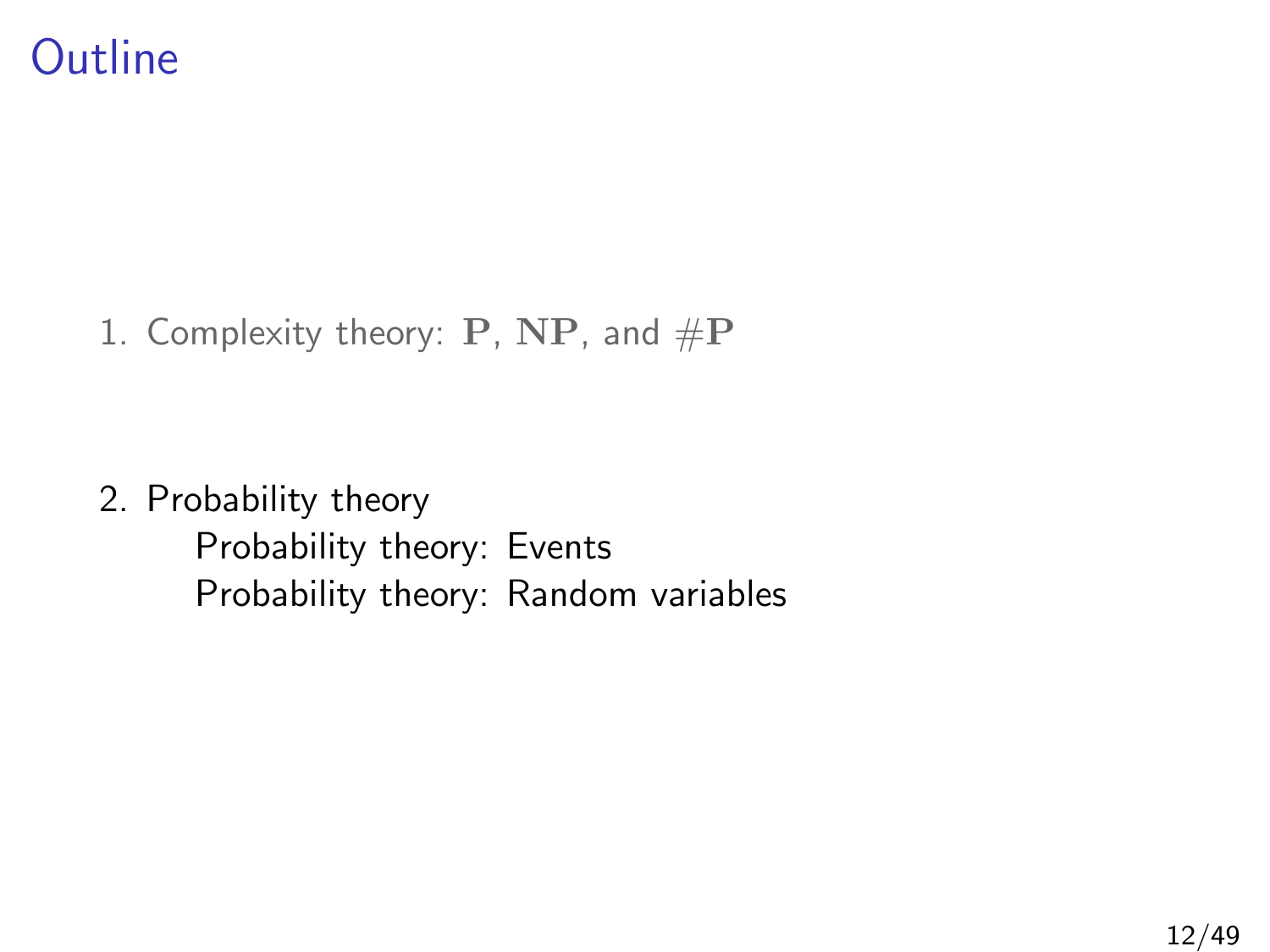# Outline

1. Complexity theory: $\mathbf{P}$, $\mathbf{NP}$, and $\#\mathbf{P}$

2. Probability theory
   - Probability theory: Events
   - Probability theory: Random variables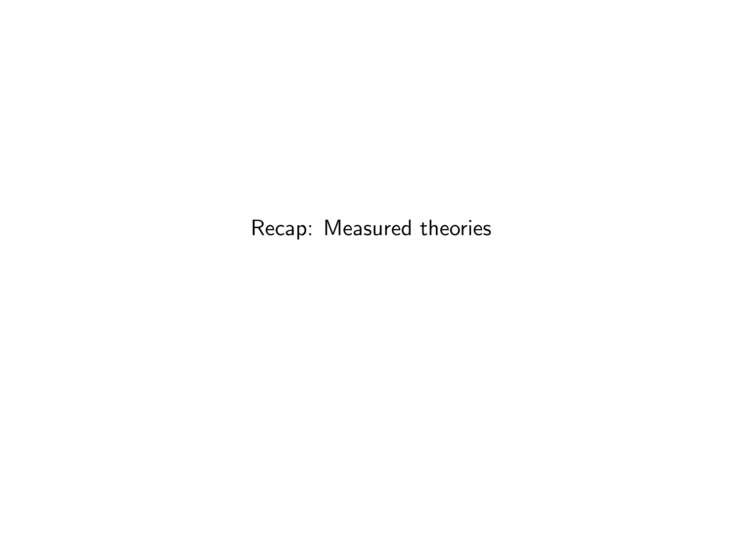# Recap: Measured theories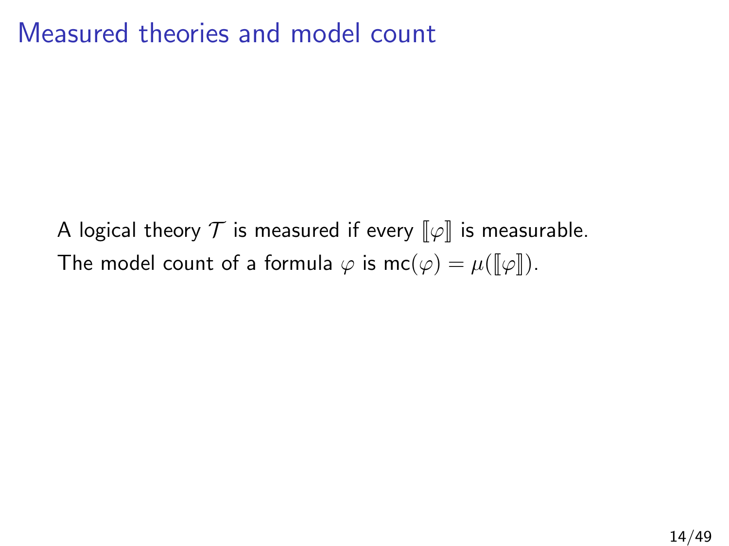# Measured theories and model count

A logical theory $\mathcal{T}$ is measured if every $[\![\varphi]\!]$ is measurable.

The model count of a formula $\varphi$ is $\mathsf{mc}(\varphi) = \mu([\![\varphi]\!])$.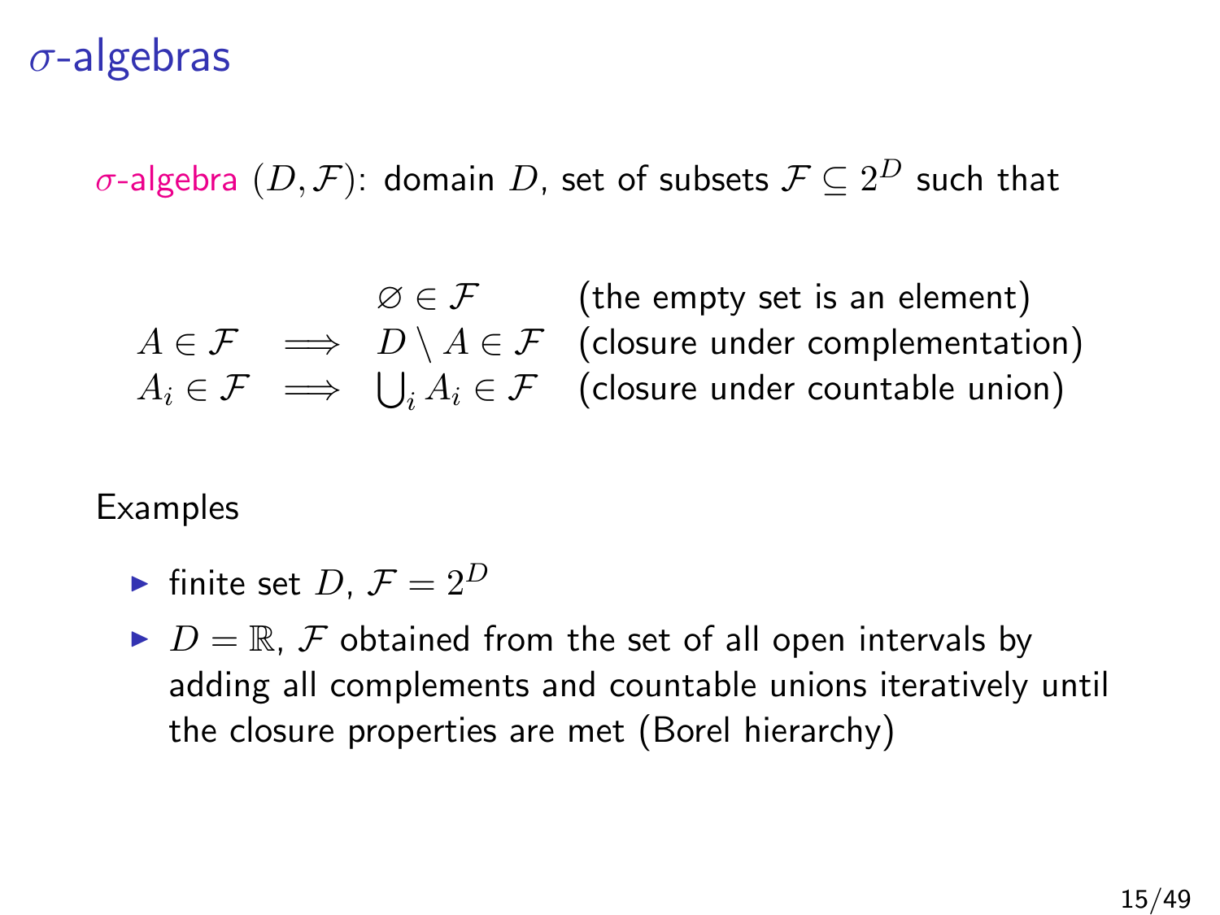# $\sigma$-algebras

$\sigma$-algebra $(D, \mathcal{F})$: domain $D$, set of subsets $\mathcal{F} \subseteq 2^D$ such that

$$
\begin{array}{rcll}
 & & \varnothing \in \mathcal{F} & \text{(the empty set is an element)} \\
A \in \mathcal{F} & \implies & D \setminus A \in \mathcal{F} & \text{(closure under complementation)} \\
A_i \in \mathcal{F} & \implies & \bigcup_i A_i \in \mathcal{F} & \text{(closure under countable union)}
\end{array}
$$

Examples

- finite set $D$, $\mathcal{F} = 2^D$
- $D = \mathbb{R}$, $\mathcal{F}$ obtained from the set of all open intervals by adding all complements and countable unions iteratively until the closure properties are met (Borel hierarchy)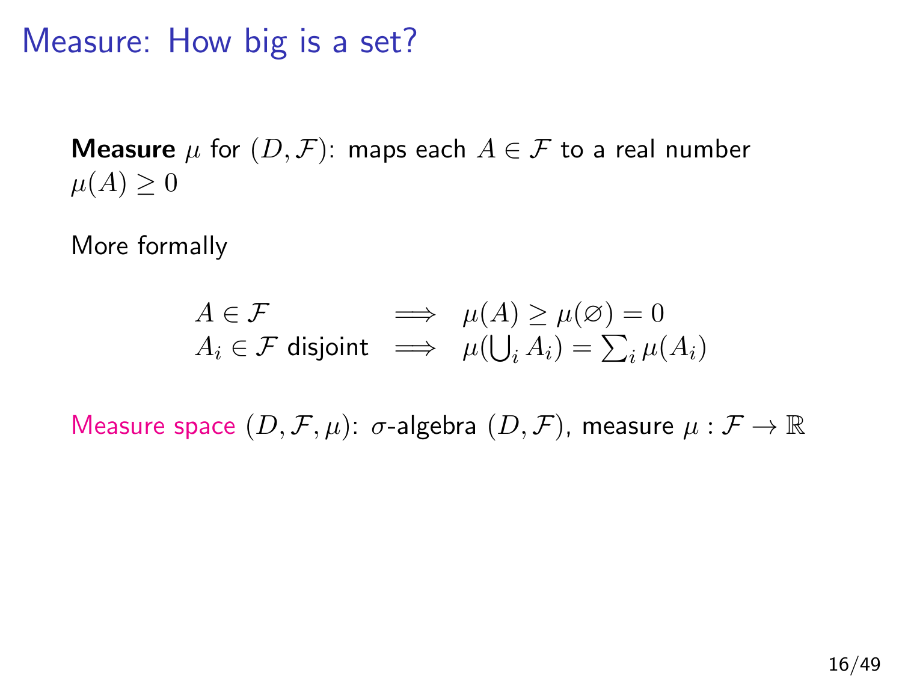# Measure: How big is a set?

**Measure** $\mu$ for $(D, \mathcal{F})$: maps each $A \in \mathcal{F}$ to a real number $\mu(A) \geq 0$

More formally

$$
\begin{array}{lll}
A \in \mathcal{F} & \implies & \mu(A) \geq \mu(\varnothing) = 0 \\
A_i \in \mathcal{F} \text{ disjoint} & \implies & \mu(\bigcup_i A_i) = \sum_i \mu(A_i)
\end{array}
$$

Measure space $(D, \mathcal{F}, \mu)$: $\sigma$-algebra $(D, \mathcal{F})$, measure $\mu : \mathcal{F} \to \mathbb{R}$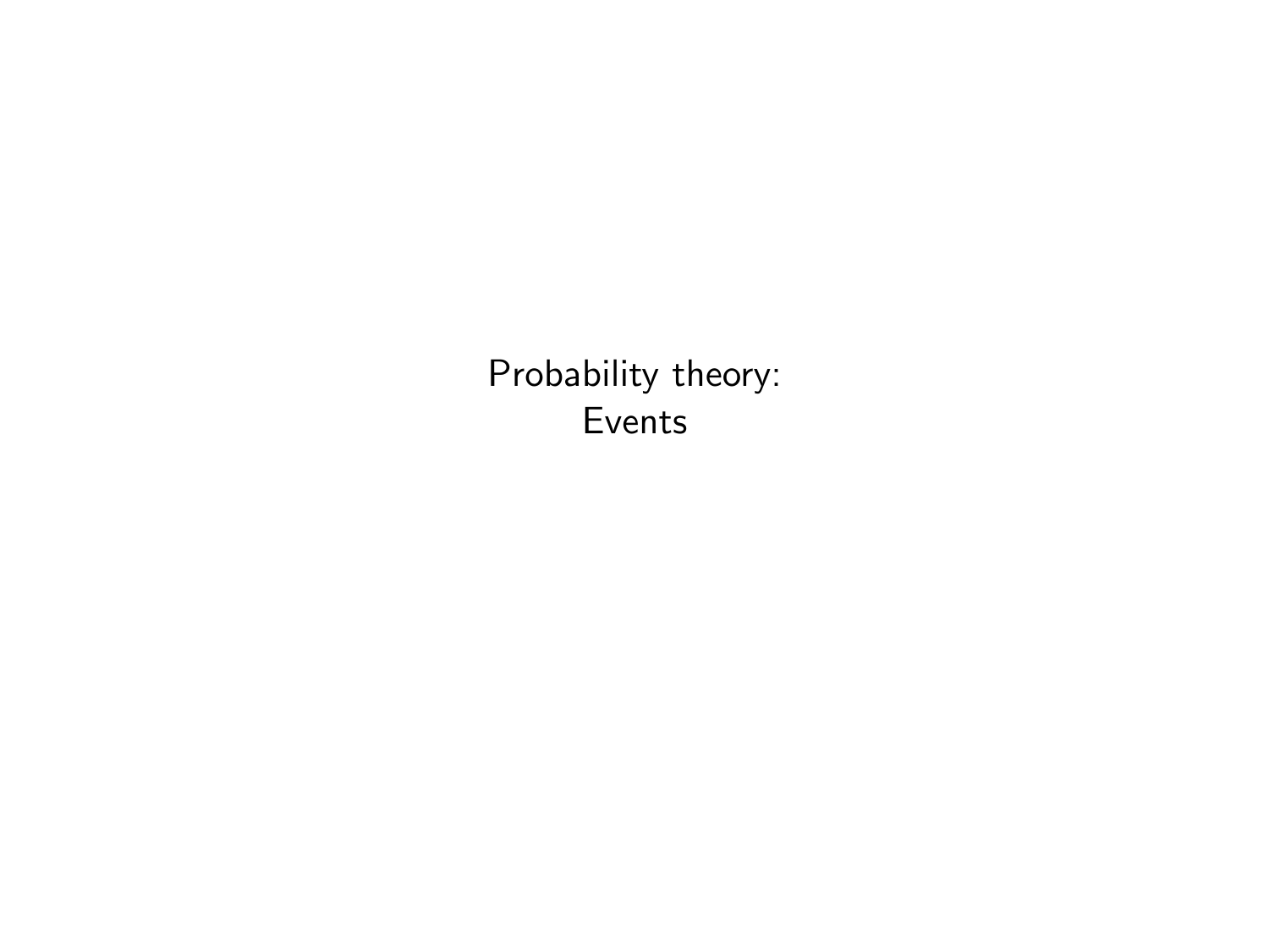# Probability theory:
# Events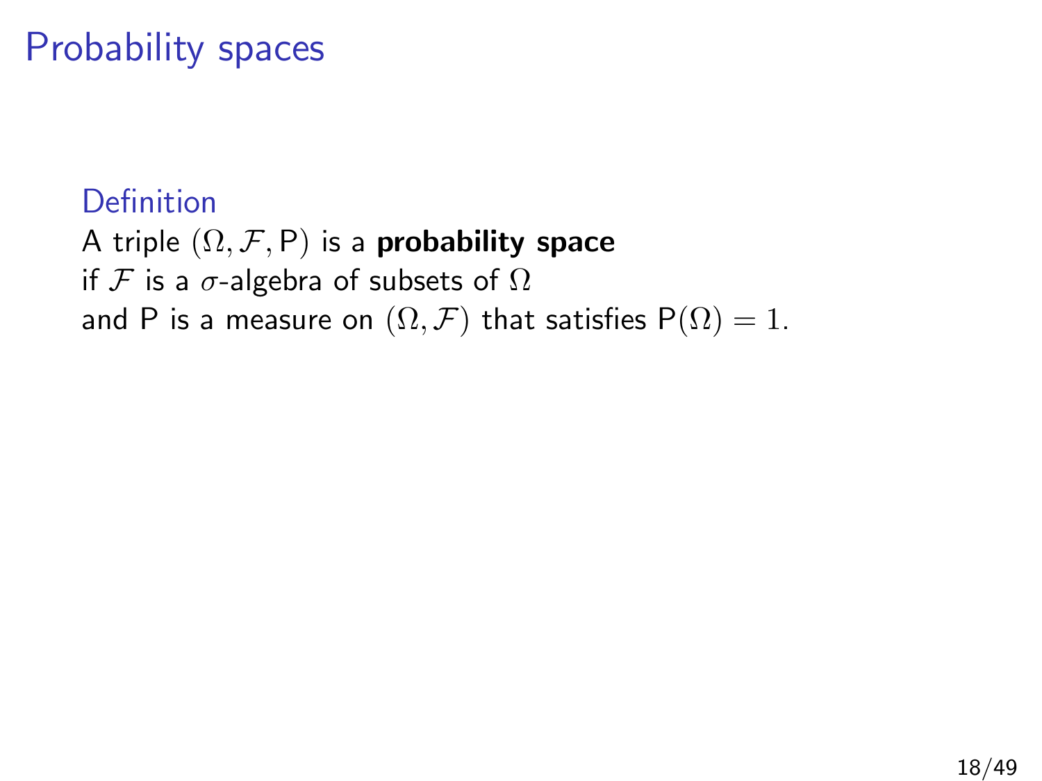# Probability spaces

**Definition**

A triple $(\Omega, \mathcal{F}, \mathsf{P})$ is a **probability space**
if $\mathcal{F}$ is a $\sigma$-algebra of subsets of $\Omega$
and $\mathsf{P}$ is a measure on $(\Omega, \mathcal{F})$ that satisfies $\mathsf{P}(\Omega) = 1$.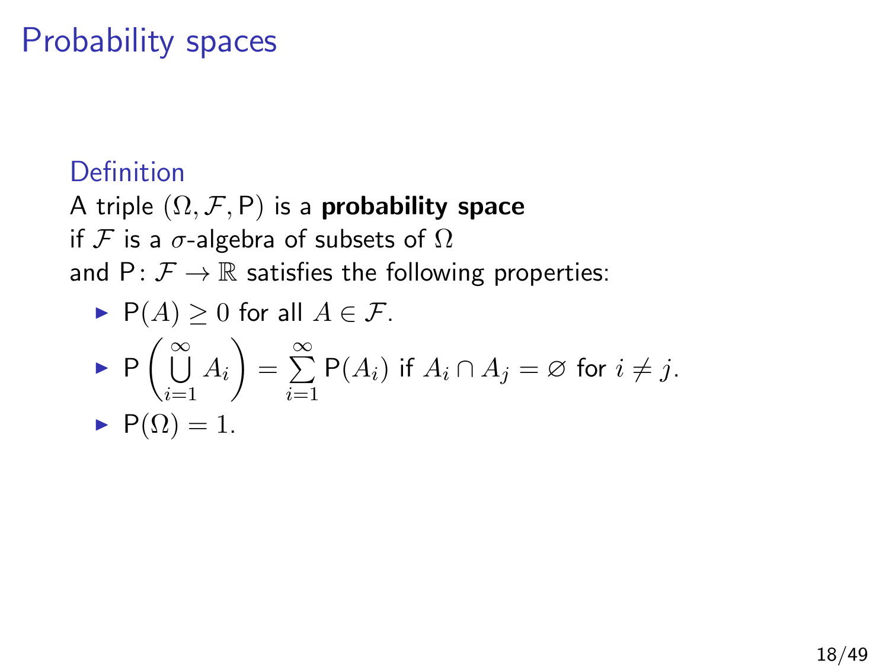# Probability spaces

### Definition

A triple $(\Omega, \mathcal{F}, \mathsf{P})$ is a **probability space** if $\mathcal{F}$ is a $\sigma$-algebra of subsets of $\Omega$ and $\mathsf{P}\colon \mathcal{F} \to \mathbb{R}$ satisfies the following properties:

- $\mathsf{P}(A) \geq 0$ for all $A \in \mathcal{F}$.
- $\mathsf{P}\left(\bigcup_{i=1}^{\infty} A_i\right) = \sum_{i=1}^{\infty} \mathsf{P}(A_i)$ if $A_i \cap A_j = \varnothing$ for $i \neq j$.
- $\mathsf{P}(\Omega) = 1$.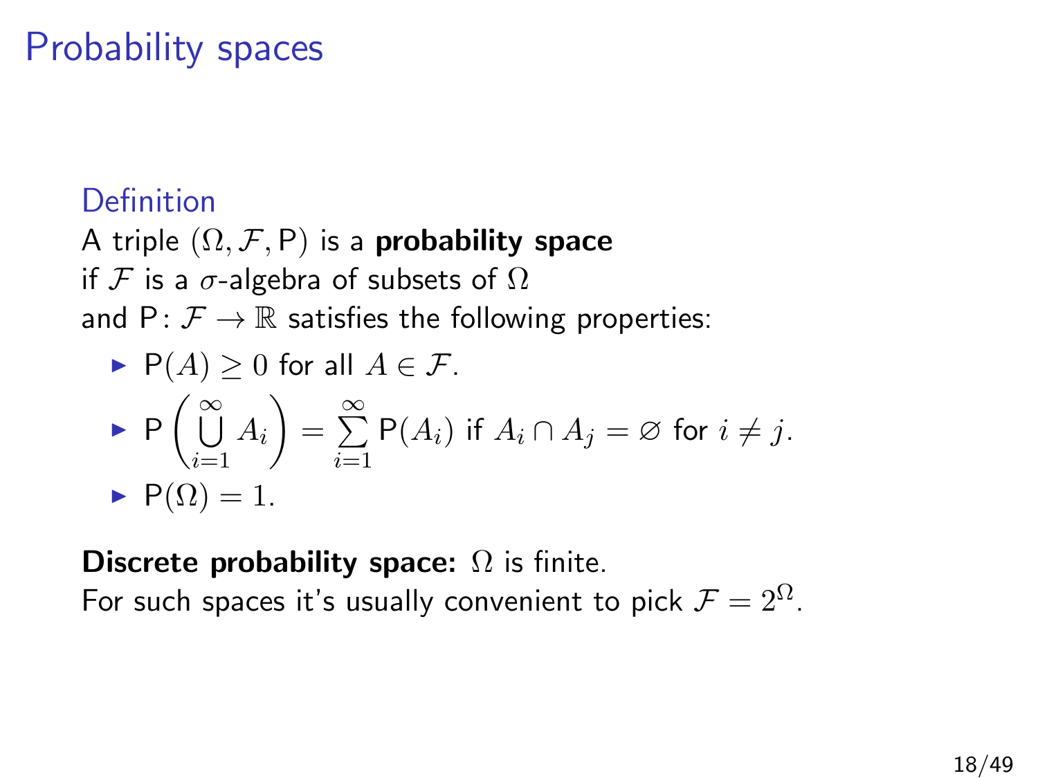# Probability spaces

### Definition

A triple $(\Omega, \mathcal{F}, \mathsf{P})$ is a **probability space** if $\mathcal{F}$ is a $\sigma$-algebra of subsets of $\Omega$ and $\mathsf{P}\colon \mathcal{F} \to \mathbb{R}$ satisfies the following properties:

- $\mathsf{P}(A) \geq 0$ for all $A \in \mathcal{F}$.
- $\mathsf{P}\left(\bigcup_{i=1}^{\infty} A_i\right) = \sum_{i=1}^{\infty} \mathsf{P}(A_i)$ if $A_i \cap A_j = \varnothing$ for $i \neq j$.
- $\mathsf{P}(\Omega) = 1$.

**Discrete probability space:** $\Omega$ is finite.
For such spaces it's usually convenient to pick $\mathcal{F} = 2^{\Omega}$.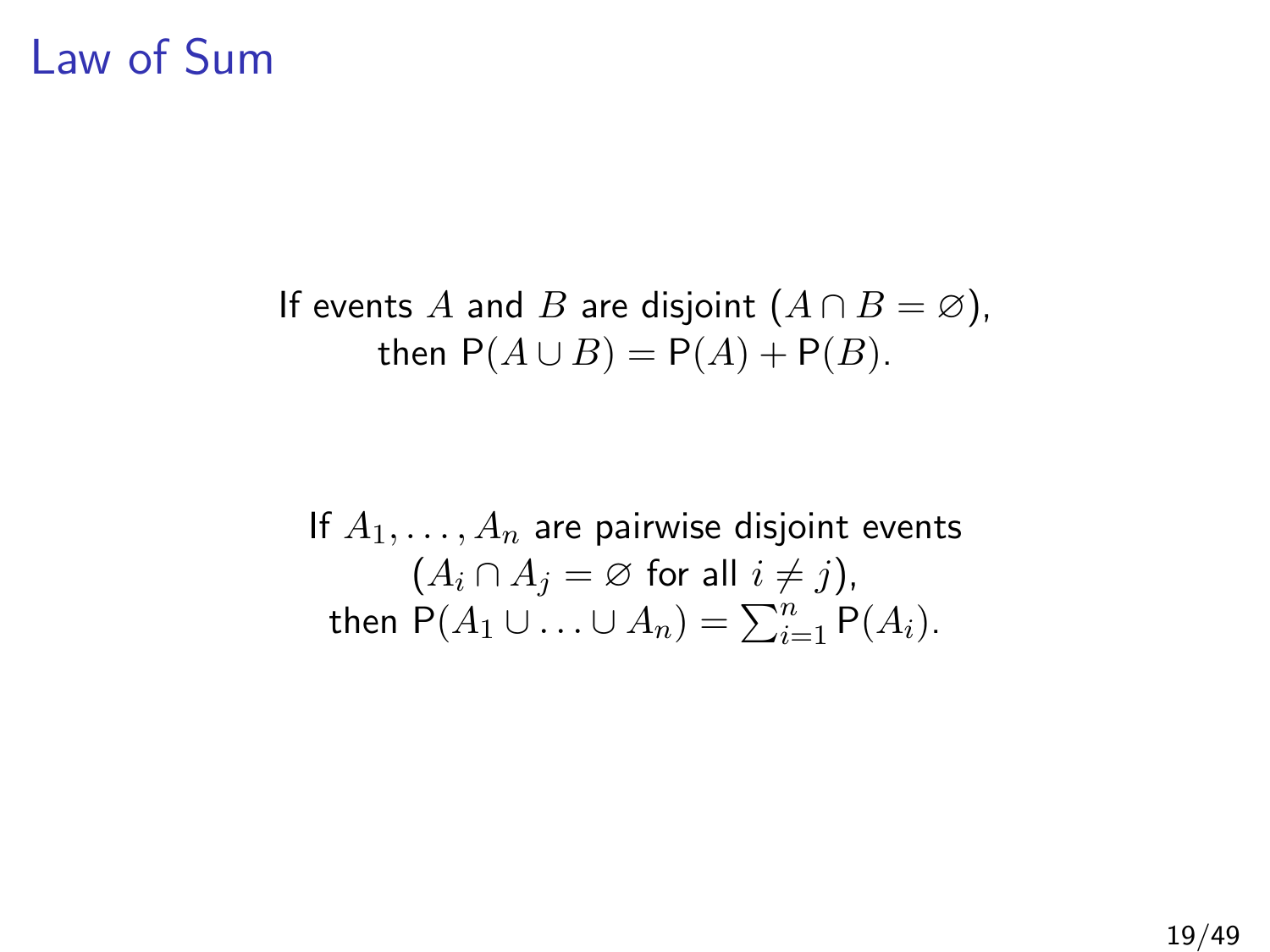# Law of Sum

If events $A$ and $B$ are disjoint ($A \cap B = \varnothing$),
then $\mathsf{P}(A \cup B) = \mathsf{P}(A) + \mathsf{P}(B)$.

If $A_1, \ldots, A_n$ are pairwise disjoint events
($A_i \cap A_j = \varnothing$ for all $i \neq j$),
then $\mathsf{P}(A_1 \cup \ldots \cup A_n) = \sum_{i=1}^{n} \mathsf{P}(A_i)$.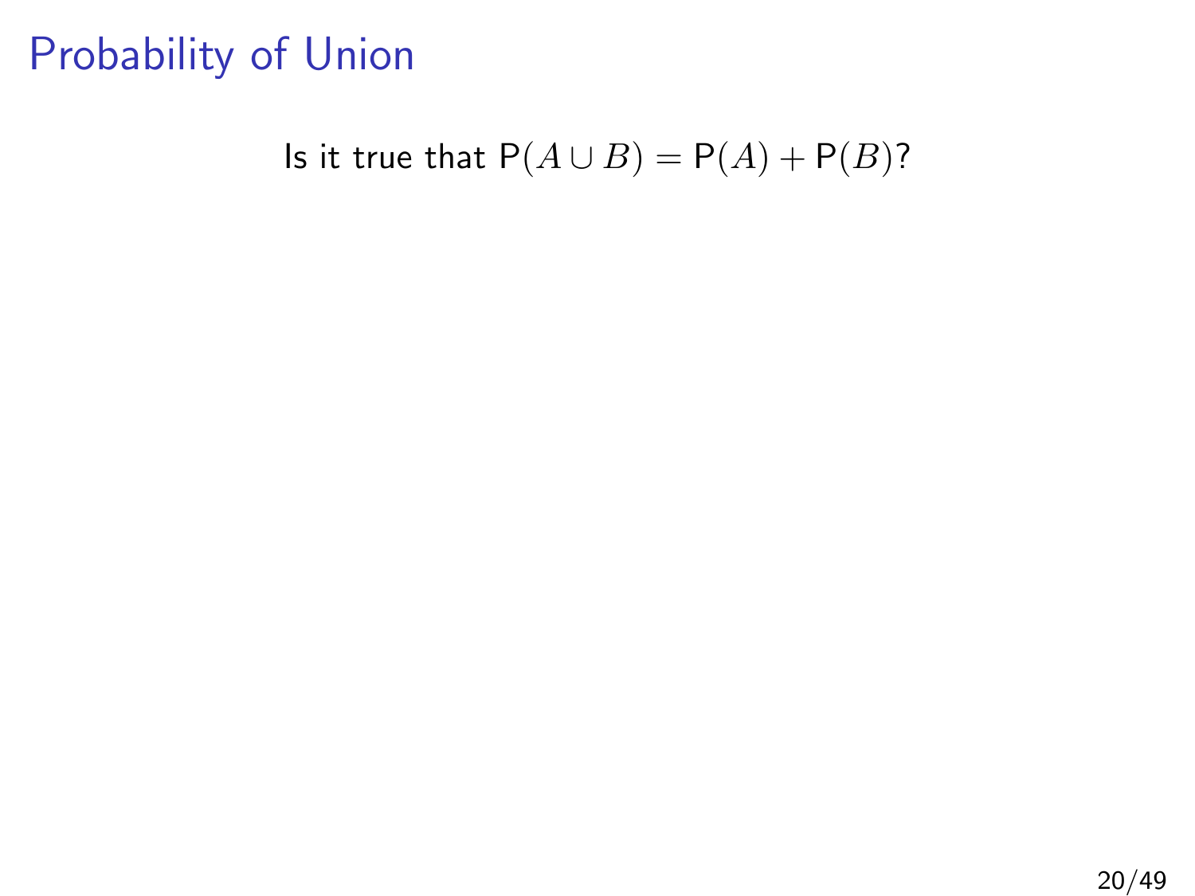# Probability of Union

Is it true that $\mathsf{P}(A \cup B) = \mathsf{P}(A) + \mathsf{P}(B)$?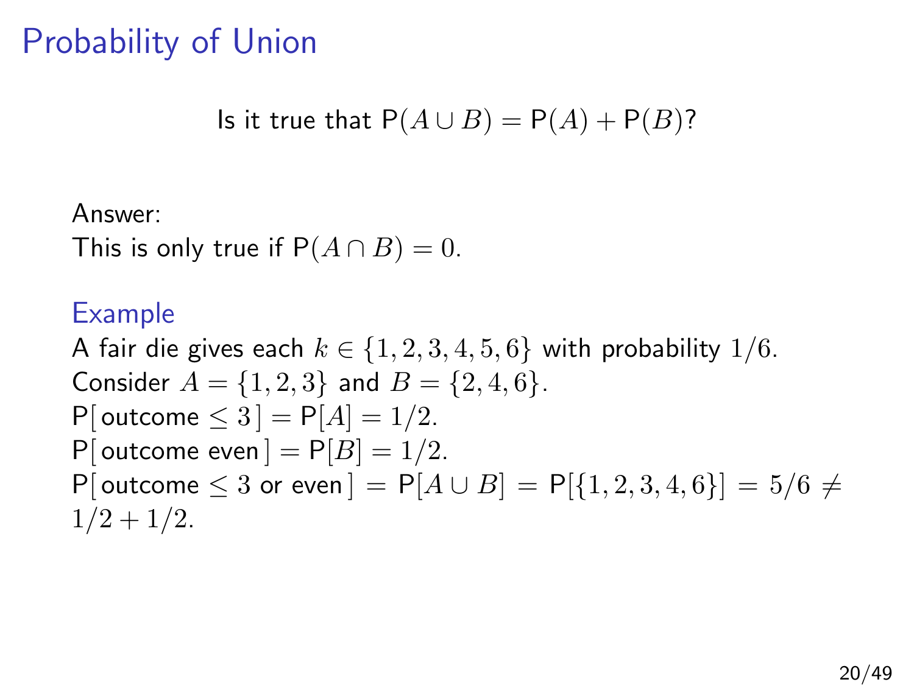# Probability of Union

Is it true that $\mathsf{P}(A \cup B) = \mathsf{P}(A) + \mathsf{P}(B)$?

Answer:
This is only true if $\mathsf{P}(A \cap B) = 0$.

### Example

A fair die gives each $k \in \{1, 2, 3, 4, 5, 6\}$ with probability $1/6$.
Consider $A = \{1, 2, 3\}$ and $B = \{2, 4, 6\}$.
$\mathsf{P}[\,\text{outcome} \leq 3\,] = \mathsf{P}[A] = 1/2$.
$\mathsf{P}[\,\text{outcome even}\,] = \mathsf{P}[B] = 1/2$.
$\mathsf{P}[\,\text{outcome} \leq 3 \text{ or even}\,] = \mathsf{P}[A \cup B] = \mathsf{P}[\{1, 2, 3, 4, 6\}] = 5/6 \neq 1/2 + 1/2$.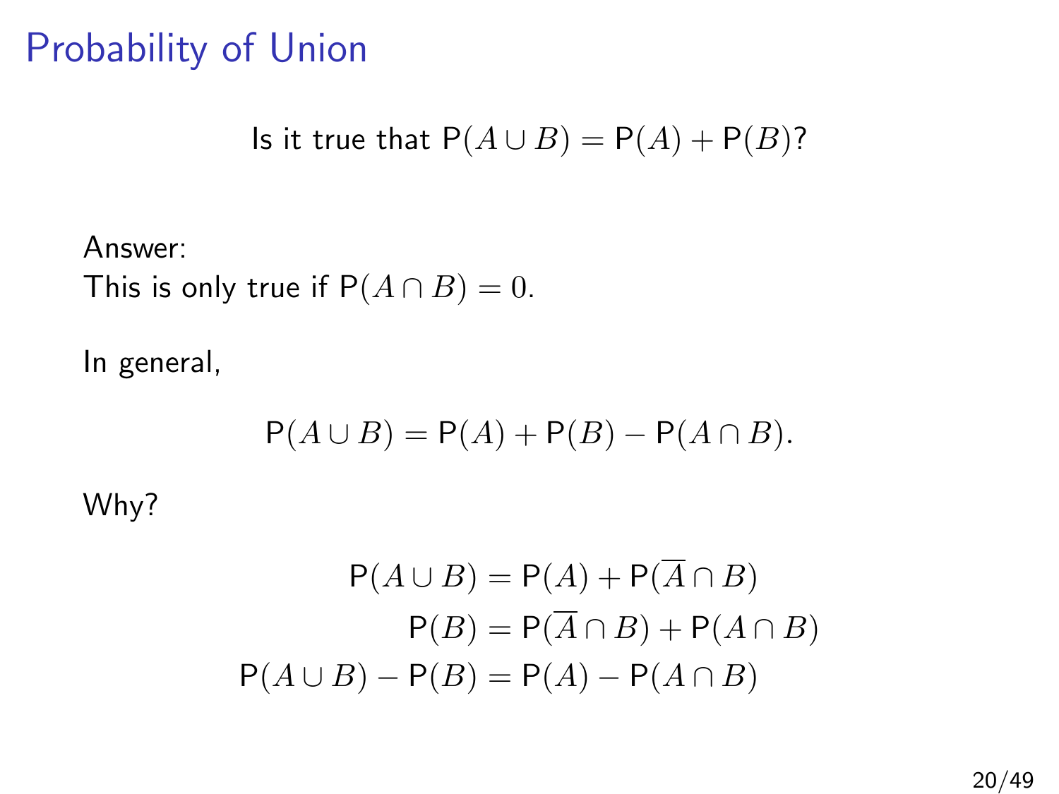# Probability of Union

Is it true that $\mathsf{P}(A \cup B) = \mathsf{P}(A) + \mathsf{P}(B)$?

Answer:
This is only true if $\mathsf{P}(A \cap B) = 0$.

In general,

$$\mathsf{P}(A \cup B) = \mathsf{P}(A) + \mathsf{P}(B) - \mathsf{P}(A \cap B).$$

Why?

$$\begin{aligned}
\mathsf{P}(A \cup B) &= \mathsf{P}(A) + \mathsf{P}(\overline{A} \cap B) \\
\mathsf{P}(B) &= \mathsf{P}(\overline{A} \cap B) + \mathsf{P}(A \cap B) \\
\mathsf{P}(A \cup B) - \mathsf{P}(B) &= \mathsf{P}(A) - \mathsf{P}(A \cap B)
\end{aligned}$$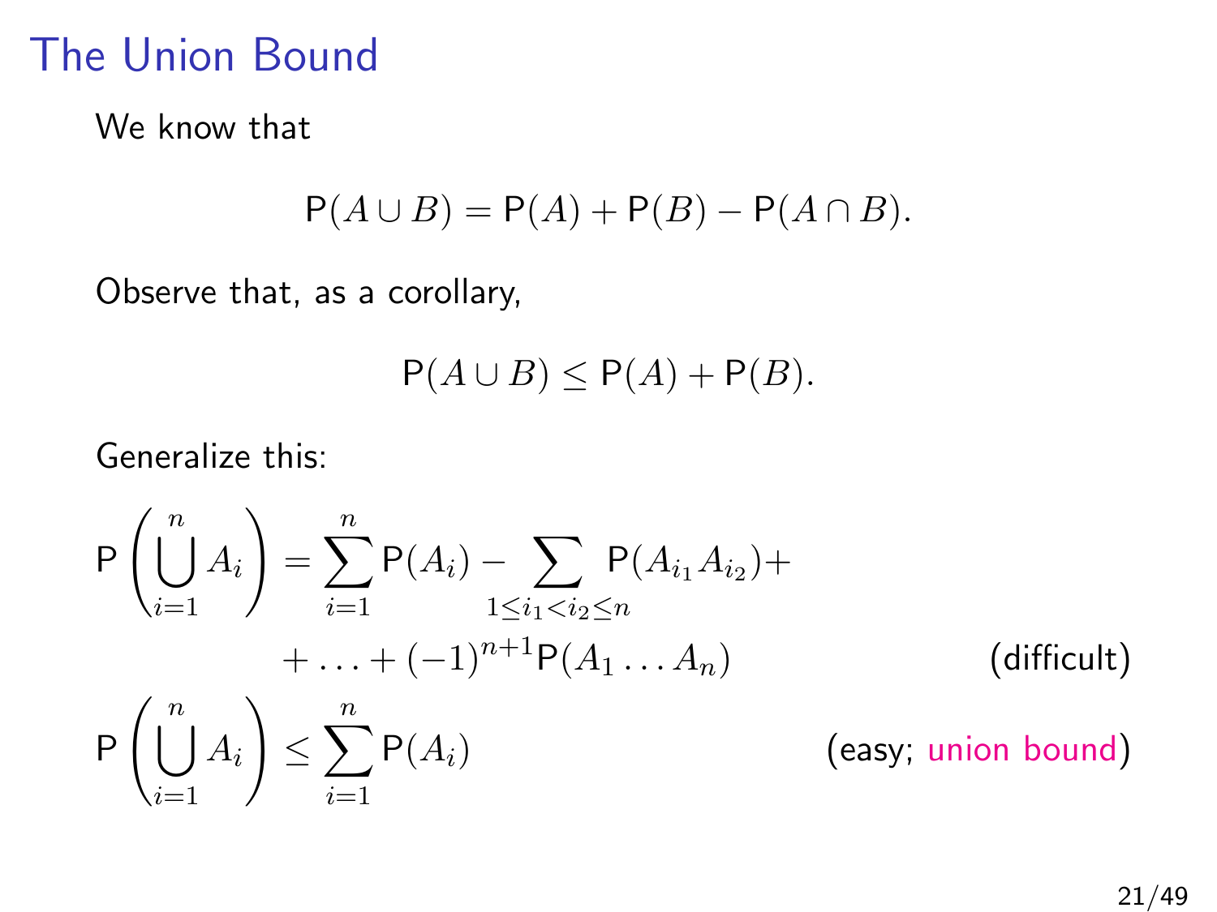# The Union Bound

We know that

$$\mathsf{P}(A \cup B) = \mathsf{P}(A) + \mathsf{P}(B) - \mathsf{P}(A \cap B).$$

Observe that, as a corollary,

$$\mathsf{P}(A \cup B) \leq \mathsf{P}(A) + \mathsf{P}(B).$$

Generalize this:

$$\mathsf{P}\left(\bigcup_{i=1}^{n} A_i\right) = \sum_{i=1}^{n} \mathsf{P}(A_i) - \sum_{1 \leq i_1 < i_2 \leq n} \mathsf{P}(A_{i_1} A_{i_2}) + \\ + \ldots + (-1)^{n+1} \mathsf{P}(A_1 \ldots A_n) \qquad \text{(difficult)}$$

$$\mathsf{P}\left(\bigcup_{i=1}^{n} A_i\right) \leq \sum_{i=1}^{n} \mathsf{P}(A_i) \qquad \text{(easy; union bound)}$$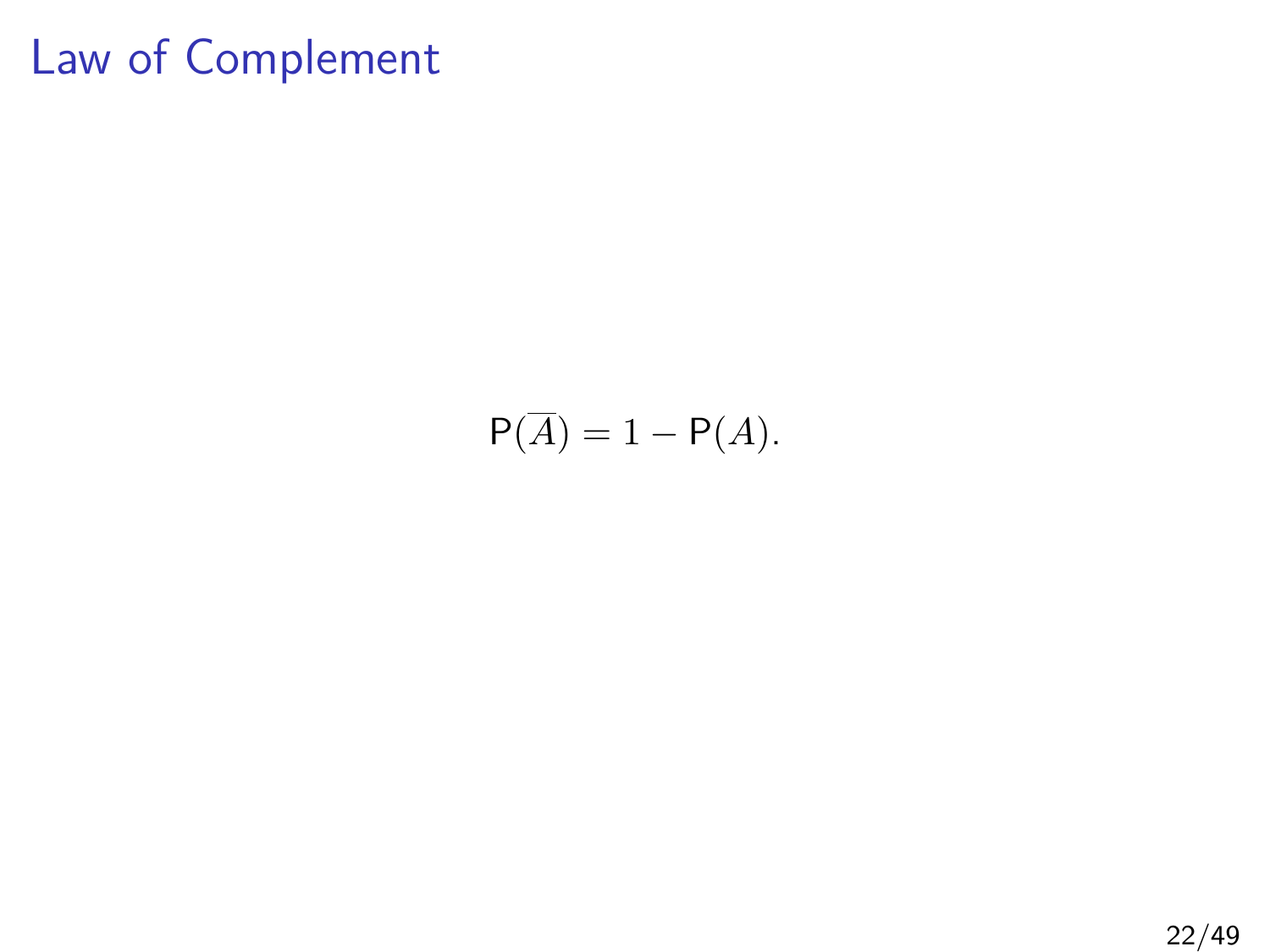# Law of Complement

$$\mathsf{P}(\overline{A}) = 1 - \mathsf{P}(A).$$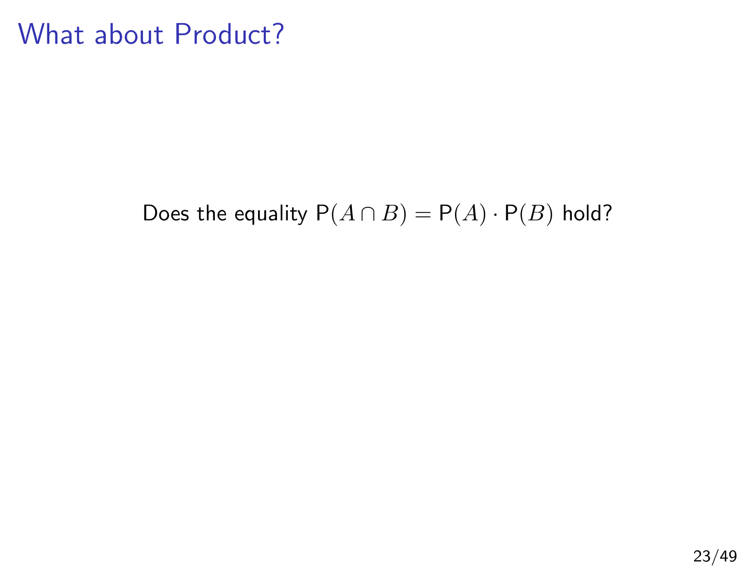# What about Product?

Does the equality $\mathsf{P}(A \cap B) = \mathsf{P}(A) \cdot \mathsf{P}(B)$ hold?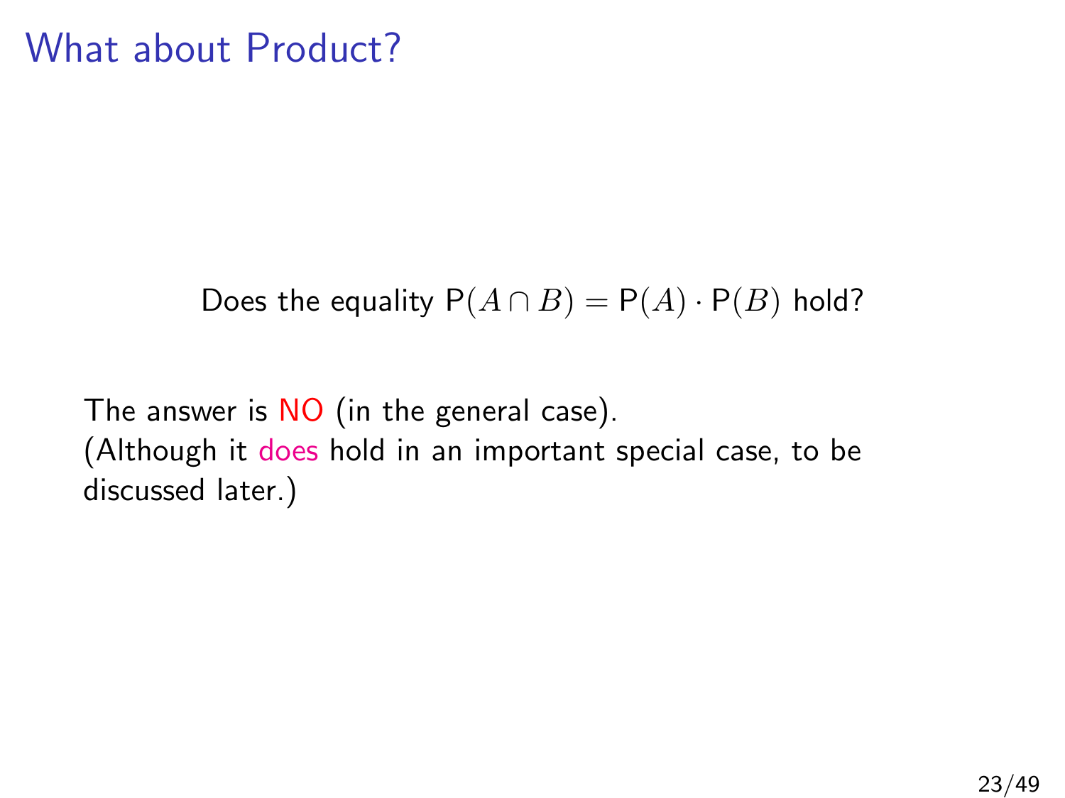# What about Product?

Does the equality $\mathsf{P}(A \cap B) = \mathsf{P}(A) \cdot \mathsf{P}(B)$ hold?

The answer is NO (in the general case).
(Although it does hold in an important special case, to be discussed later.)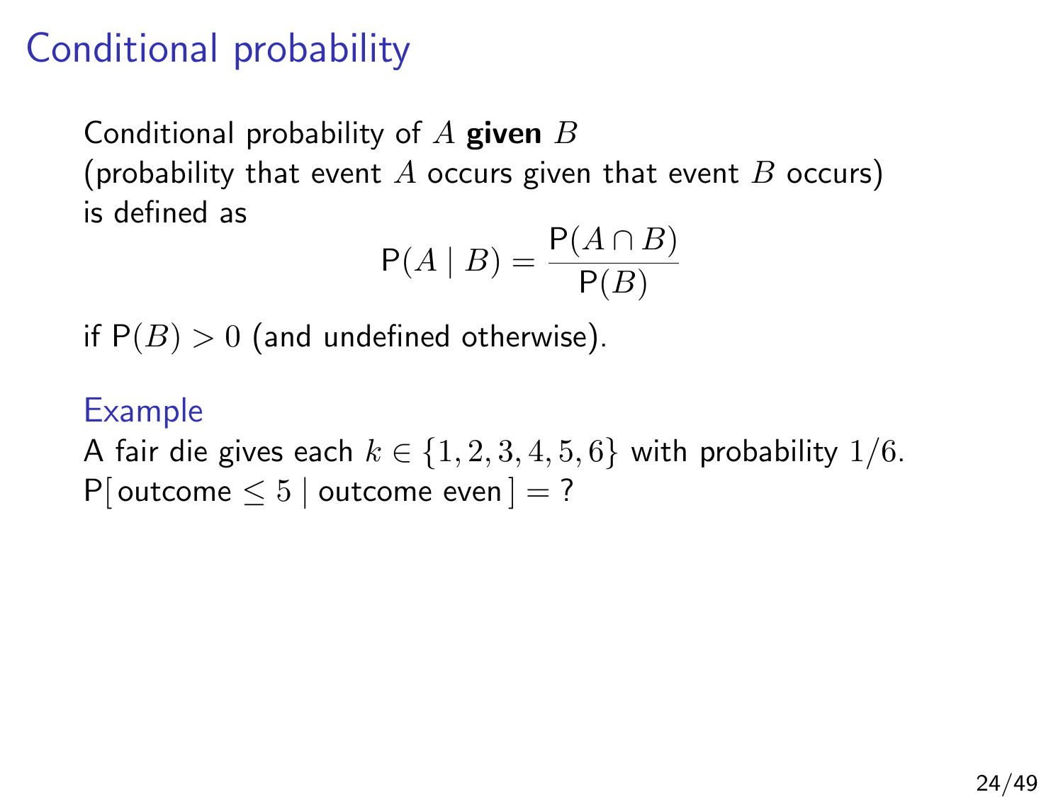# Conditional probability

Conditional probability of $A$ **given** $B$
(probability that event $A$ occurs given that event $B$ occurs)
is defined as

$$\mathsf{P}(A \mid B) = \frac{\mathsf{P}(A \cap B)}{\mathsf{P}(B)}$$

if $\mathsf{P}(B) > 0$ (and undefined otherwise).

## Example

A fair die gives each $k \in \{1, 2, 3, 4, 5, 6\}$ with probability $1/6$.
$\mathsf{P}[\,\text{outcome} \leq 5 \mid \text{outcome even}\,] = ?$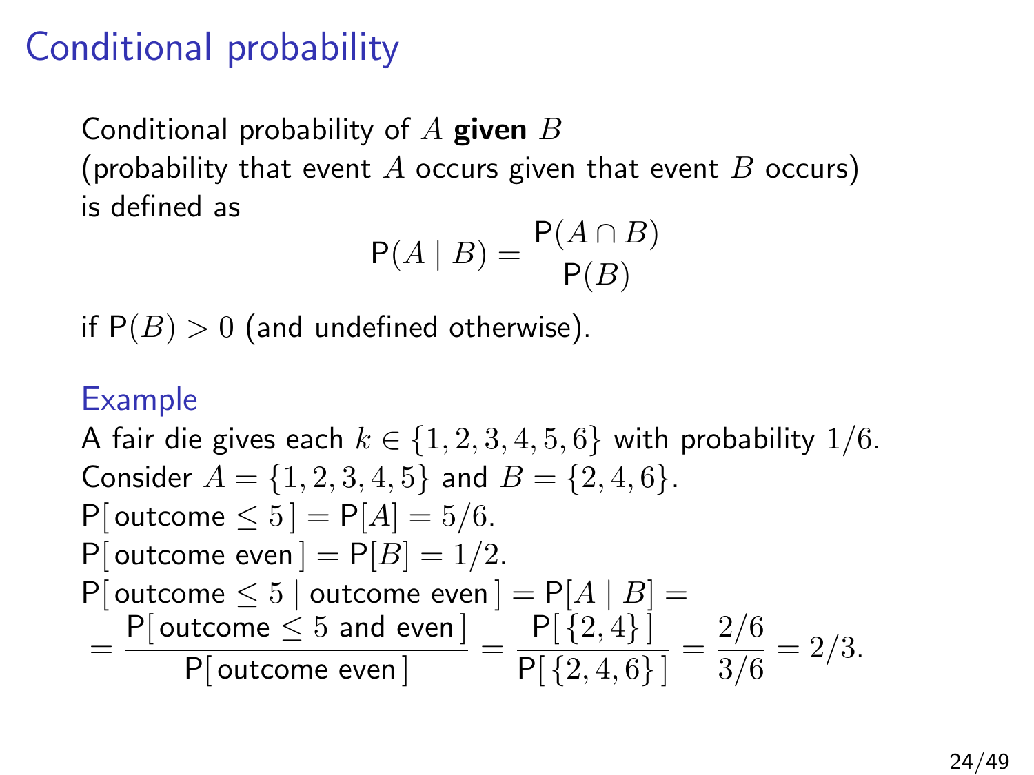# Conditional probability

Conditional probability of $A$ **given** $B$
(probability that event $A$ occurs given that event $B$ occurs)
is defined as

$$\mathsf{P}(A \mid B) = \frac{\mathsf{P}(A \cap B)}{\mathsf{P}(B)}$$

if $\mathsf{P}(B) > 0$ (and undefined otherwise).

## Example

A fair die gives each $k \in \{1, 2, 3, 4, 5, 6\}$ with probability $1/6$.
Consider $A = \{1, 2, 3, 4, 5\}$ and $B = \{2, 4, 6\}$.
$\mathsf{P}[\,\text{outcome} \leq 5\,] = \mathsf{P}[A] = 5/6$.
$\mathsf{P}[\,\text{outcome even}\,] = \mathsf{P}[B] = 1/2$.
$\mathsf{P}[\,\text{outcome} \leq 5 \mid \text{outcome even}\,] = \mathsf{P}[A \mid B] =$

$$= \frac{\mathsf{P}[\,\text{outcome} \leq 5 \text{ and even}\,]}{\mathsf{P}[\,\text{outcome even}\,]} = \frac{\mathsf{P}[\,\{2, 4\}\,]}{\mathsf{P}[\,\{2, 4, 6\}\,]} = \frac{2/6}{3/6} = 2/3.$$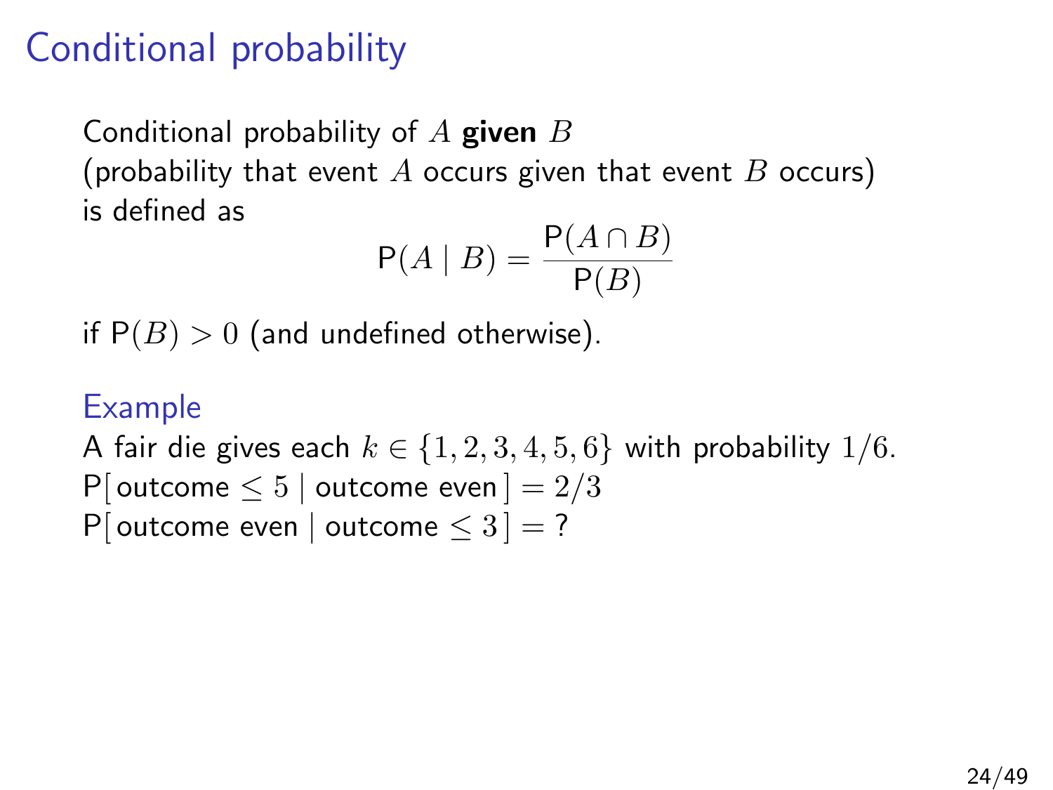# Conditional probability

Conditional probability of $A$ **given** $B$
(probability that event $A$ occurs given that event $B$ occurs)
is defined as

$$\mathsf{P}(A \mid B) = \frac{\mathsf{P}(A \cap B)}{\mathsf{P}(B)}$$

if $\mathsf{P}(B) > 0$ (and undefined otherwise).

## Example

A fair die gives each $k \in \{1, 2, 3, 4, 5, 6\}$ with probability $1/6$.
$\mathsf{P}[\,\text{outcome} \leq 5 \mid \text{outcome even}\,] = 2/3$
$\mathsf{P}[\,\text{outcome even} \mid \text{outcome} \leq 3\,] = ?$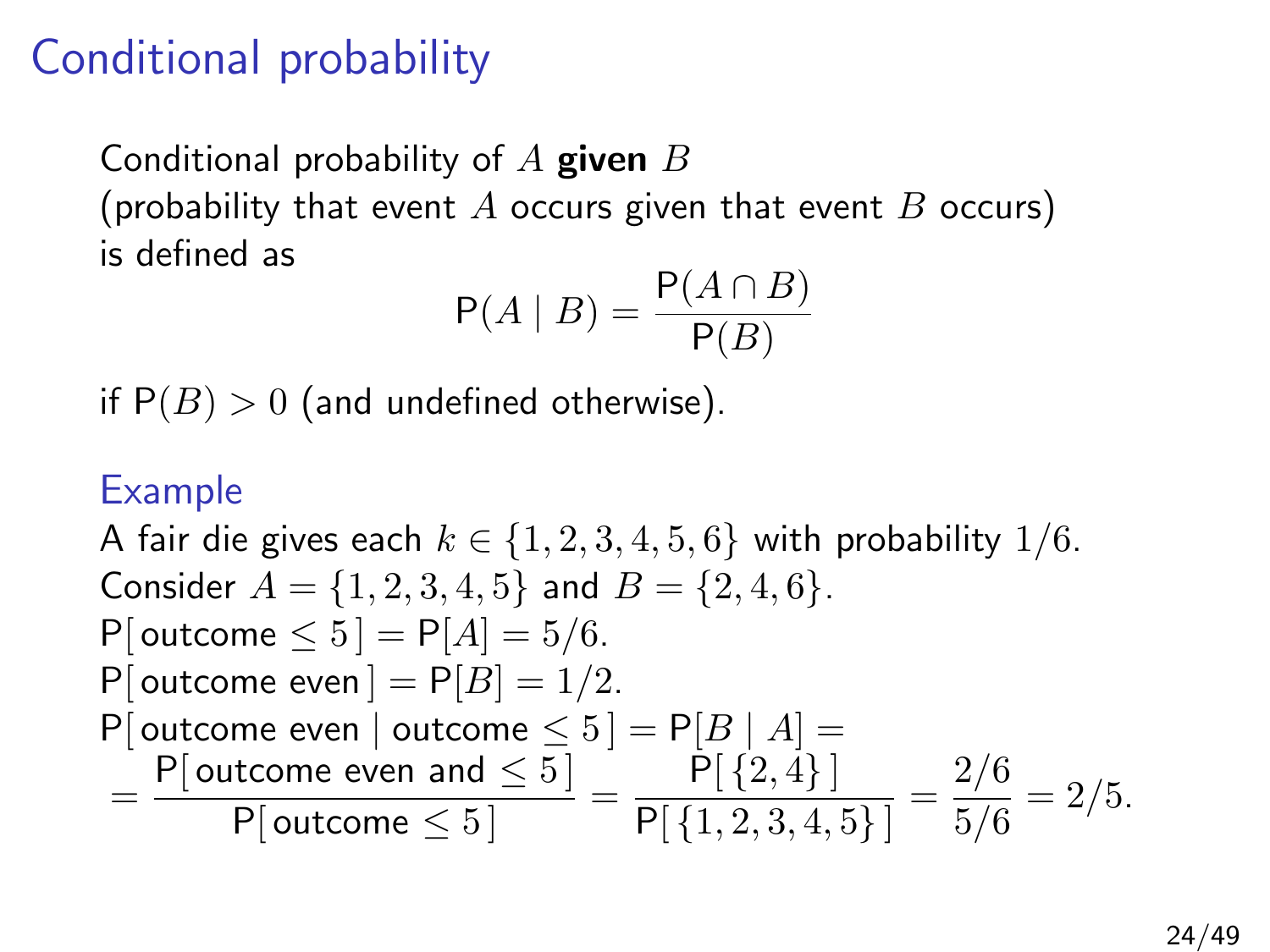# Conditional probability

Conditional probability of $A$ **given** $B$
(probability that event $A$ occurs given that event $B$ occurs)
is defined as

$$\mathsf{P}(A \mid B) = \frac{\mathsf{P}(A \cap B)}{\mathsf{P}(B)}$$

if $\mathsf{P}(B) > 0$ (and undefined otherwise).

## Example

A fair die gives each $k \in \{1, 2, 3, 4, 5, 6\}$ with probability $1/6$.
Consider $A = \{1, 2, 3, 4, 5\}$ and $B = \{2, 4, 6\}$.
$\mathsf{P}[\,\text{outcome} \leq 5\,] = \mathsf{P}[A] = 5/6$.
$\mathsf{P}[\,\text{outcome even}\,] = \mathsf{P}[B] = 1/2$.
$\mathsf{P}[\,\text{outcome even} \mid \text{outcome} \leq 5\,] = \mathsf{P}[B \mid A] =$

$$= \frac{\mathsf{P}[\,\text{outcome even and} \leq 5\,]}{\mathsf{P}[\,\text{outcome} \leq 5\,]} = \frac{\mathsf{P}[\,\{2, 4\}\,]}{\mathsf{P}[\,\{1, 2, 3, 4, 5\}\,]} = \frac{2/6}{5/6} = 2/5.$$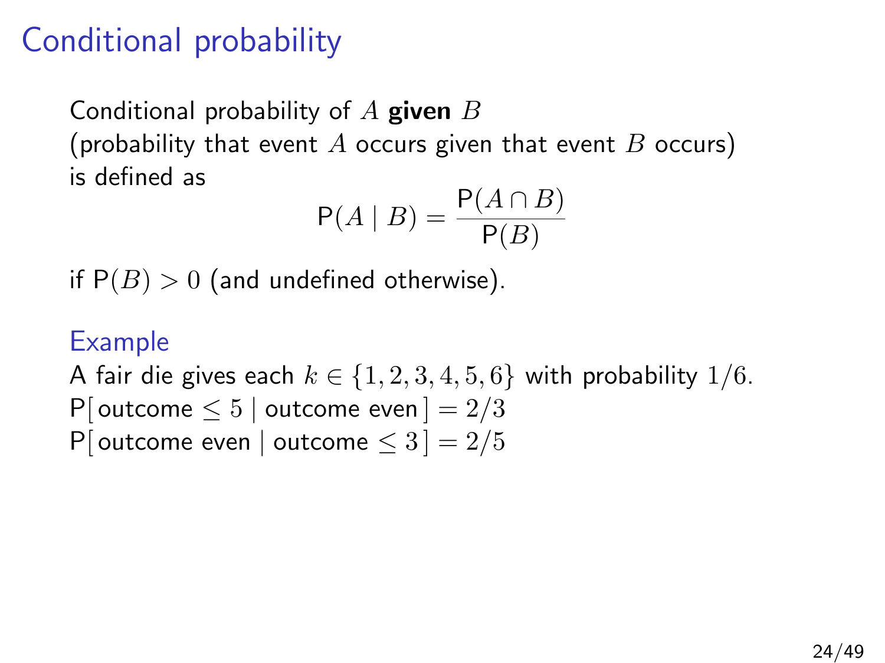# Conditional probability

Conditional probability of $A$ **given** $B$
(probability that event $A$ occurs given that event $B$ occurs)
is defined as

$$\mathsf{P}(A \mid B) = \frac{\mathsf{P}(A \cap B)}{\mathsf{P}(B)}$$

if $\mathsf{P}(B) > 0$ (and undefined otherwise).

## Example

A fair die gives each $k \in \{1, 2, 3, 4, 5, 6\}$ with probability $1/6$.
$\mathsf{P}[\,\text{outcome} \leq 5 \mid \text{outcome even}\,] = 2/3$
$\mathsf{P}[\,\text{outcome even} \mid \text{outcome} \leq 3\,] = 2/5$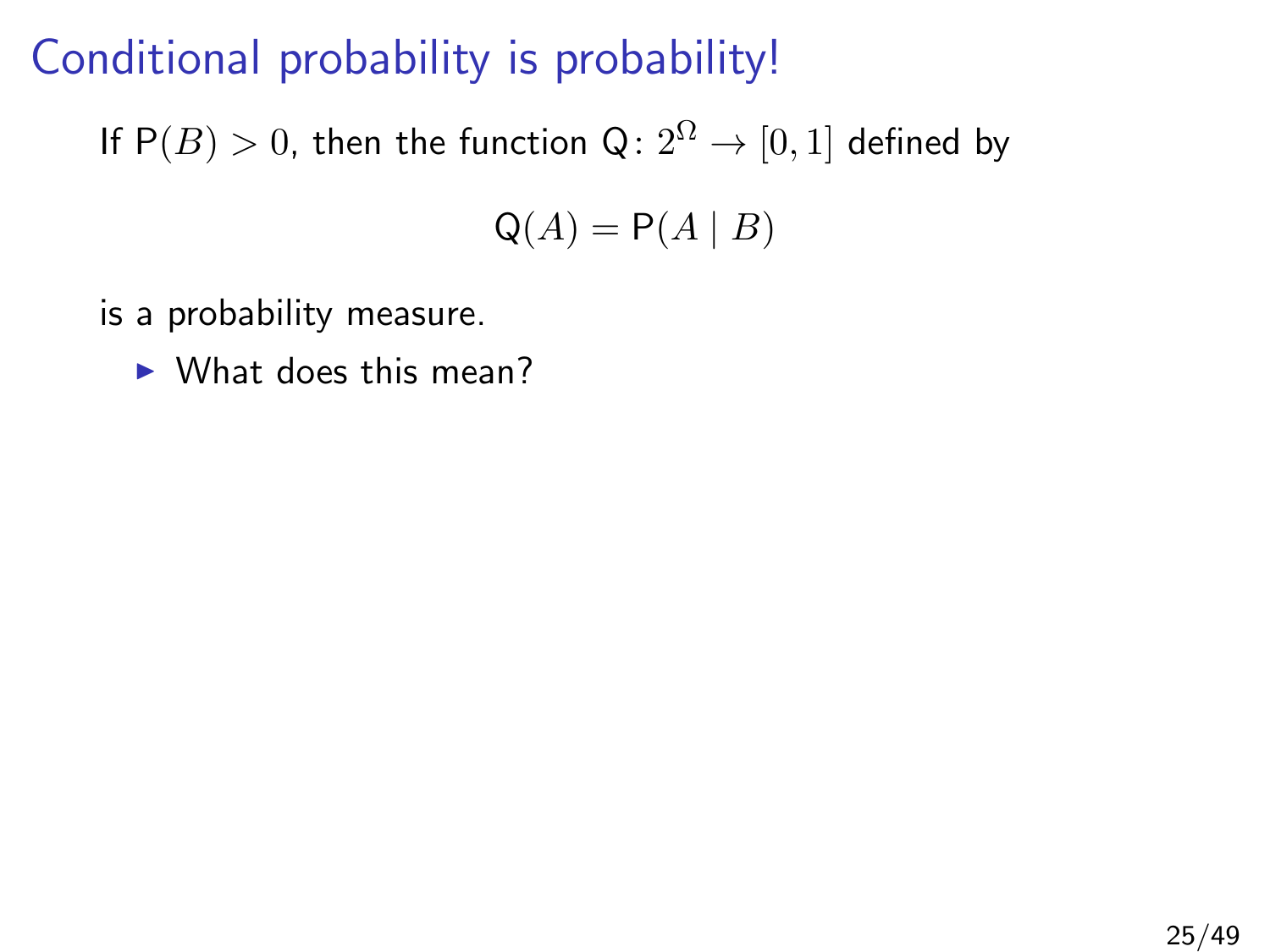# Conditional probability is probability!

If $\mathsf{P}(B) > 0$, then the function $\mathsf{Q}\colon 2^\Omega \to [0, 1]$ defined by

$$\mathsf{Q}(A) = \mathsf{P}(A \mid B)$$

is a probability measure.

- What does this mean?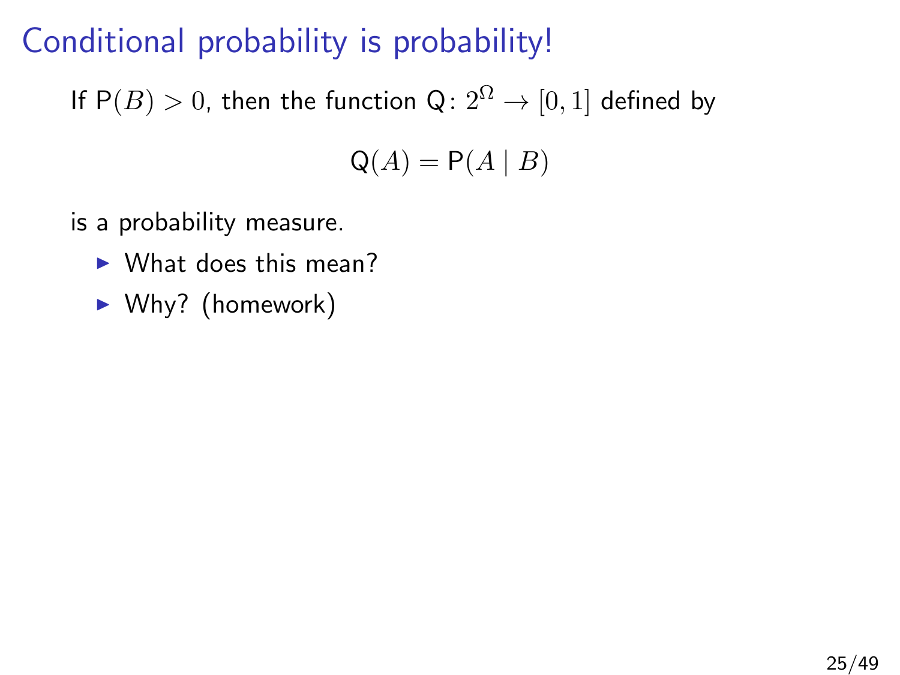# Conditional probability is probability!

If $\mathsf{P}(B) > 0$, then the function $\mathsf{Q}\colon 2^\Omega \to [0,1]$ defined by

$$\mathsf{Q}(A) = \mathsf{P}(A \mid B)$$

is a probability measure.

- What does this mean?
- Why? (homework)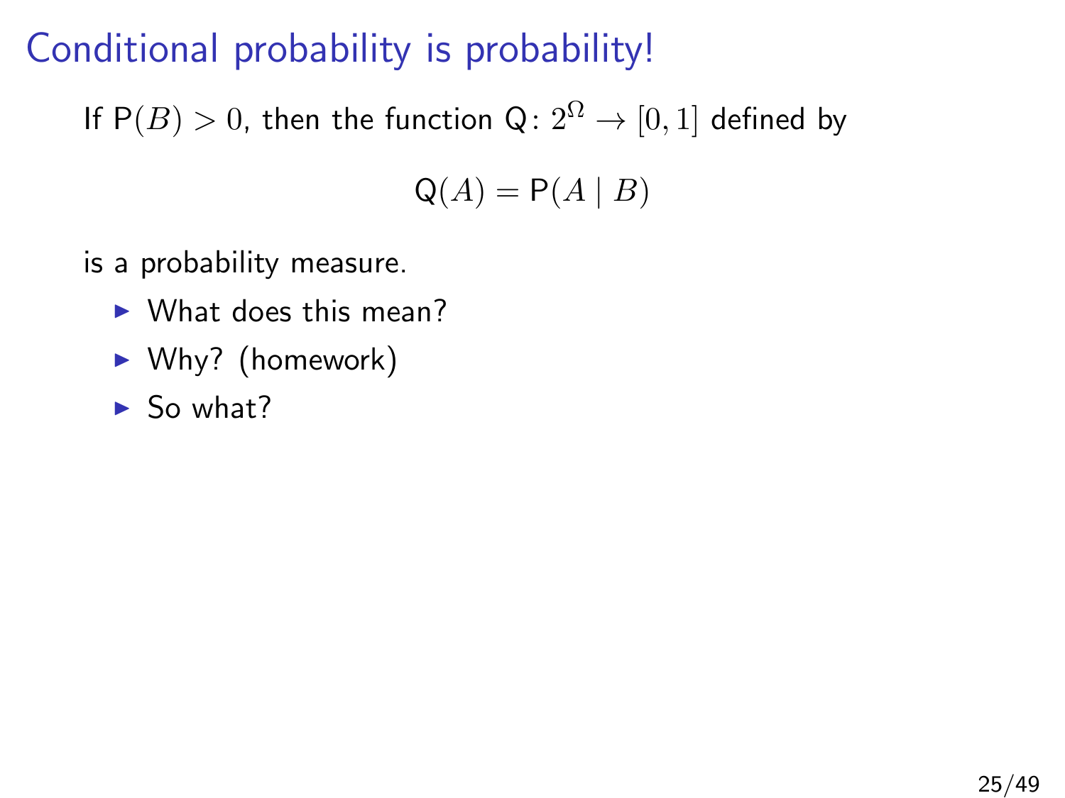# Conditional probability is probability!

If $\mathsf{P}(B) > 0$, then the function $\mathsf{Q}\colon 2^{\Omega} \to [0,1]$ defined by

$$\mathsf{Q}(A) = \mathsf{P}(A \mid B)$$

is a probability measure.

- What does this mean?
- Why? (homework)
- So what?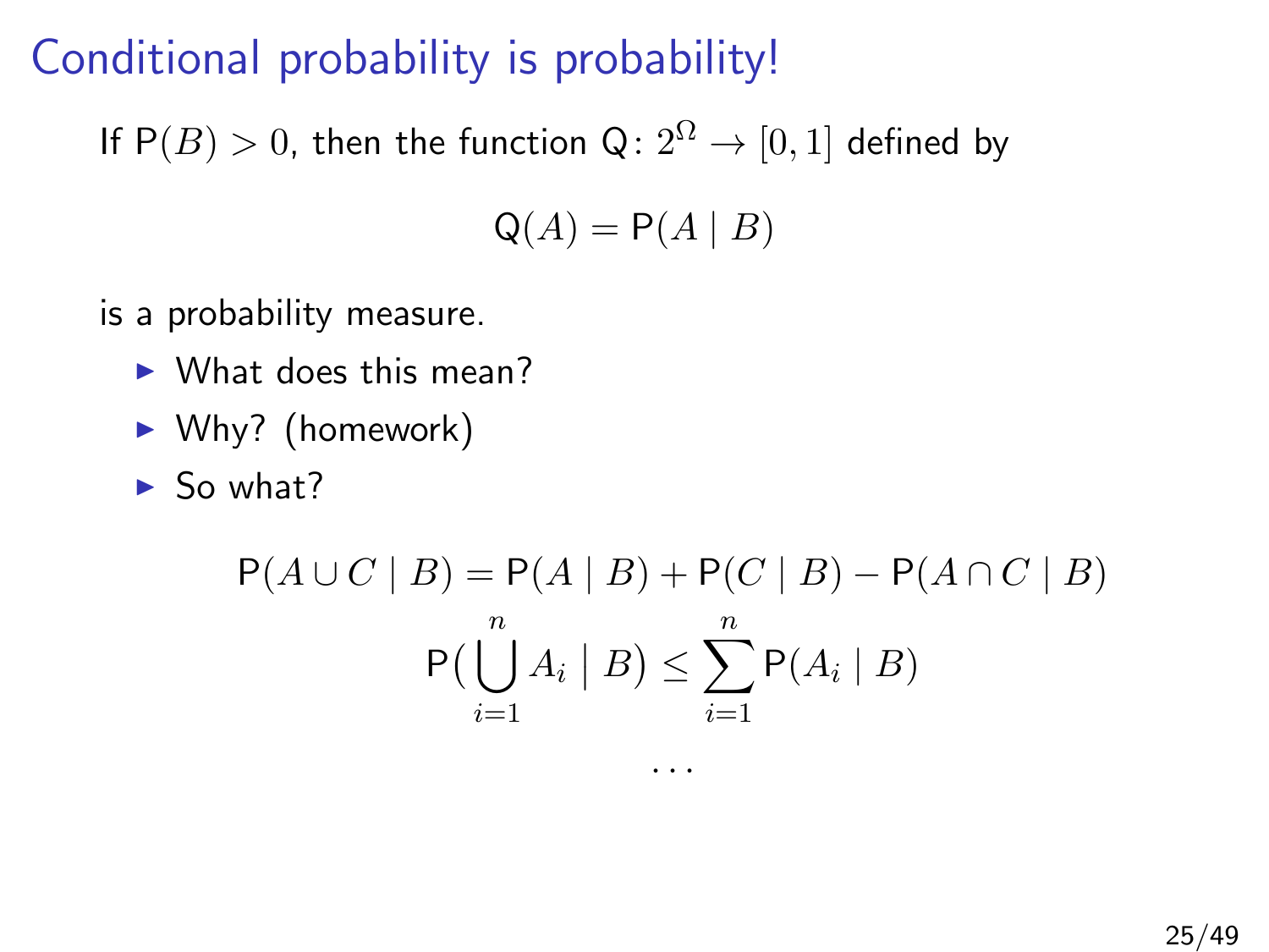# Conditional probability is probability!

If $\mathsf{P}(B) > 0$, then the function $\mathsf{Q}\colon 2^\Omega \to [0,1]$ defined by

$$\mathsf{Q}(A) = \mathsf{P}(A \mid B)$$

is a probability measure.

- What does this mean?
- Why? (homework)
- So what?

$$\mathsf{P}(A \cup C \mid B) = \mathsf{P}(A \mid B) + \mathsf{P}(C \mid B) - \mathsf{P}(A \cap C \mid B)$$

$$\mathsf{P}\big(\bigcup_{i=1}^{n} A_i \mid B\big) \leq \sum_{i=1}^{n} \mathsf{P}(A_i \mid B)$$

$$\ldots$$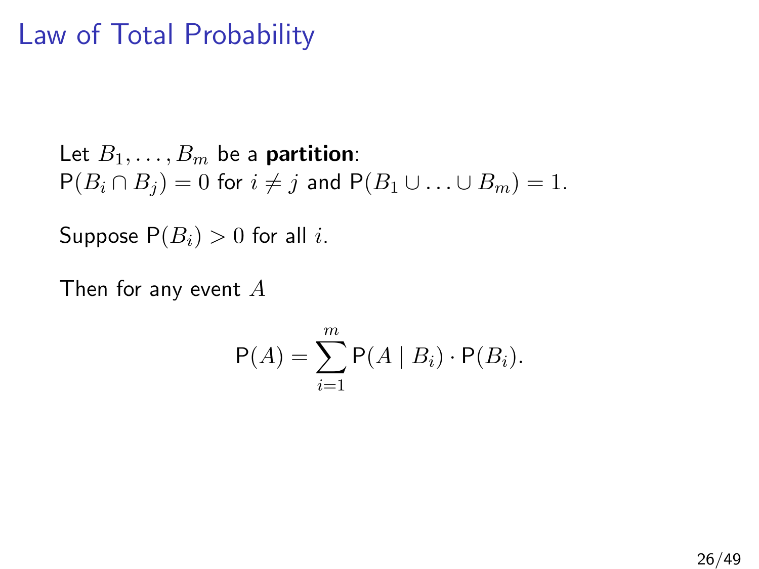# Law of Total Probability

Let $B_1, \ldots, B_m$ be a **partition**:
$\mathsf{P}(B_i \cap B_j) = 0$ for $i \neq j$ and $\mathsf{P}(B_1 \cup \ldots \cup B_m) = 1$.

Suppose $\mathsf{P}(B_i) > 0$ for all $i$.

Then for any event $A$

$$\mathsf{P}(A) = \sum_{i=1}^{m} \mathsf{P}(A \mid B_i) \cdot \mathsf{P}(B_i).$$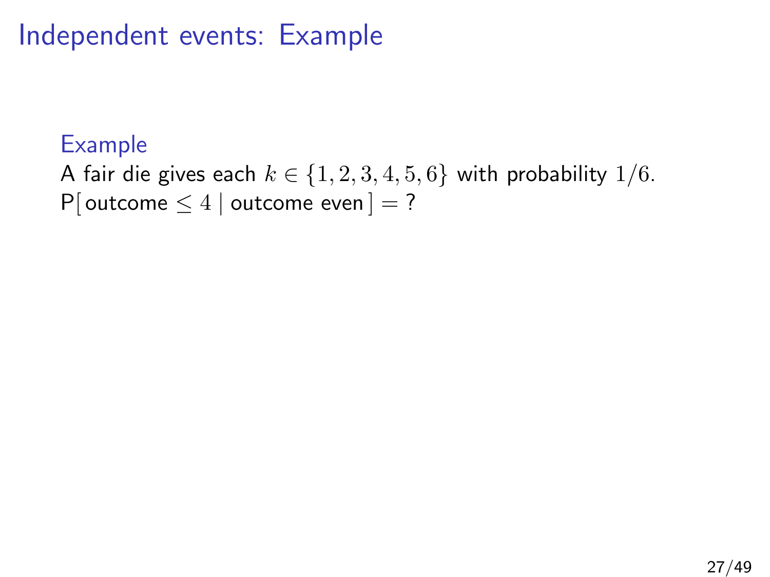# Independent events: Example

**Example**

A fair die gives each $k \in \{1, 2, 3, 4, 5, 6\}$ with probability $1/6$.

P[ outcome $\leq 4$ | outcome even ] = ?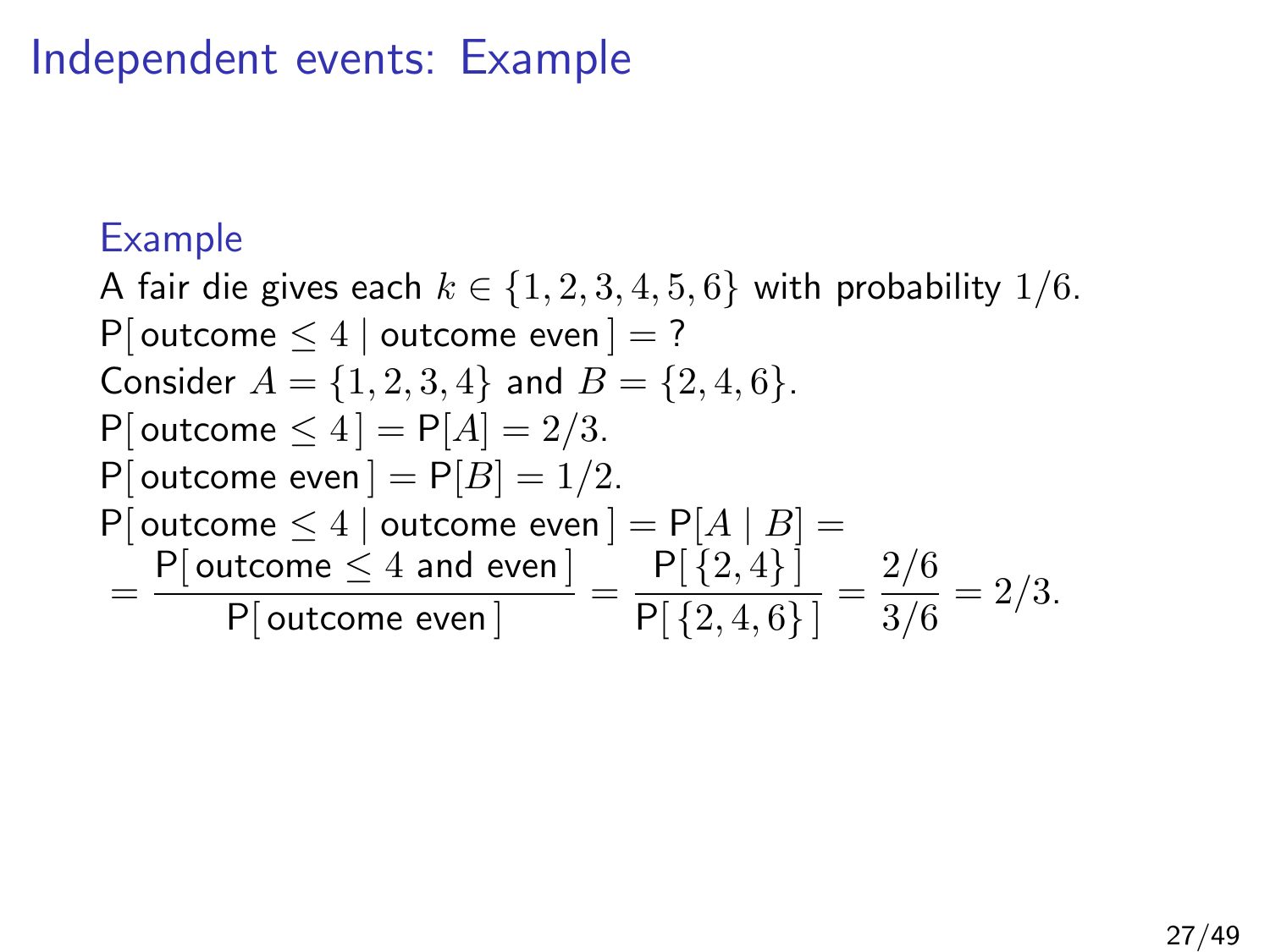# Independent events: Example

### Example

A fair die gives each $k \in \{1, 2, 3, 4, 5, 6\}$ with probability $1/6$.
$\mathsf{P}[\,\text{outcome} \leq 4 \mid \text{outcome even}\,] = ?$
Consider $A = \{1, 2, 3, 4\}$ and $B = \{2, 4, 6\}$.
$\mathsf{P}[\,\text{outcome} \leq 4\,] = \mathsf{P}[A] = 2/3$.
$\mathsf{P}[\,\text{outcome even}\,] = \mathsf{P}[B] = 1/2$.
$\mathsf{P}[\,\text{outcome} \leq 4 \mid \text{outcome even}\,] = \mathsf{P}[A \mid B] =$

$$= \frac{\mathsf{P}[\,\text{outcome} \leq 4 \text{ and even}\,]}{\mathsf{P}[\,\text{outcome even}\,]} = \frac{\mathsf{P}[\,\{2, 4\}\,]}{\mathsf{P}[\,\{2, 4, 6\}\,]} = \frac{2/6}{3/6} = 2/3.$$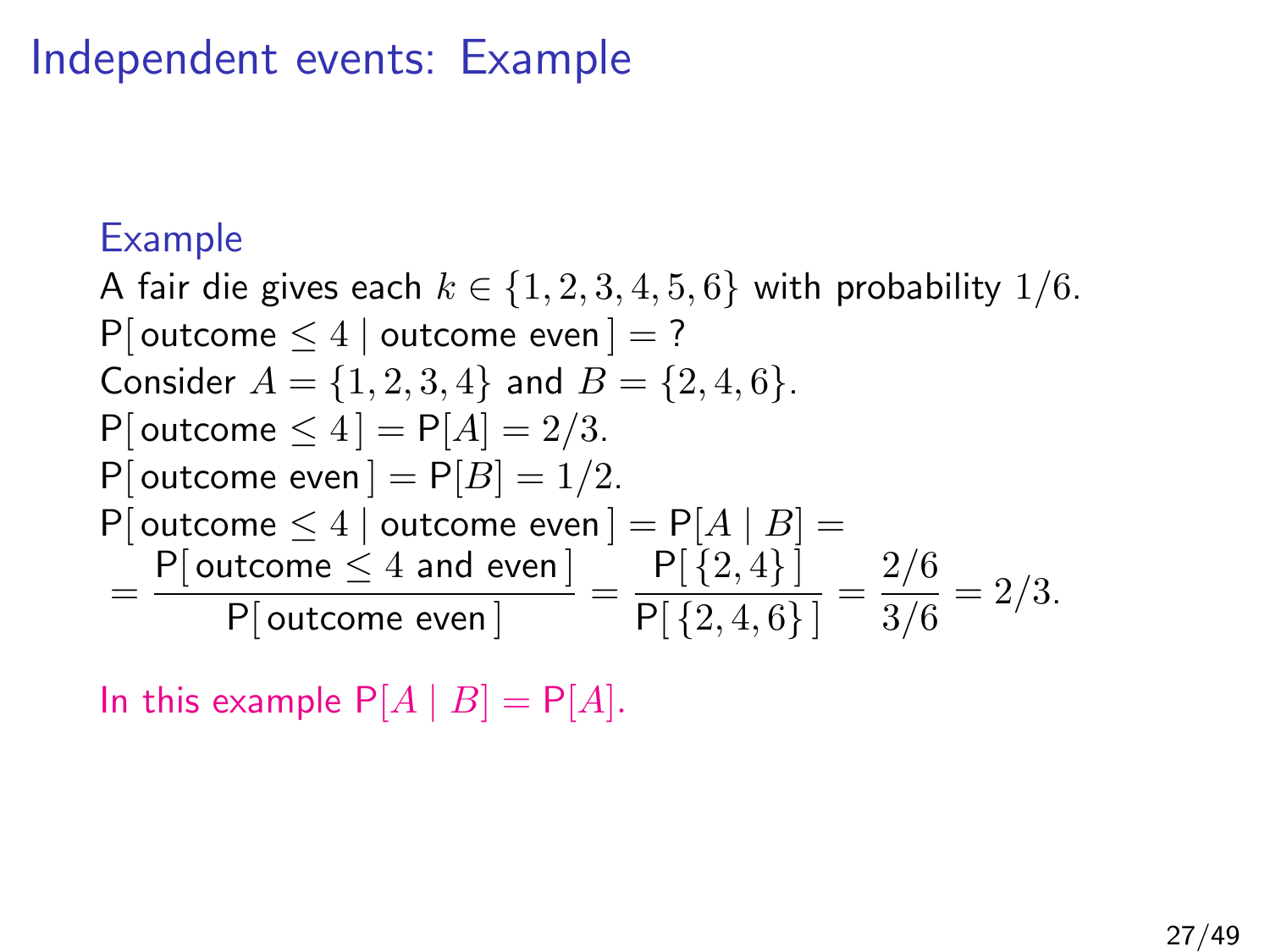# Independent events: Example

### Example

A fair die gives each $k \in \{1, 2, 3, 4, 5, 6\}$ with probability $1/6$.
$\mathsf{P}[\,\text{outcome} \leq 4 \mid \text{outcome even}\,] = ?$
Consider $A = \{1, 2, 3, 4\}$ and $B = \{2, 4, 6\}$.
$\mathsf{P}[\,\text{outcome} \leq 4\,] = \mathsf{P}[A] = 2/3$.
$\mathsf{P}[\,\text{outcome even}\,] = \mathsf{P}[B] = 1/2$.
$\mathsf{P}[\,\text{outcome} \leq 4 \mid \text{outcome even}\,] = \mathsf{P}[A \mid B] =$

$$= \frac{\mathsf{P}[\,\text{outcome} \leq 4 \text{ and even}\,]}{\mathsf{P}[\,\text{outcome even}\,]} = \frac{\mathsf{P}[\,\{2,4\}\,]}{\mathsf{P}[\,\{2,4,6\}\,]} = \frac{2/6}{3/6} = 2/3.$$

In this example $\mathsf{P}[A \mid B] = \mathsf{P}[A]$.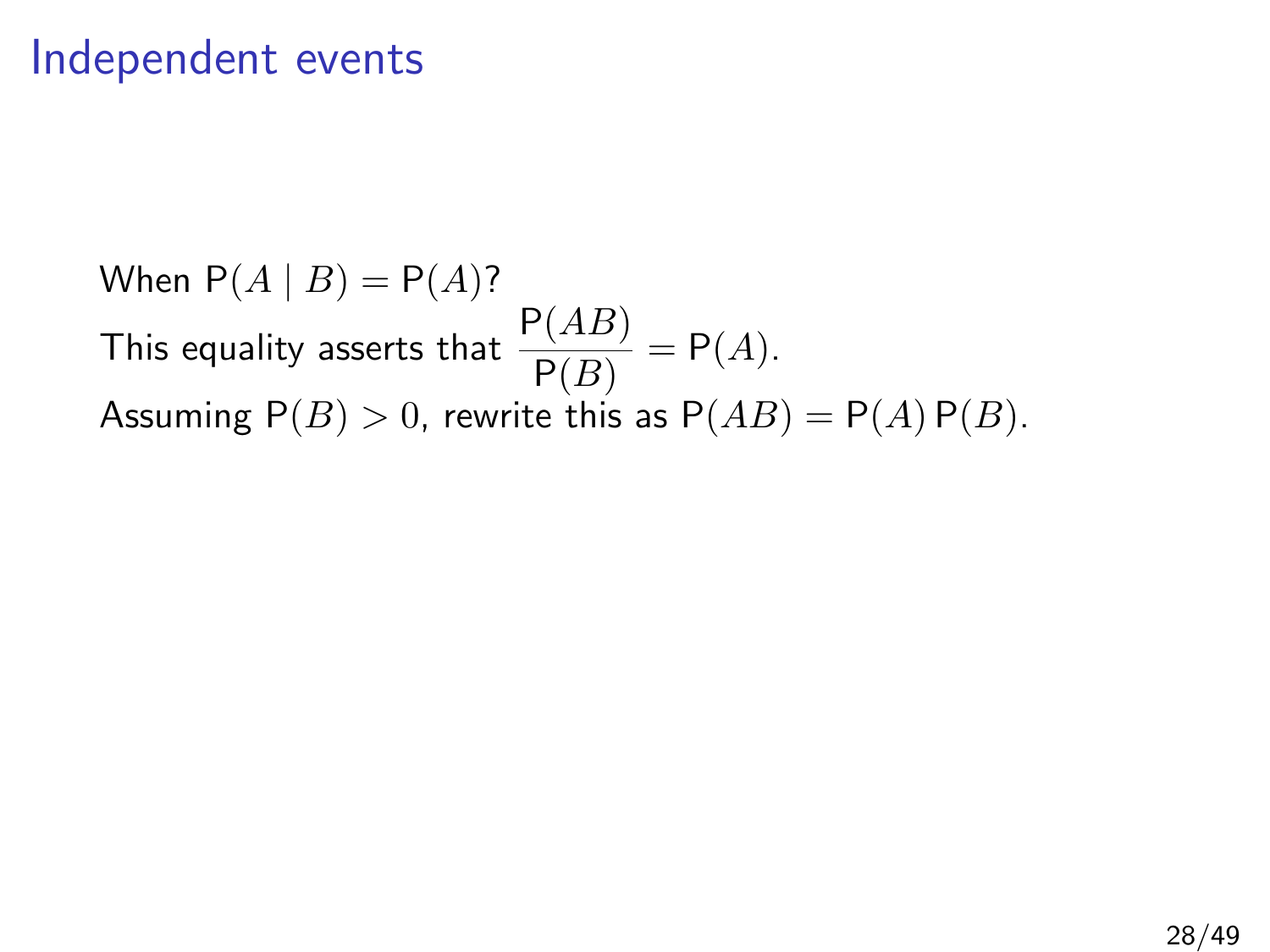# Independent events

When $\mathsf{P}(A \mid B) = \mathsf{P}(A)$?

This equality asserts that $\dfrac{\mathsf{P}(AB)}{\mathsf{P}(B)} = \mathsf{P}(A)$.

Assuming $\mathsf{P}(B) > 0$, rewrite this as $\mathsf{P}(AB) = \mathsf{P}(A)\,\mathsf{P}(B)$.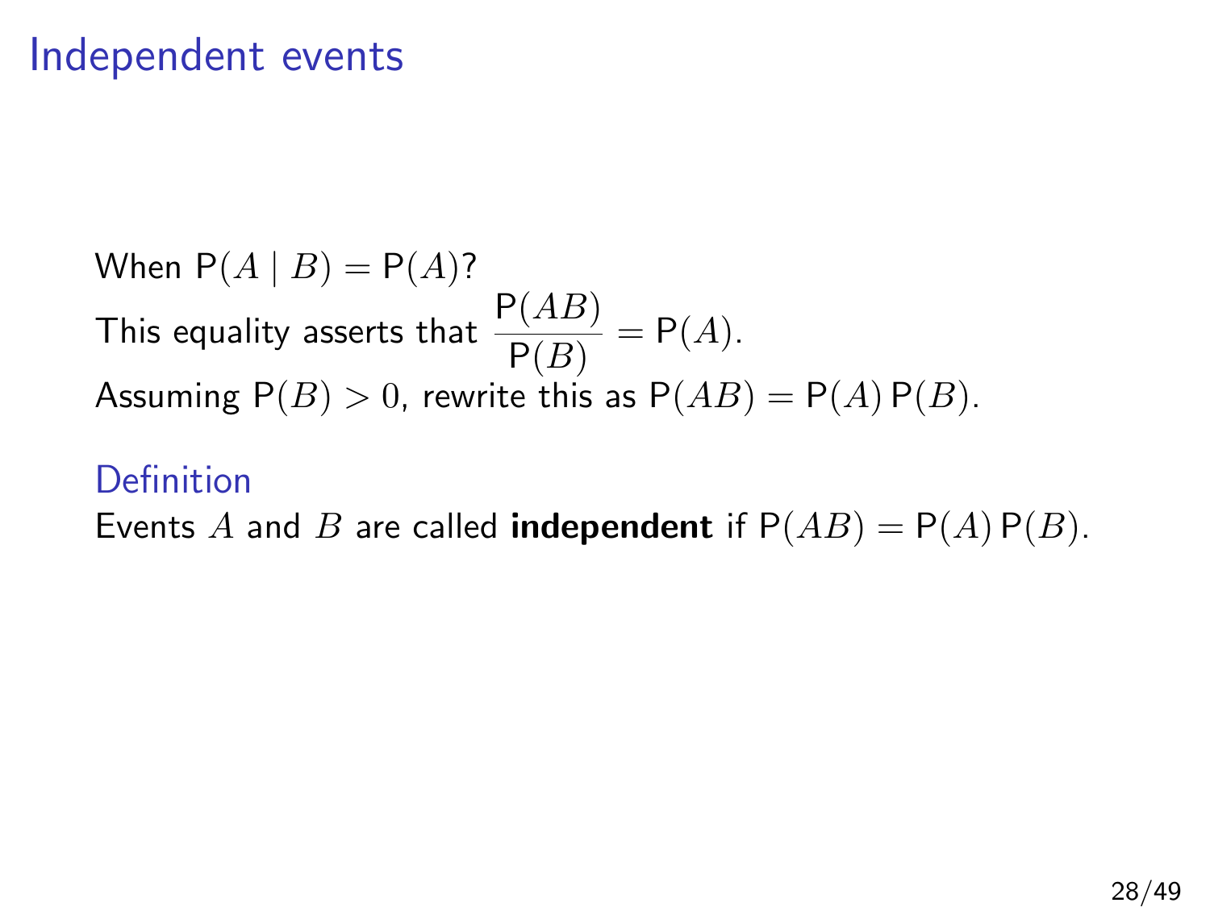# Independent events

When $\mathsf{P}(A \mid B) = \mathsf{P}(A)$?

This equality asserts that $\dfrac{\mathsf{P}(AB)}{\mathsf{P}(B)} = \mathsf{P}(A)$.

Assuming $\mathsf{P}(B) > 0$, rewrite this as $\mathsf{P}(AB) = \mathsf{P}(A)\,\mathsf{P}(B)$.

### Definition

Events $A$ and $B$ are called **independent** if $\mathsf{P}(AB) = \mathsf{P}(A)\,\mathsf{P}(B)$.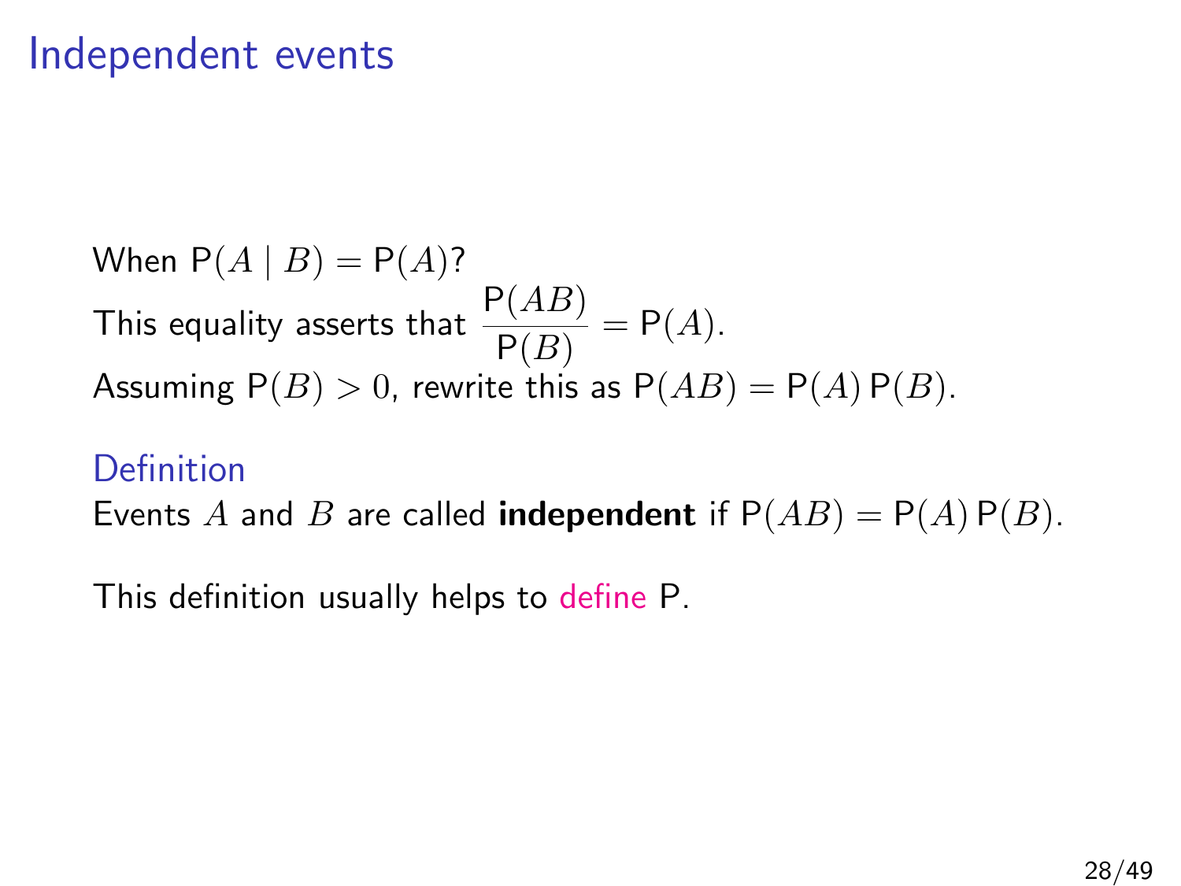# Independent events

When $\mathsf{P}(A \mid B) = \mathsf{P}(A)$?

This equality asserts that $\dfrac{\mathsf{P}(AB)}{\mathsf{P}(B)} = \mathsf{P}(A)$.

Assuming $\mathsf{P}(B) > 0$, rewrite this as $\mathsf{P}(AB) = \mathsf{P}(A)\,\mathsf{P}(B)$.

### Definition

Events $A$ and $B$ are called **independent** if $\mathsf{P}(AB) = \mathsf{P}(A)\,\mathsf{P}(B)$.

This definition usually helps to define $\mathsf{P}$.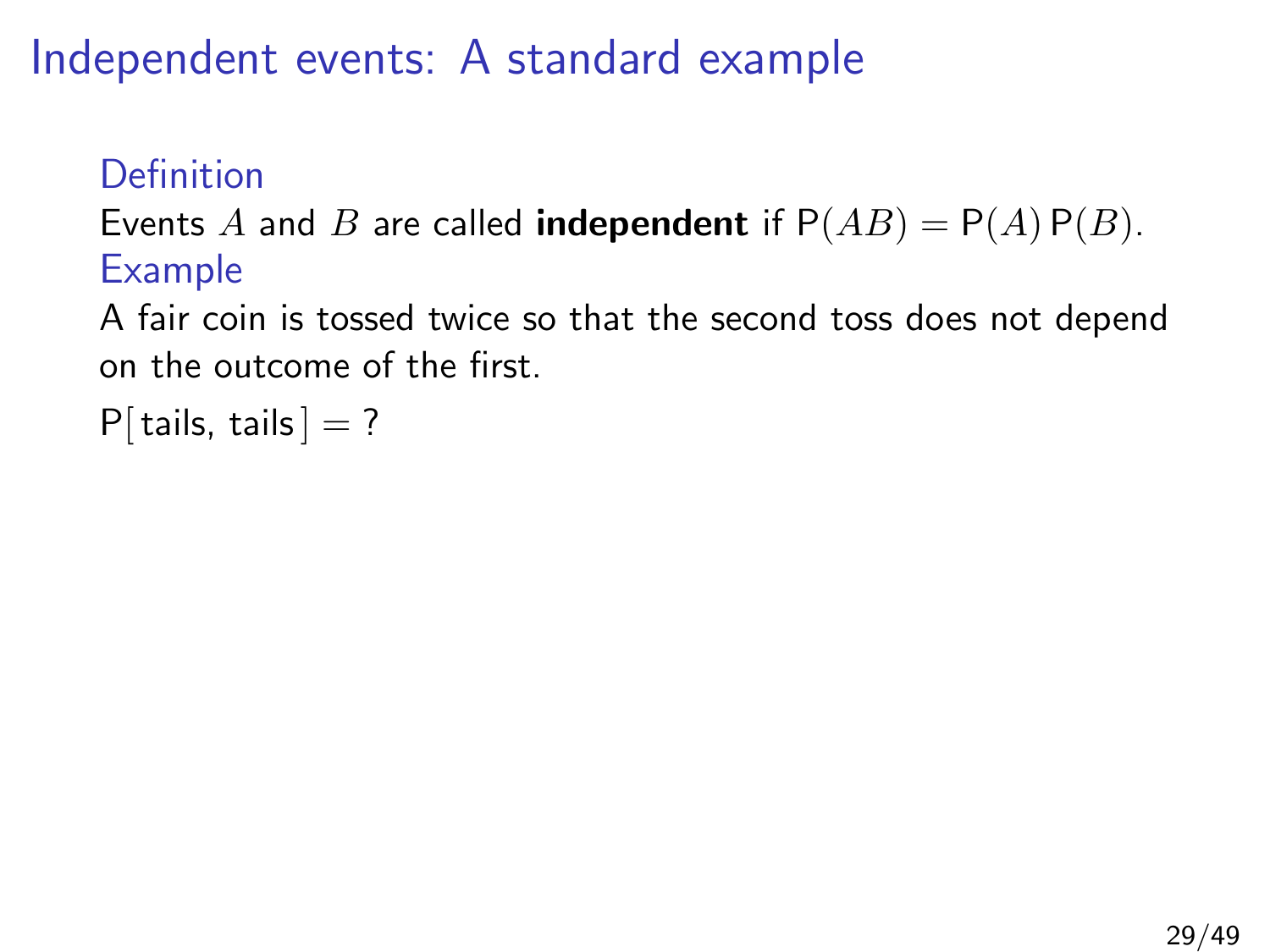# Independent events: A standard example

**Definition**

Events $A$ and $B$ are called **independent** if $\mathsf{P}(AB) = \mathsf{P}(A)\,\mathsf{P}(B)$.

**Example**

A fair coin is tossed twice so that the second toss does not depend on the outcome of the first.

$\mathsf{P}[\,\text{tails, tails}\,] = ?$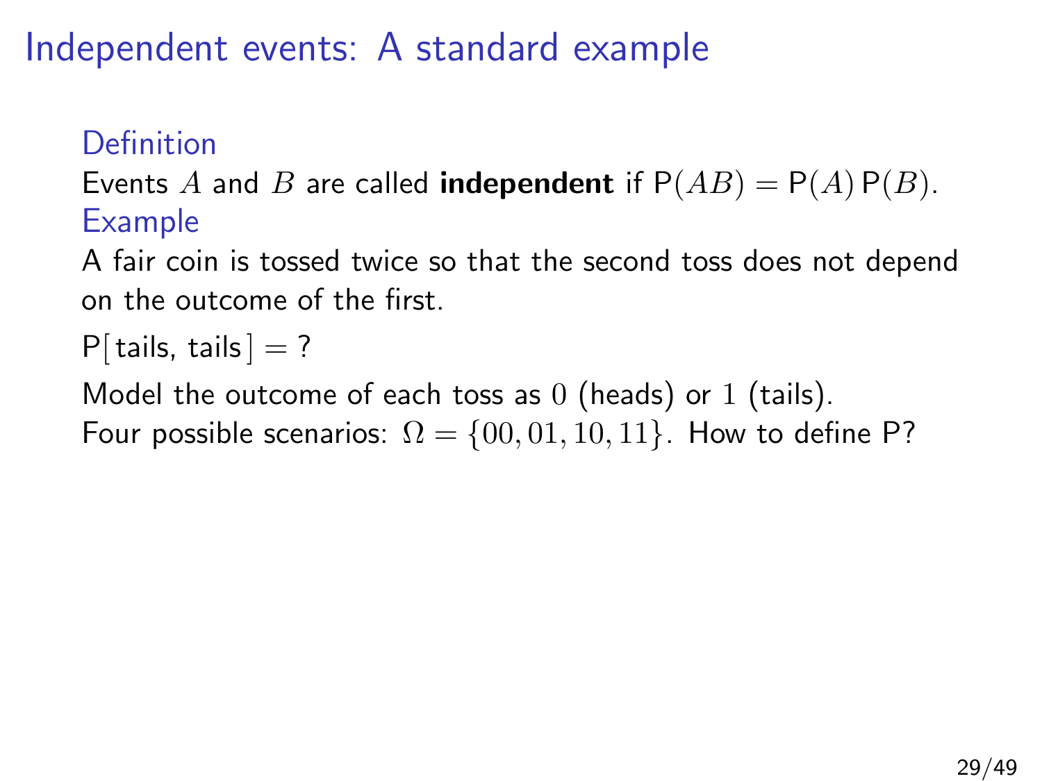# Independent events: A standard example

### Definition

Events $A$ and $B$ are called **independent** if $\mathsf{P}(AB) = \mathsf{P}(A)\,\mathsf{P}(B)$.

### Example

A fair coin is tossed twice so that the second toss does not depend on the outcome of the first.

$\mathsf{P}[\,\text{tails, tails}\,] = ?$

Model the outcome of each toss as $0$ (heads) or $1$ (tails).
Four possible scenarios: $\Omega = \{00, 01, 10, 11\}$. How to define $\mathsf{P}$?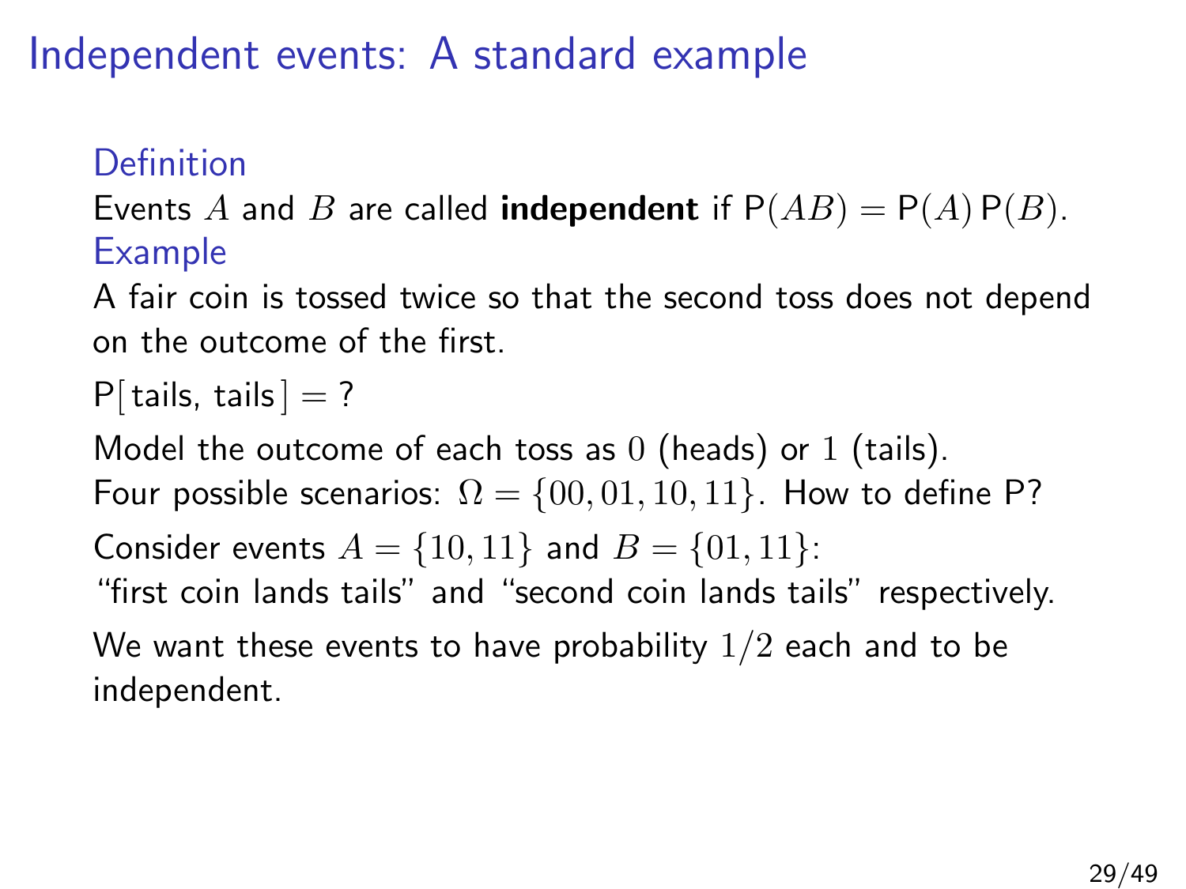# Independent events: A standard example

### Definition

Events $A$ and $B$ are called **independent** if $\mathsf{P}(AB) = \mathsf{P}(A)\,\mathsf{P}(B)$.

### Example

A fair coin is tossed twice so that the second toss does not depend on the outcome of the first.

$\mathsf{P}[\,\text{tails, tails}\,] = ?$

Model the outcome of each toss as $0$ (heads) or $1$ (tails).
Four possible scenarios: $\Omega = \{00, 01, 10, 11\}$. How to define P?

Consider events $A = \{10, 11\}$ and $B = \{01, 11\}$:
"first coin lands tails" and "second coin lands tails" respectively.

We want these events to have probability $1/2$ each and to be independent.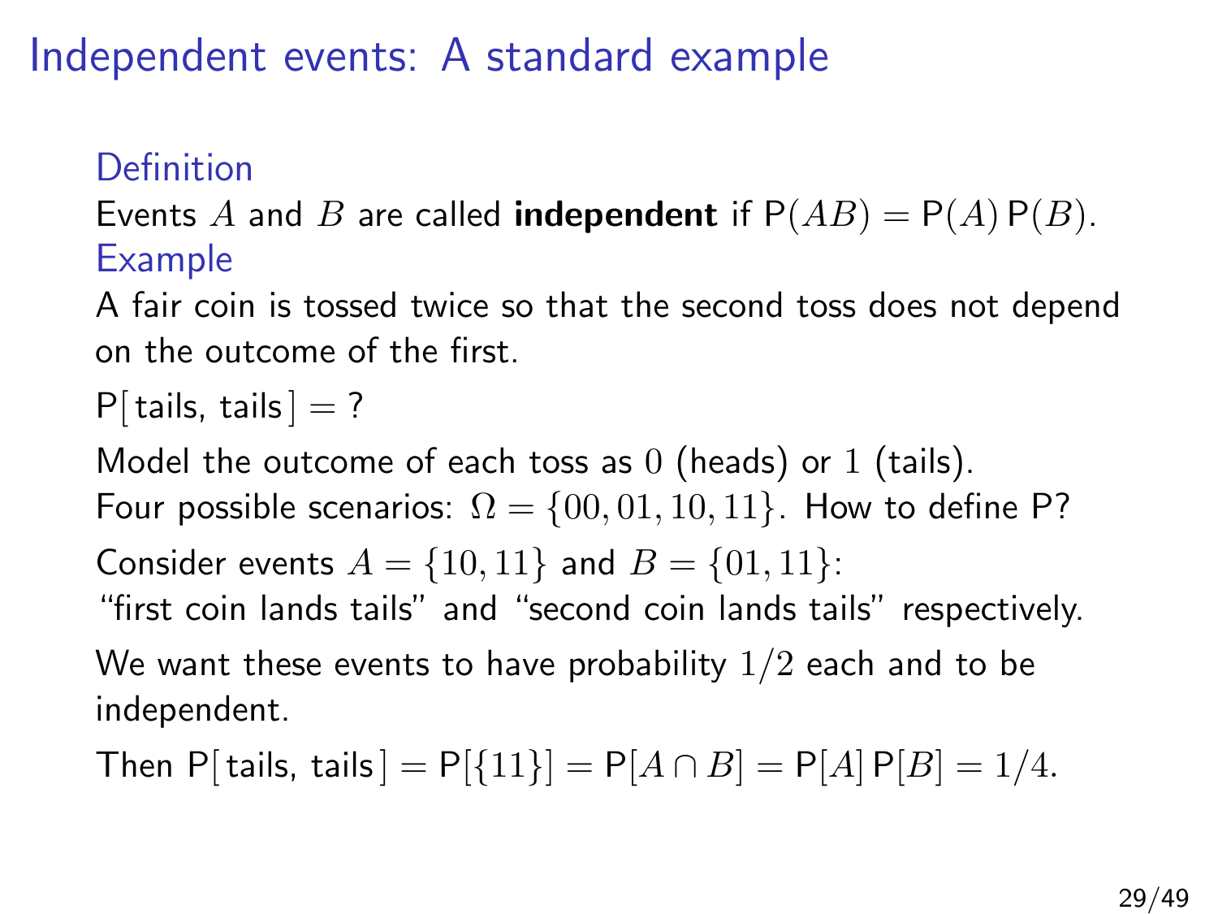# Independent events: A standard example

**Definition**

Events $A$ and $B$ are called **independent** if $\mathsf{P}(AB) = \mathsf{P}(A)\,\mathsf{P}(B)$.

**Example**

A fair coin is tossed twice so that the second toss does not depend on the outcome of the first.

$\mathsf{P}[\text{tails, tails}] = ?$

Model the outcome of each toss as $0$ (heads) or $1$ (tails).
Four possible scenarios: $\Omega = \{00, 01, 10, 11\}$. How to define $\mathsf{P}$?

Consider events $A = \{10, 11\}$ and $B = \{01, 11\}$:
"first coin lands tails" and "second coin lands tails" respectively.

We want these events to have probability $1/2$ each and to be independent.

Then $\mathsf{P}[\text{tails, tails}] = \mathsf{P}[\{11\}] = \mathsf{P}[A \cap B] = \mathsf{P}[A]\,\mathsf{P}[B] = 1/4.$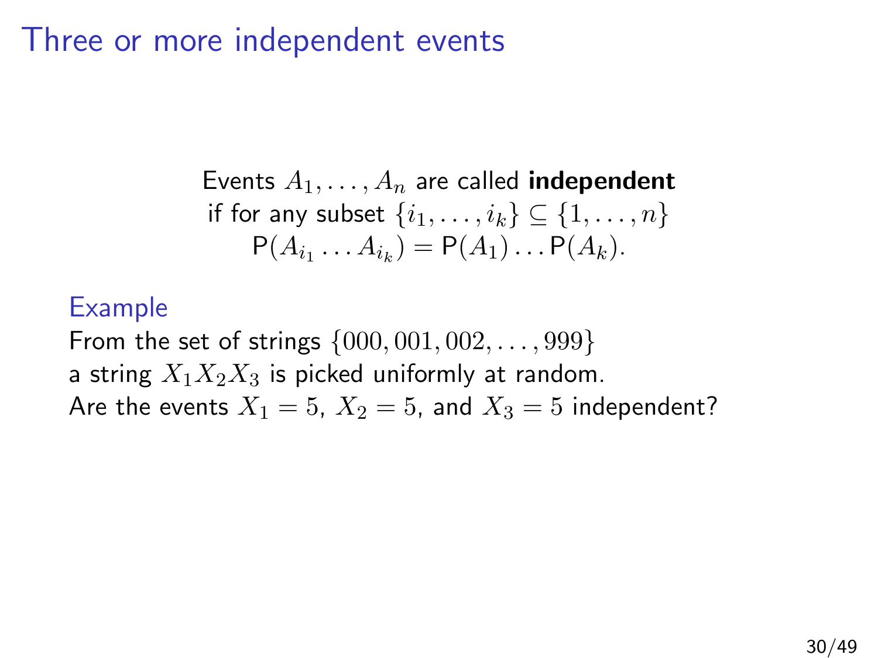# Three or more independent events

Events $A_1, \ldots, A_n$ are called **independent**
if for any subset $\{i_1, \ldots, i_k\} \subseteq \{1, \ldots, n\}$
$$\mathsf{P}(A_{i_1} \ldots A_{i_k}) = \mathsf{P}(A_1) \ldots \mathsf{P}(A_k).$$

## Example

From the set of strings $\{000, 001, 002, \ldots, 999\}$
a string $X_1 X_2 X_3$ is picked uniformly at random.
Are the events $X_1 = 5$, $X_2 = 5$, and $X_3 = 5$ independent?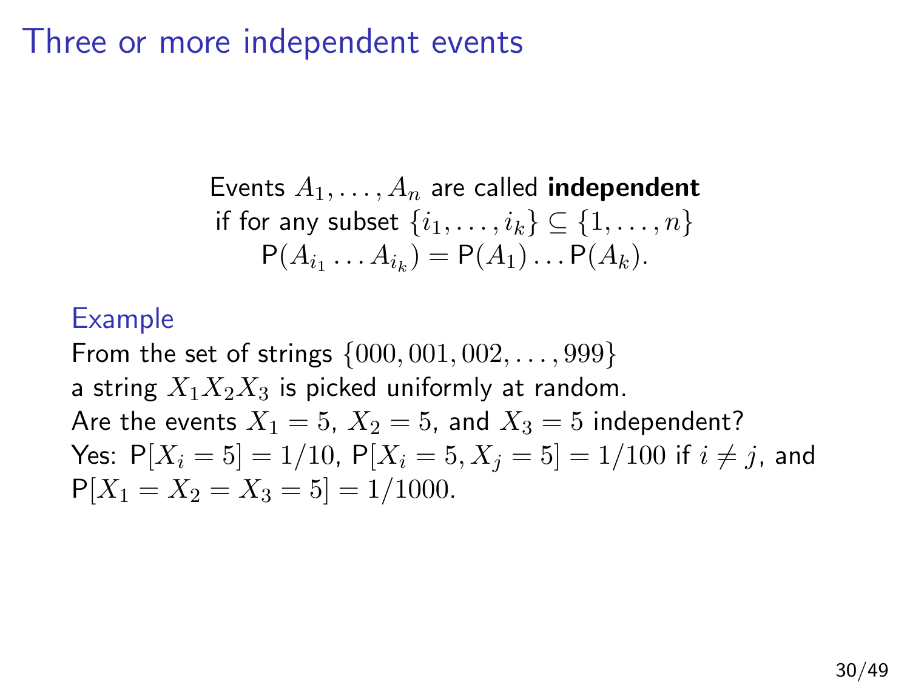# Three or more independent events

Events $A_1, \ldots, A_n$ are called **independent**
if for any subset $\{i_1, \ldots, i_k\} \subseteq \{1, \ldots, n\}$

$$\mathsf{P}(A_{i_1} \ldots A_{i_k}) = \mathsf{P}(A_1) \ldots \mathsf{P}(A_k).$$

## Example

From the set of strings $\{000, 001, 002, \ldots, 999\}$
a string $X_1X_2X_3$ is picked uniformly at random.
Are the events $X_1 = 5$, $X_2 = 5$, and $X_3 = 5$ independent?
Yes: $\mathsf{P}[X_i = 5] = 1/10$, $\mathsf{P}[X_i = 5, X_j = 5] = 1/100$ if $i \neq j$, and
$\mathsf{P}[X_1 = X_2 = X_3 = 5] = 1/1000$.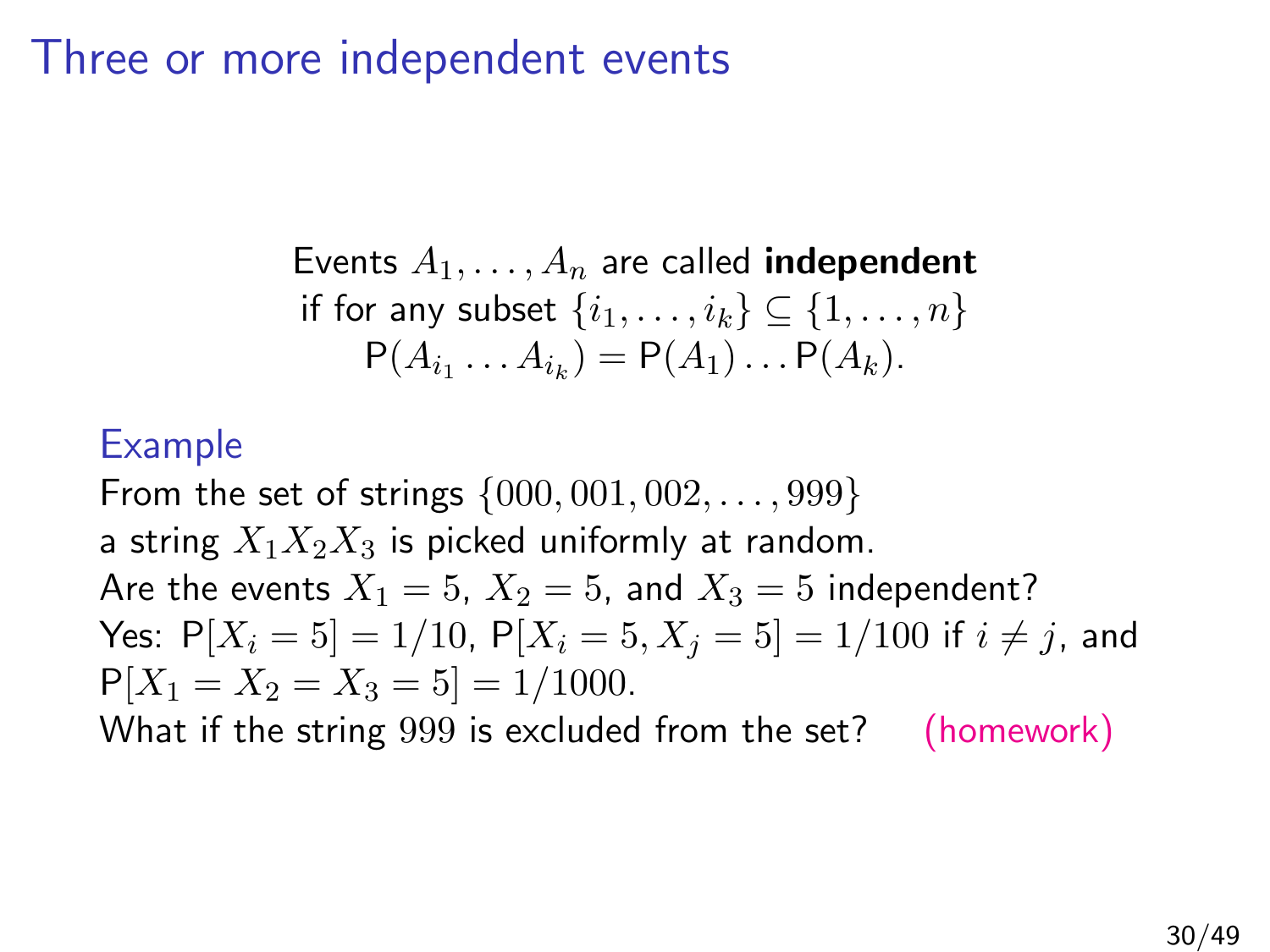# Three or more independent events

Events $A_1, \ldots, A_n$ are called **independent**
if for any subset $\{i_1, \ldots, i_k\} \subseteq \{1, \ldots, n\}$
$$\mathsf{P}(A_{i_1} \ldots A_{i_k}) = \mathsf{P}(A_1) \ldots \mathsf{P}(A_k).$$

## Example

From the set of strings $\{000, 001, 002, \ldots, 999\}$
a string $X_1X_2X_3$ is picked uniformly at random.
Are the events $X_1 = 5$, $X_2 = 5$, and $X_3 = 5$ independent?
Yes: $\mathsf{P}[X_i = 5] = 1/10$, $\mathsf{P}[X_i = 5, X_j = 5] = 1/100$ if $i \neq j$, and
$\mathsf{P}[X_1 = X_2 = X_3 = 5] = 1/1000$.
What if the string $999$ is excluded from the set? (homework)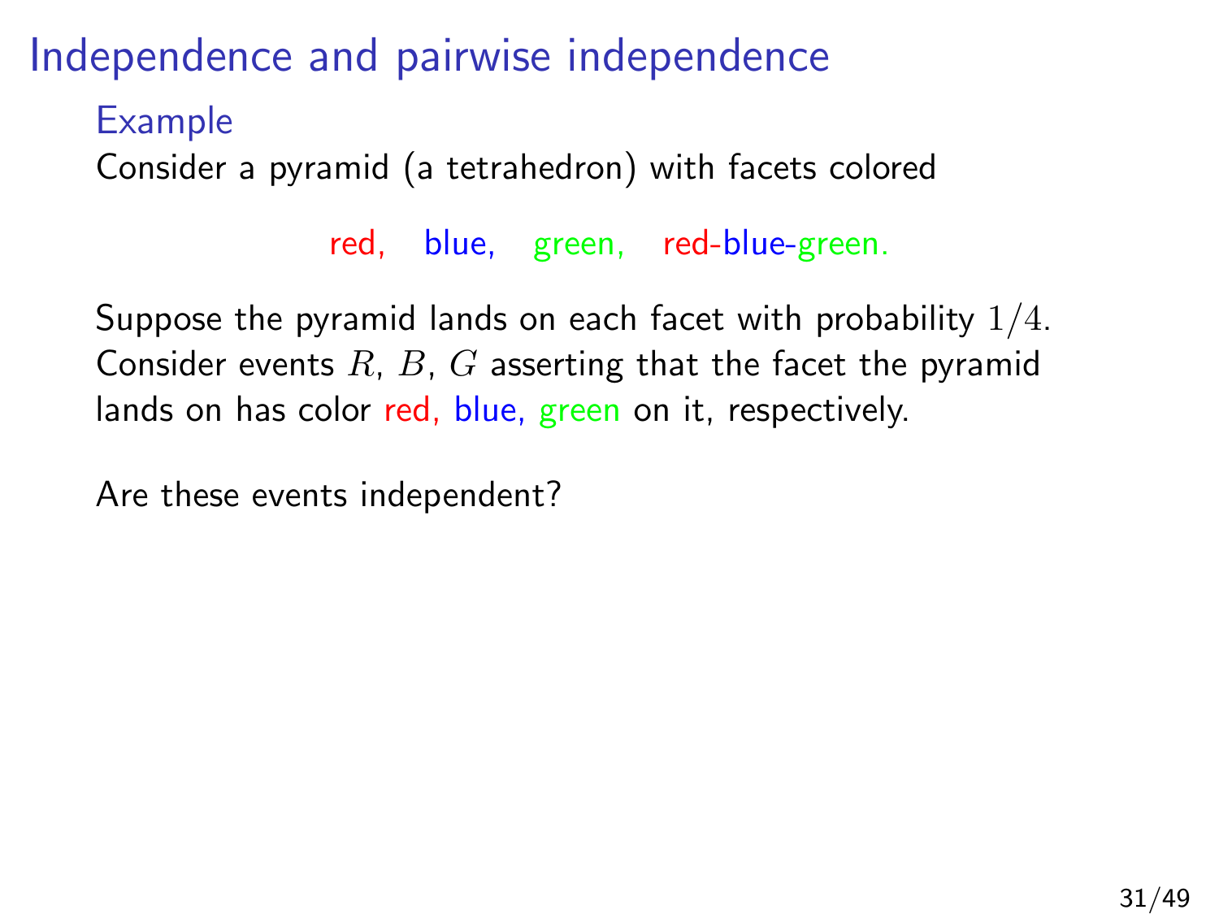# Independence and pairwise independence

### Example

Consider a pyramid (a tetrahedron) with facets colored

red, blue, green, red-blue-green.

Suppose the pyramid lands on each facet with probability $1/4$. Consider events $R$, $B$, $G$ asserting that the facet the pyramid lands on has color red, blue, green on it, respectively.

Are these events independent?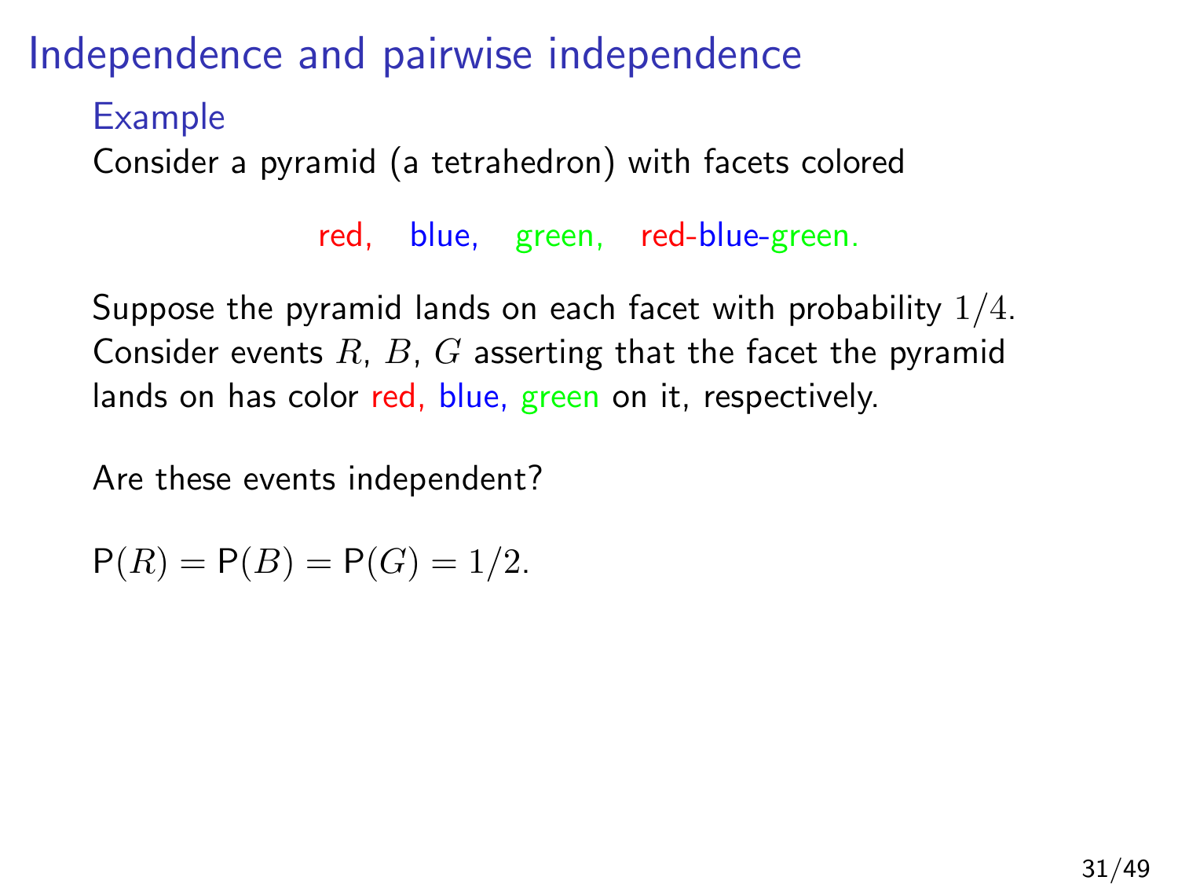# Independence and pairwise independence

## Example

Consider a pyramid (a tetrahedron) with facets colored

red, blue, green, red-blue-green.

Suppose the pyramid lands on each facet with probability $1/4$. Consider events $R$, $B$, $G$ asserting that the facet the pyramid lands on has color red, blue, green on it, respectively.

Are these events independent?

$\mathsf{P}(R) = \mathsf{P}(B) = \mathsf{P}(G) = 1/2.$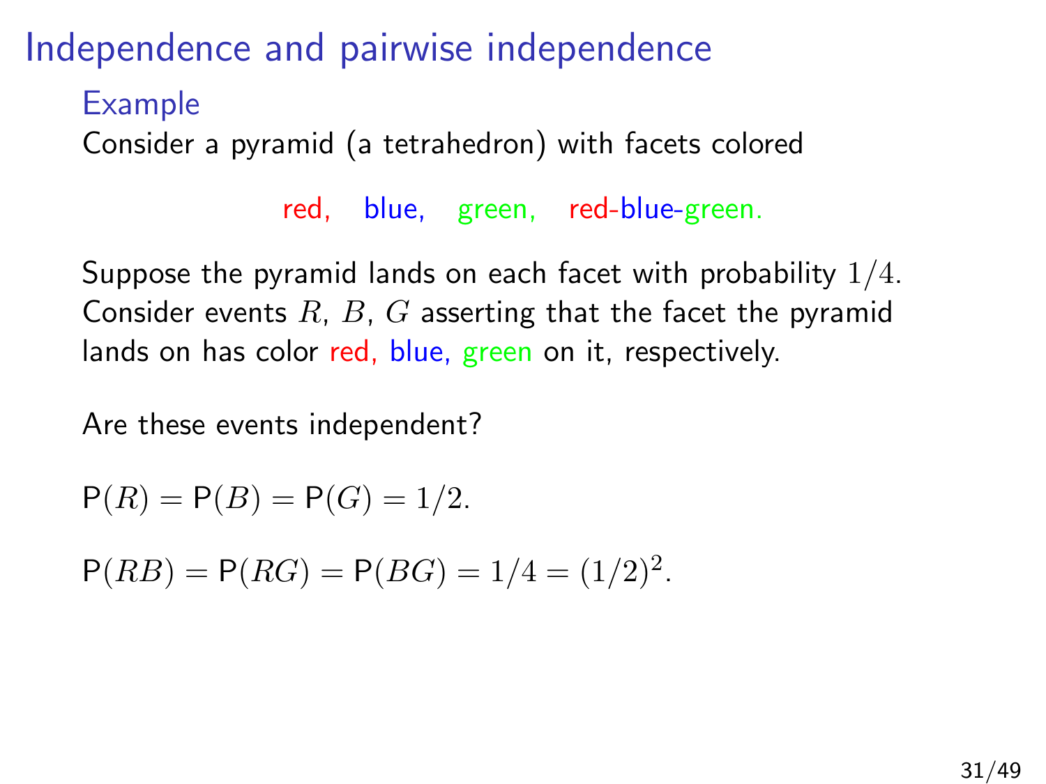# Independence and pairwise independence

## Example

Consider a pyramid (a tetrahedron) with facets colored

red, blue, green, red-blue-green.

Suppose the pyramid lands on each facet with probability $1/4$. Consider events $R$, $B$, $G$ asserting that the facet the pyramid lands on has color red, blue, green on it, respectively.

Are these events independent?

$\mathsf{P}(R) = \mathsf{P}(B) = \mathsf{P}(G) = 1/2.$

$\mathsf{P}(RB) = \mathsf{P}(RG) = \mathsf{P}(BG) = 1/4 = (1/2)^2.$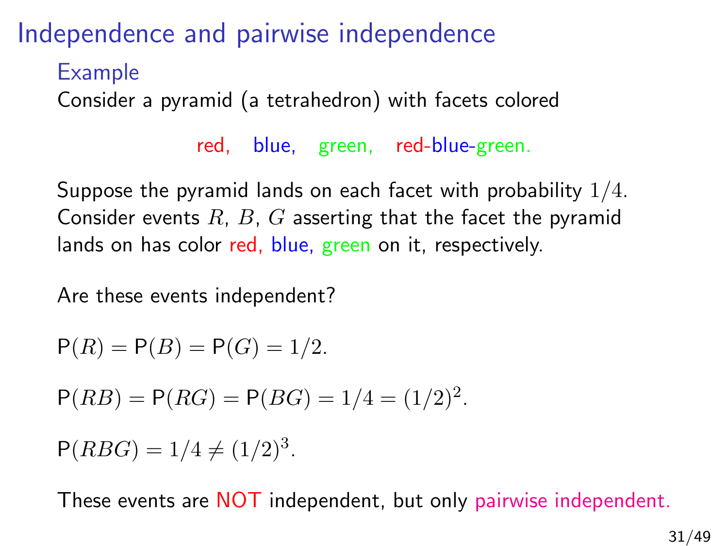# Independence and pairwise independence

## Example

Consider a pyramid (a tetrahedron) with facets colored

red, blue, green, red-blue-green.

Suppose the pyramid lands on each facet with probability $1/4$. Consider events $R$, $B$, $G$ asserting that the facet the pyramid lands on has color red, blue, green on it, respectively.

Are these events independent?

$\mathsf{P}(R) = \mathsf{P}(B) = \mathsf{P}(G) = 1/2.$

$\mathsf{P}(RB) = \mathsf{P}(RG) = \mathsf{P}(BG) = 1/4 = (1/2)^2.$

$\mathsf{P}(RBG) = 1/4 \neq (1/2)^3.$

These events are NOT independent, but only pairwise independent.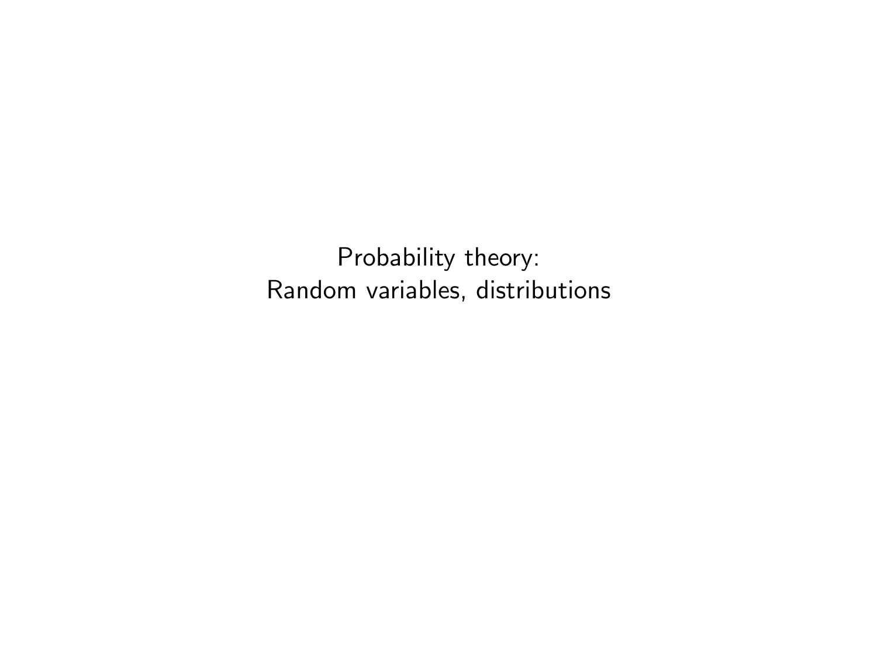# Probability theory:
# Random variables, distributions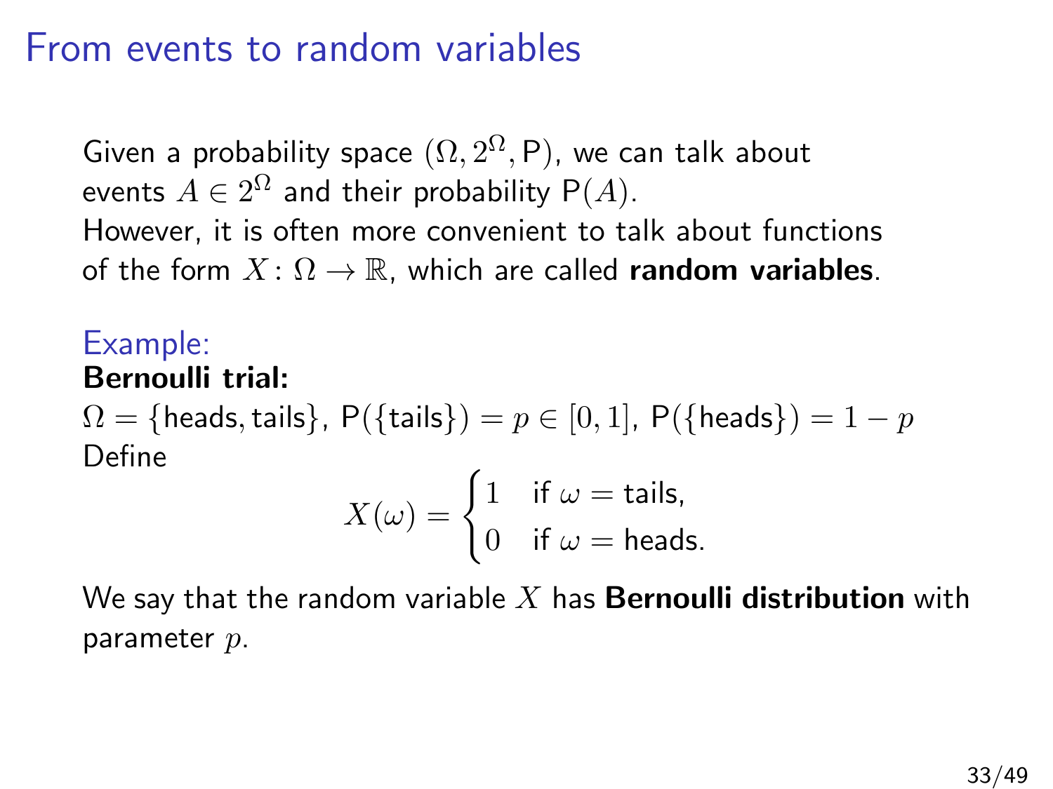# From events to random variables

Given a probability space $(\Omega, 2^\Omega, \mathsf{P})$, we can talk about events $A \in 2^\Omega$ and their probability $\mathsf{P}(A)$.
However, it is often more convenient to talk about functions of the form $X \colon \Omega \to \mathbb{R}$, which are called **random variables**.

Example:
**Bernoulli trial:**
$\Omega = \{\text{heads}, \text{tails}\}$, $\mathsf{P}(\{\text{tails}\}) = p \in [0, 1]$, $\mathsf{P}(\{\text{heads}\}) = 1 - p$
Define

$$X(\omega) = \begin{cases} 1 & \text{if } \omega = \text{tails}, \\ 0 & \text{if } \omega = \text{heads}. \end{cases}$$

We say that the random variable $X$ has **Bernoulli distribution** with parameter $p$.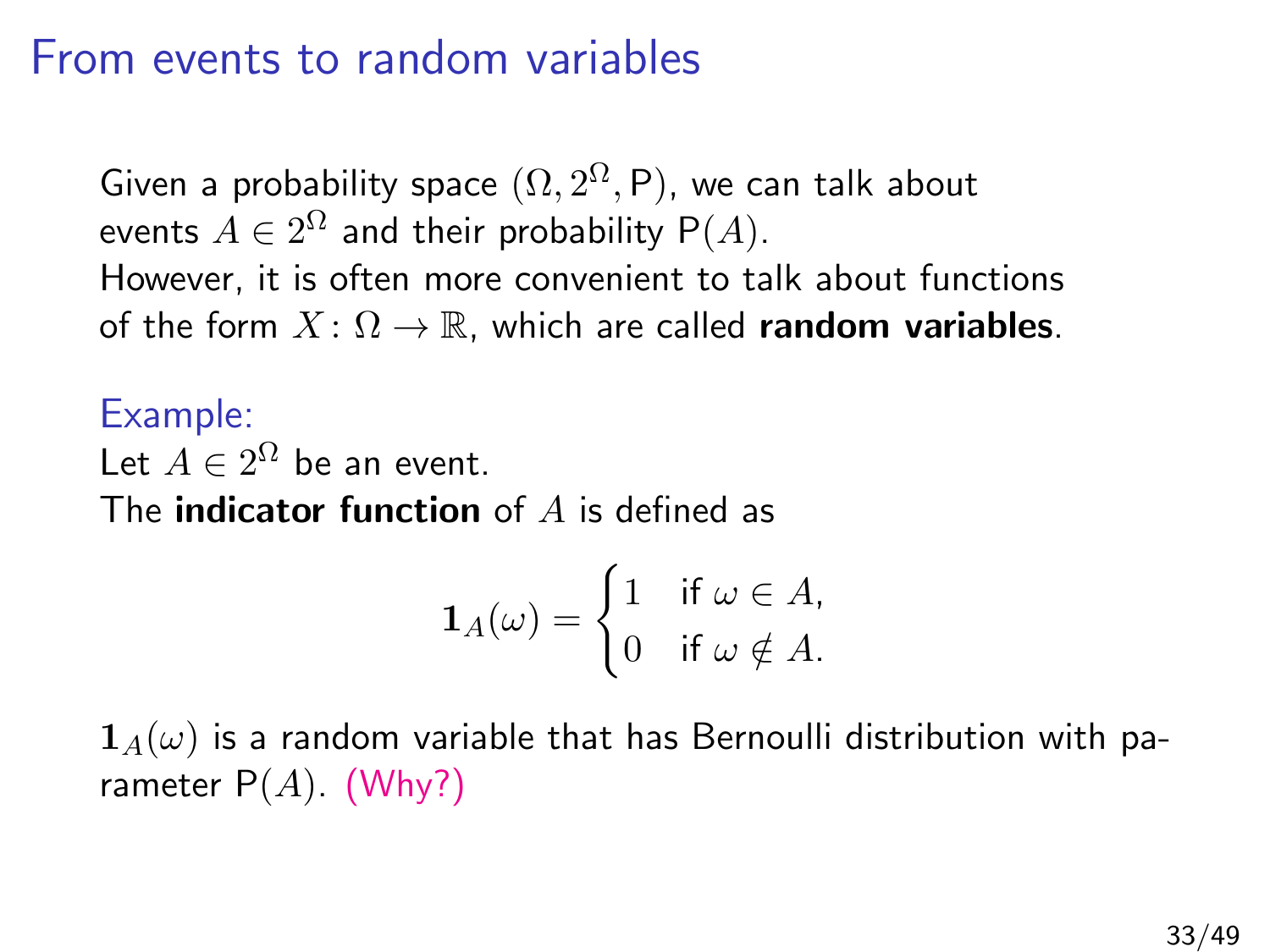# From events to random variables

Given a probability space $(\Omega, 2^\Omega, \mathsf{P})$, we can talk about events $A \in 2^\Omega$ and their probability $\mathsf{P}(A)$.
However, it is often more convenient to talk about functions of the form $X : \Omega \to \mathbb{R}$, which are called **random variables**.

Example:
Let $A \in 2^\Omega$ be an event.
The **indicator function** of $A$ is defined as

$$\mathbf{1}_A(\omega) = \begin{cases} 1 & \text{if } \omega \in A, \\ 0 & \text{if } \omega \notin A. \end{cases}$$

$\mathbf{1}_A(\omega)$ is a random variable that has Bernoulli distribution with parameter $\mathsf{P}(A)$. (Why?)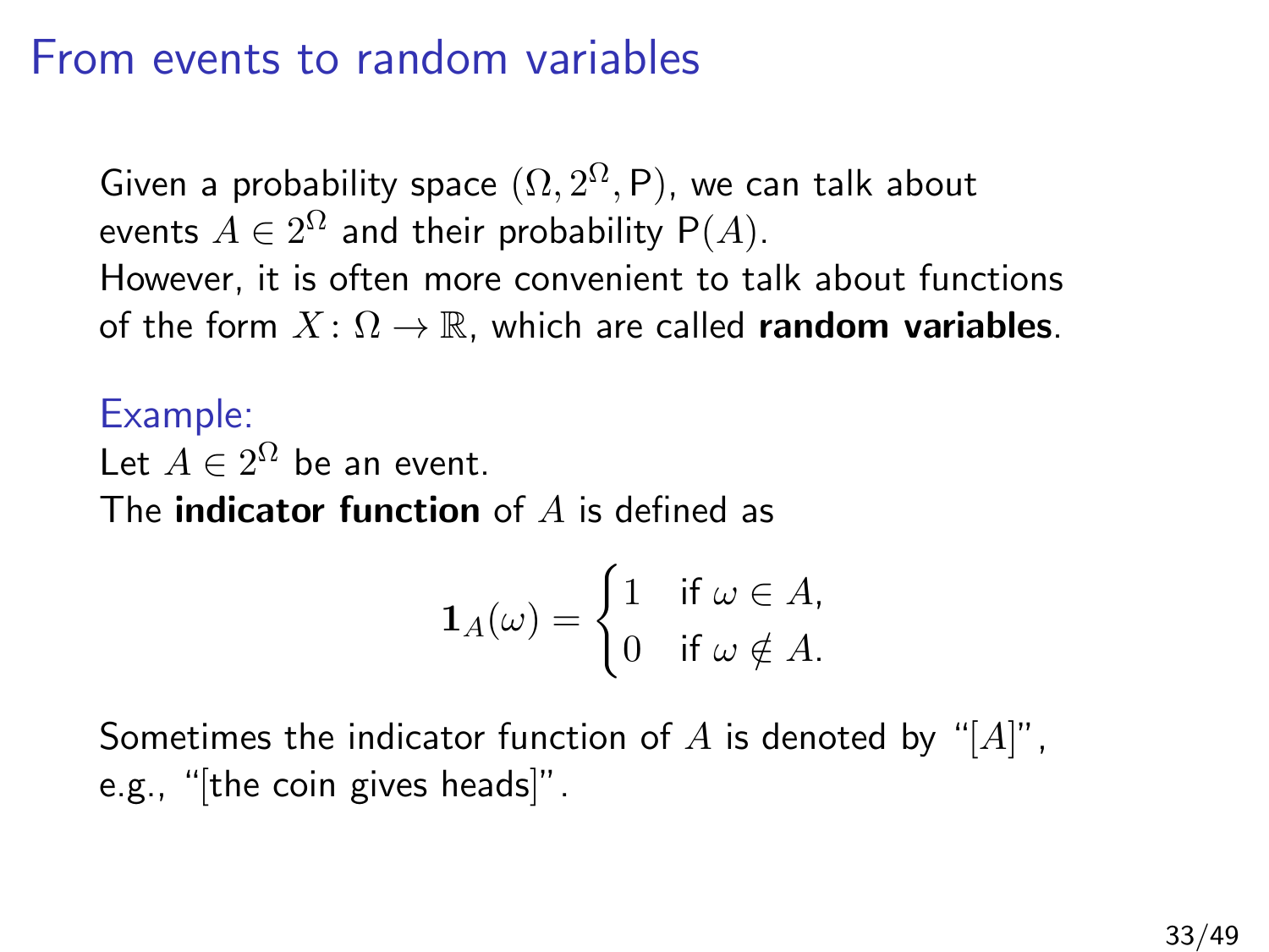# From events to random variables

Given a probability space $(\Omega, 2^\Omega, \mathsf{P})$, we can talk about events $A \in 2^\Omega$ and their probability $\mathsf{P}(A)$.
However, it is often more convenient to talk about functions of the form $X \colon \Omega \to \mathbb{R}$, which are called **random variables**.

Example:
Let $A \in 2^\Omega$ be an event.
The **indicator function** of $A$ is defined as

$$\mathbf{1}_A(\omega) = \begin{cases} 1 & \text{if } \omega \in A, \\ 0 & \text{if } \omega \notin A. \end{cases}$$

Sometimes the indicator function of $A$ is denoted by "$[A]$", e.g., "[the coin gives heads]".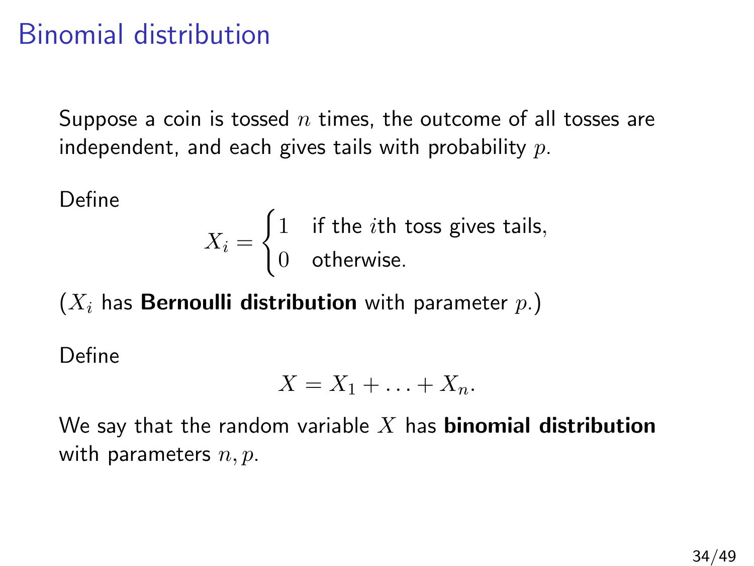# Binomial distribution

Suppose a coin is tossed $n$ times, the outcome of all tosses are independent, and each gives tails with probability $p$.

Define

$$X_i = \begin{cases} 1 & \text{if the } i\text{th toss gives tails,} \\ 0 & \text{otherwise.} \end{cases}$$

($X_i$ has **Bernoulli distribution** with parameter $p$.)

Define

$$X = X_1 + \ldots + X_n.$$

We say that the random variable $X$ has **binomial distribution** with parameters $n, p$.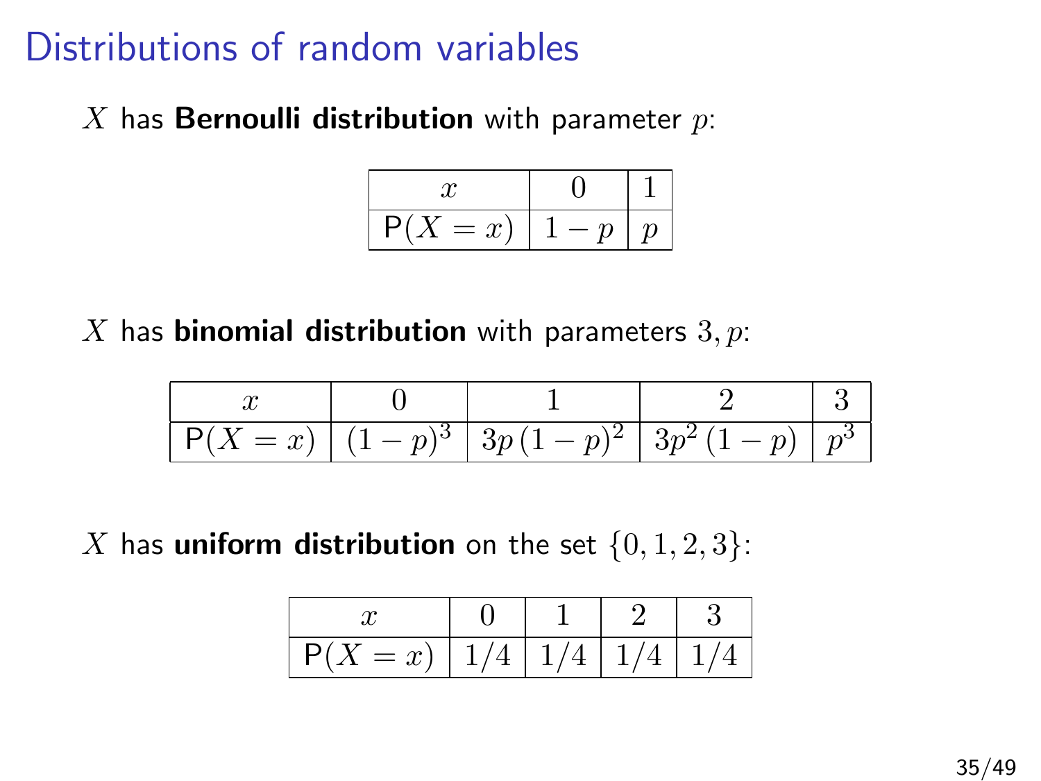# Distributions of random variables

$X$ has **Bernoulli distribution** with parameter $p$:

| $x$ | $0$ | $1$ |
|---|---|---|
| $\mathsf{P}(X = x)$ | $1 - p$ | $p$ |

$X$ has **binomial distribution** with parameters $3, p$:

| $x$ | $0$ | $1$ | $2$ | $3$ |
|---|---|---|---|---|
| $\mathsf{P}(X = x)$ | $(1 - p)^3$ | $3p\,(1 - p)^2$ | $3p^2\,(1 - p)$ | $p^3$ |

$X$ has **uniform distribution** on the set $\{0, 1, 2, 3\}$:

| $x$ | $0$ | $1$ | $2$ | $3$ |
|---|---|---|---|---|
| $\mathsf{P}(X = x)$ | $1/4$ | $1/4$ | $1/4$ | $1/4$ |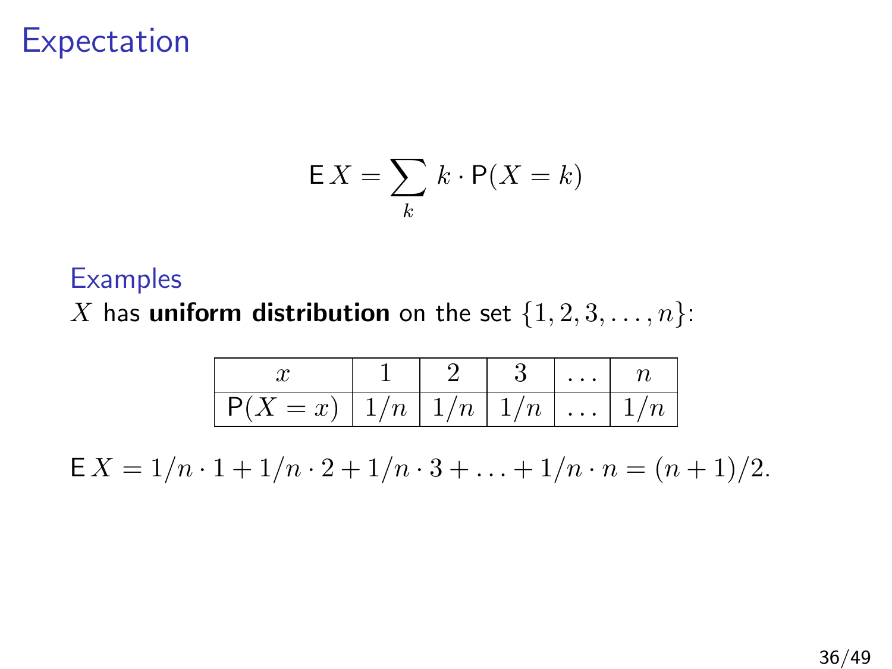# Expectation

$$\mathsf{E}\,X = \sum_k k \cdot \mathsf{P}(X = k)$$

## Examples

$X$ has **uniform distribution** on the set $\{1, 2, 3, \ldots, n\}$:

| $x$ | $1$ | $2$ | $3$ | $\ldots$ | $n$ |
|---|---|---|---|---|---|
| $\mathsf{P}(X = x)$ | $1/n$ | $1/n$ | $1/n$ | $\ldots$ | $1/n$ |

$\mathsf{E}\,X = 1/n \cdot 1 + 1/n \cdot 2 + 1/n \cdot 3 + \ldots + 1/n \cdot n = (n + 1)/2.$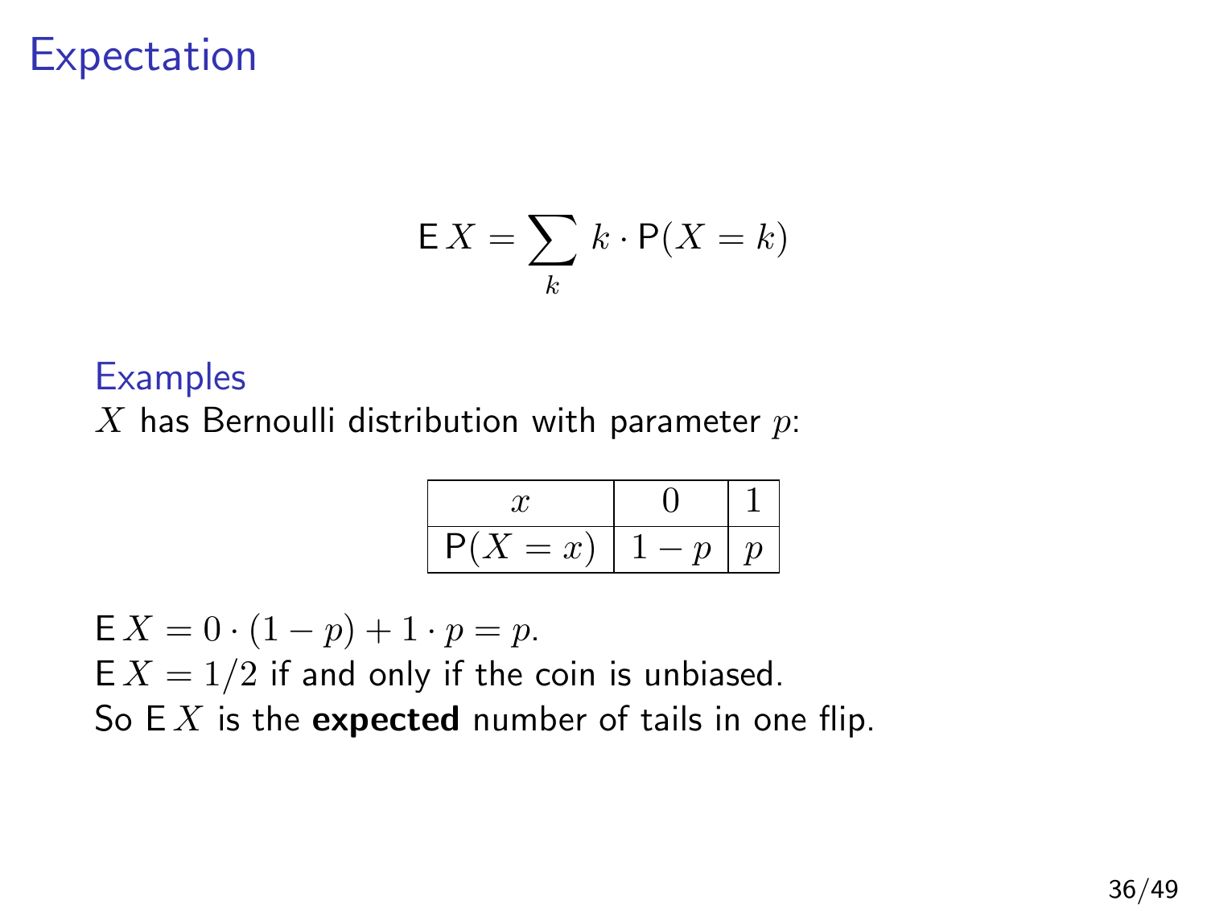# Expectation

$$\mathsf{E}\, X = \sum_{k} k \cdot \mathsf{P}(X = k)$$

## Examples

$X$ has Bernoulli distribution with parameter $p$:

| $x$ | $0$ | $1$ |
|---|---|---|
| $\mathsf{P}(X = x)$ | $1 - p$ | $p$ |

$\mathsf{E}\, X = 0 \cdot (1 - p) + 1 \cdot p = p$.
$\mathsf{E}\, X = 1/2$ if and only if the coin is unbiased.
So $\mathsf{E}\, X$ is the **expected** number of tails in one flip.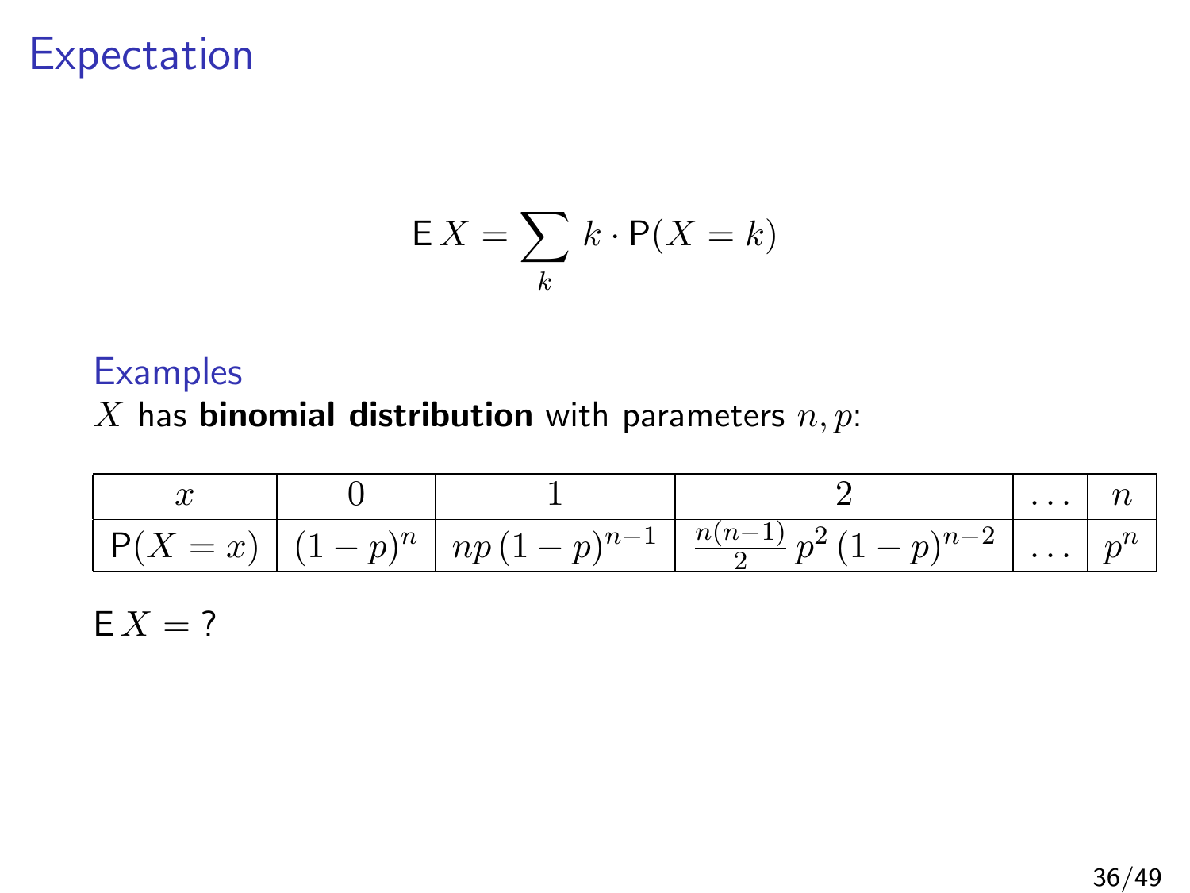# Expectation

$$\mathsf{E}\,X = \sum_k k \cdot \mathsf{P}(X = k)$$

## Examples

$X$ has **binomial distribution** with parameters $n, p$:

| $x$ | $0$ | $1$ | $2$ | $\dots$ | $n$ |
|---|---|---|---|---|---|
| $\mathsf{P}(X = x)$ | $(1-p)^n$ | $np\,(1-p)^{n-1}$ | $\frac{n(n-1)}{2}\,p^2\,(1-p)^{n-2}$ | $\dots$ | $p^n$ |

$\mathsf{E}\,X = ?$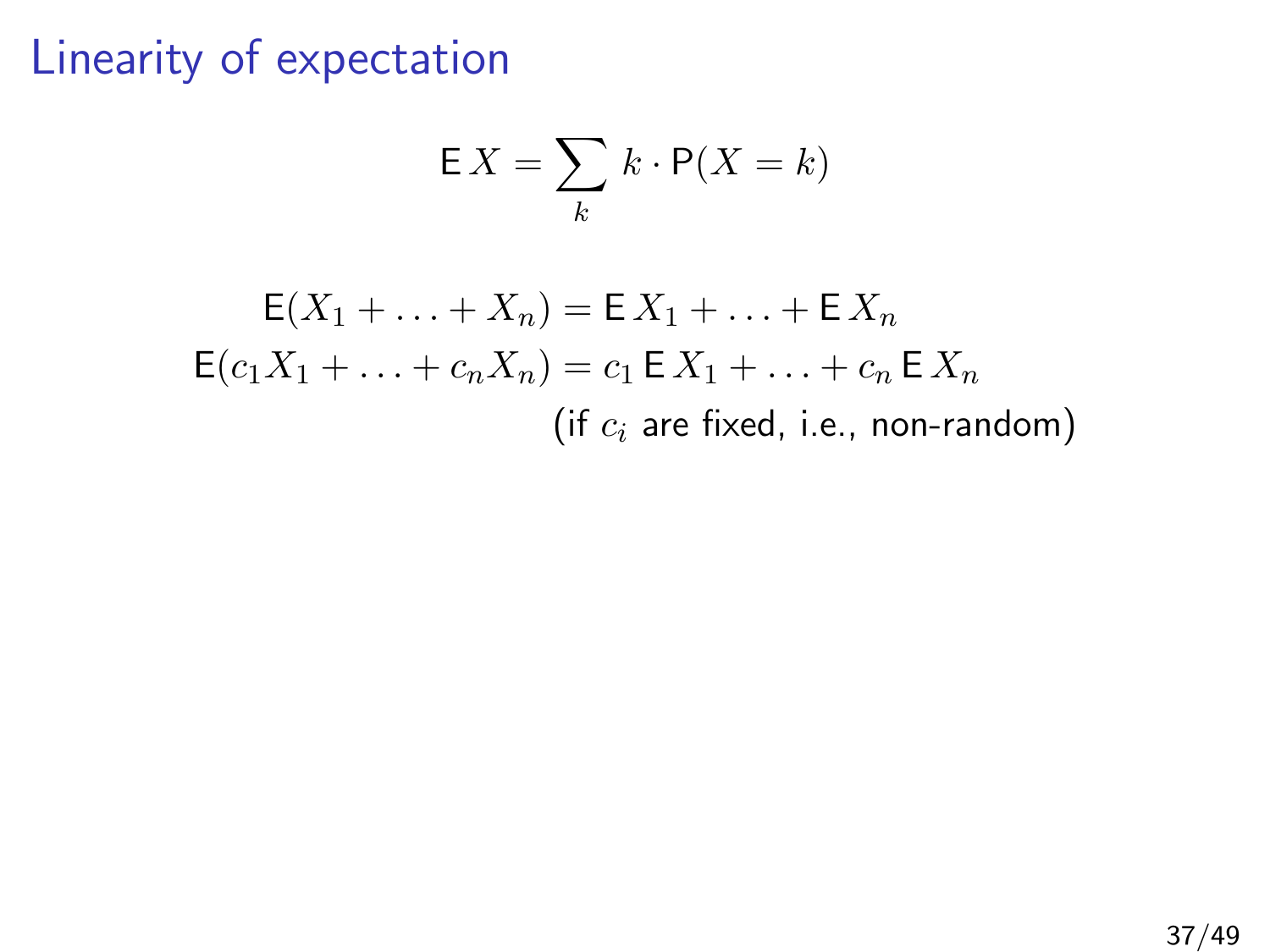# Linearity of expectation

$$\mathsf{E}\,X = \sum_k k \cdot \mathsf{P}(X = k)$$

$$\mathsf{E}(X_1 + \ldots + X_n) = \mathsf{E}\,X_1 + \ldots + \mathsf{E}\,X_n$$

$$\mathsf{E}(c_1 X_1 + \ldots + c_n X_n) = c_1\,\mathsf{E}\,X_1 + \ldots + c_n\,\mathsf{E}\,X_n$$

(if $c_i$ are fixed, i.e., non-random)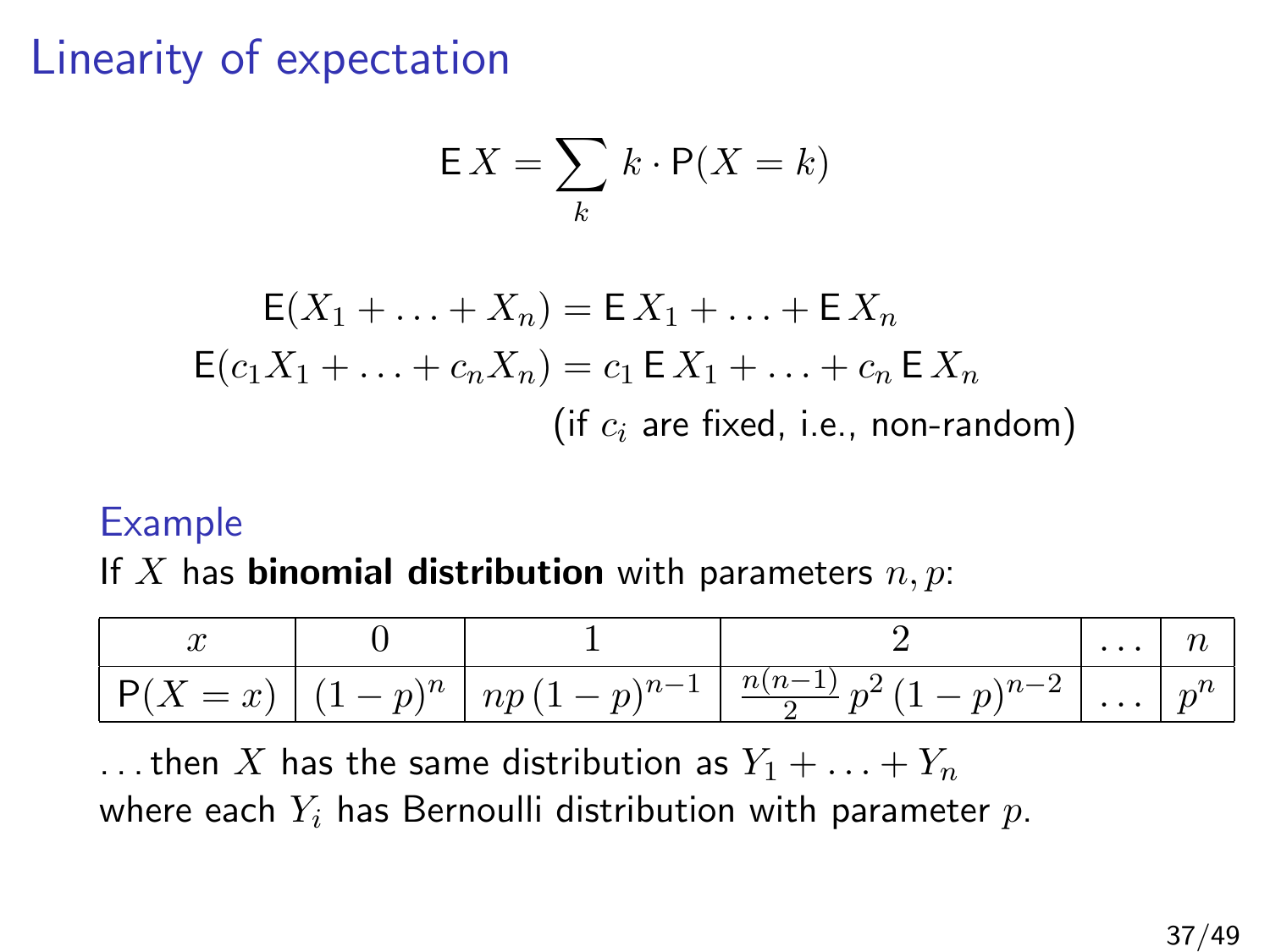# Linearity of expectation

$$\mathsf{E}\,X = \sum_k k \cdot \mathsf{P}(X = k)$$

$$\mathsf{E}(X_1 + \ldots + X_n) = \mathsf{E}\,X_1 + \ldots + \mathsf{E}\,X_n$$

$$\mathsf{E}(c_1 X_1 + \ldots + c_n X_n) = c_1\,\mathsf{E}\,X_1 + \ldots + c_n\,\mathsf{E}\,X_n$$

(if $c_i$ are fixed, i.e., non-random)

## Example

If $X$ has **binomial distribution** with parameters $n, p$:

| $x$ | $0$ | $1$ | $2$ | $\ldots$ | $n$ |
|---|---|---|---|---|---|
| $\mathsf{P}(X = x)$ | $(1-p)^n$ | $np\,(1-p)^{n-1}$ | $\frac{n(n-1)}{2}\,p^2\,(1-p)^{n-2}$ | $\ldots$ | $p^n$ |

…then $X$ has the same distribution as $Y_1 + \ldots + Y_n$ where each $Y_i$ has Bernoulli distribution with parameter $p$.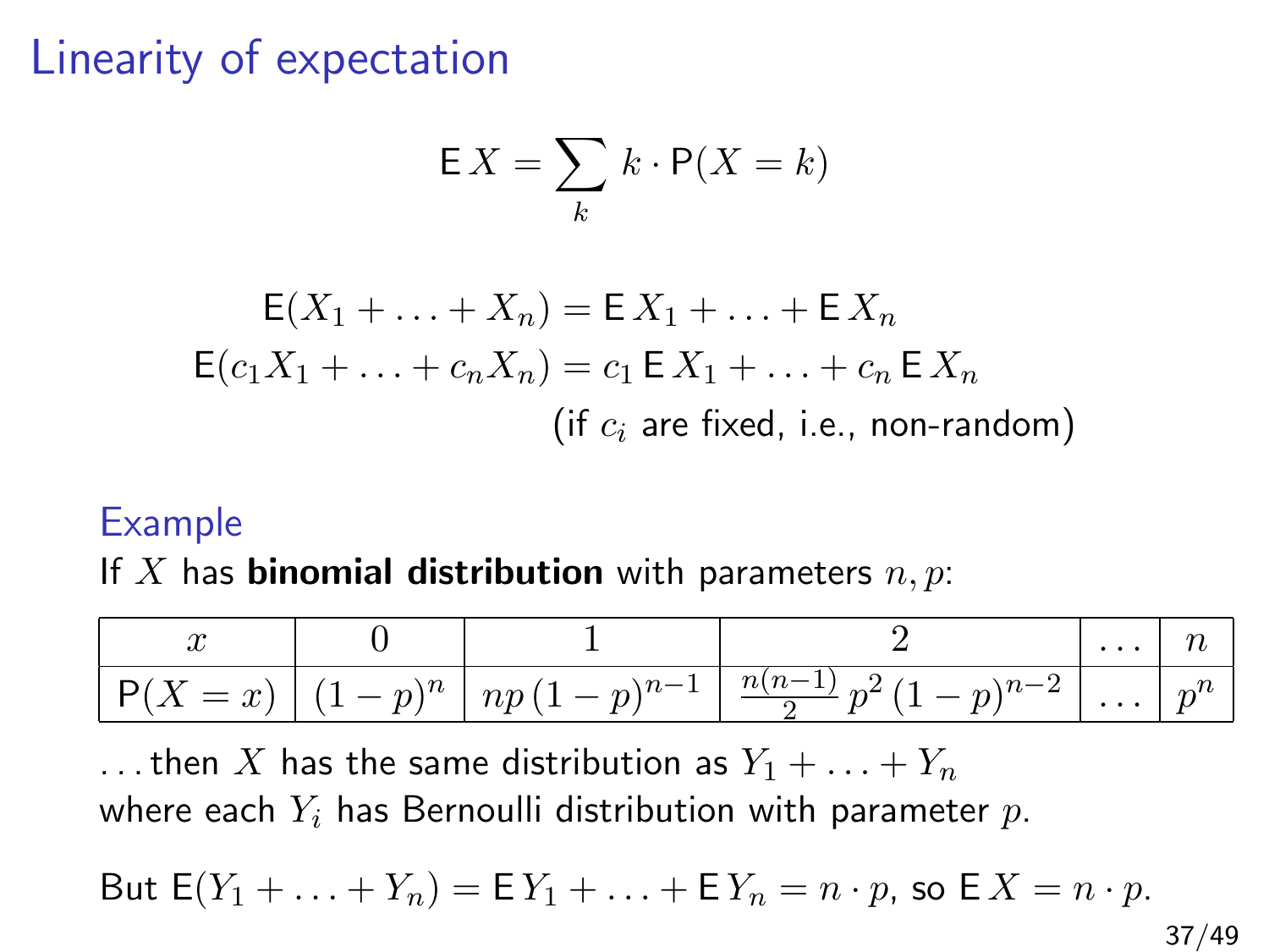# Linearity of expectation

$$\mathsf{E}\,X = \sum_k k \cdot \mathsf{P}(X = k)$$

$$\mathsf{E}(X_1 + \ldots + X_n) = \mathsf{E}\,X_1 + \ldots + \mathsf{E}\,X_n$$

$$\mathsf{E}(c_1 X_1 + \ldots + c_n X_n) = c_1\,\mathsf{E}\,X_1 + \ldots + c_n\,\mathsf{E}\,X_n$$

(if $c_i$ are fixed, i.e., non-random)

## Example

If $X$ has **binomial distribution** with parameters $n, p$:

| $x$ | $0$ | $1$ | $2$ | $\ldots$ | $n$ |
|---|---|---|---|---|---|
| $\mathsf{P}(X = x)$ | $(1-p)^n$ | $np\,(1-p)^{n-1}$ | $\frac{n(n-1)}{2}\,p^2\,(1-p)^{n-2}$ | $\ldots$ | $p^n$ |

…then $X$ has the same distribution as $Y_1 + \ldots + Y_n$ where each $Y_i$ has Bernoulli distribution with parameter $p$.

But $\mathsf{E}(Y_1 + \ldots + Y_n) = \mathsf{E}\,Y_1 + \ldots + \mathsf{E}\,Y_n = n \cdot p$, so $\mathsf{E}\,X = n \cdot p$.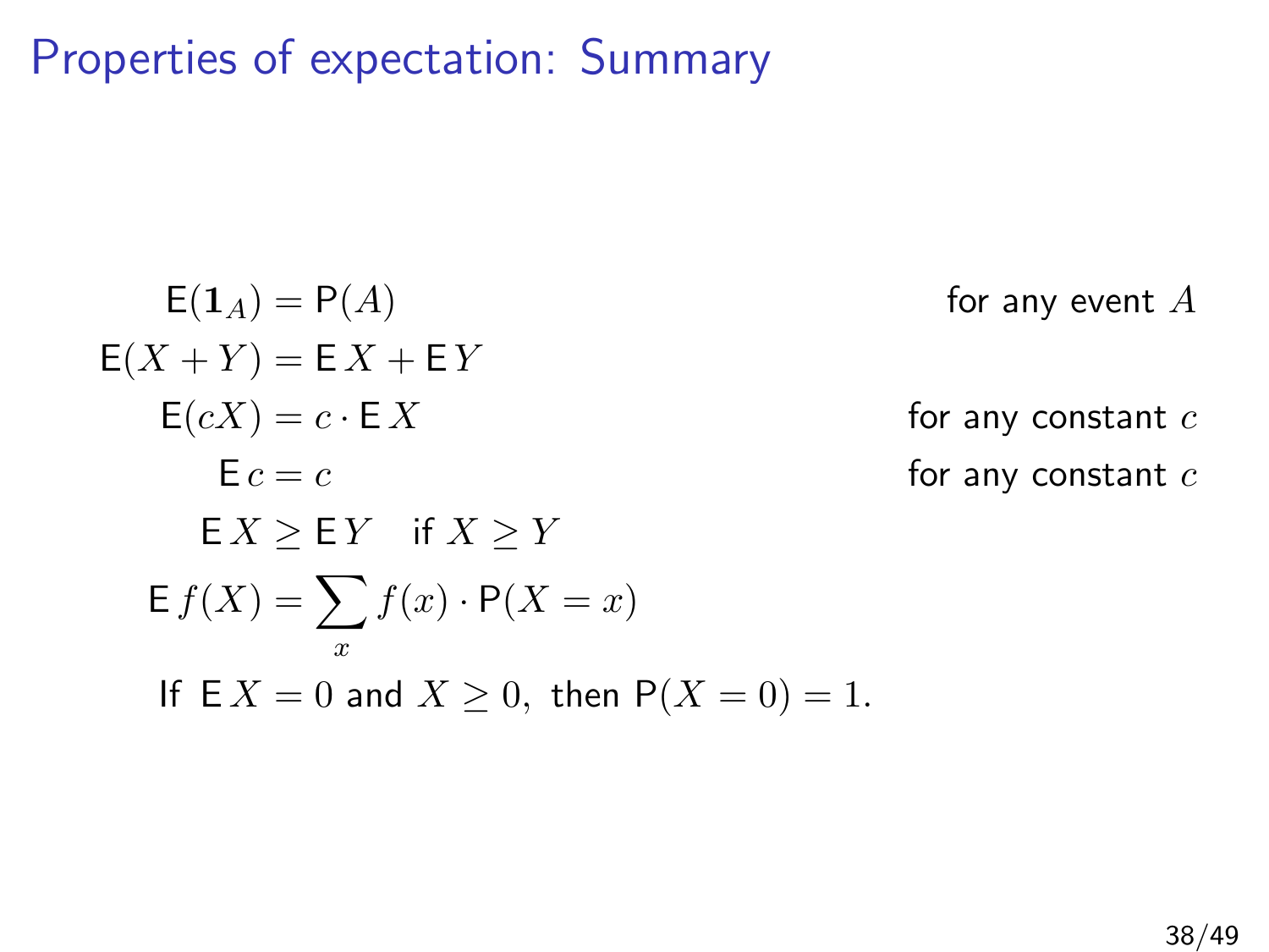# Properties of expectation: Summary

$$\mathsf{E}(\mathbf{1}_A) = \mathsf{P}(A) \qquad \text{for any event } A$$

$$\mathsf{E}(X + Y) = \mathsf{E}\,X + \mathsf{E}\,Y$$

$$\mathsf{E}(cX) = c \cdot \mathsf{E}\,X \qquad \text{for any constant } c$$

$$\mathsf{E}\,c = c \qquad \text{for any constant } c$$

$$\mathsf{E}\,X \geq \mathsf{E}\,Y \quad \text{if } X \geq Y$$

$$\mathsf{E}\,f(X) = \sum_x f(x) \cdot \mathsf{P}(X = x)$$

If $\mathsf{E}\,X = 0$ and $X \geq 0$, then $\mathsf{P}(X = 0) = 1$.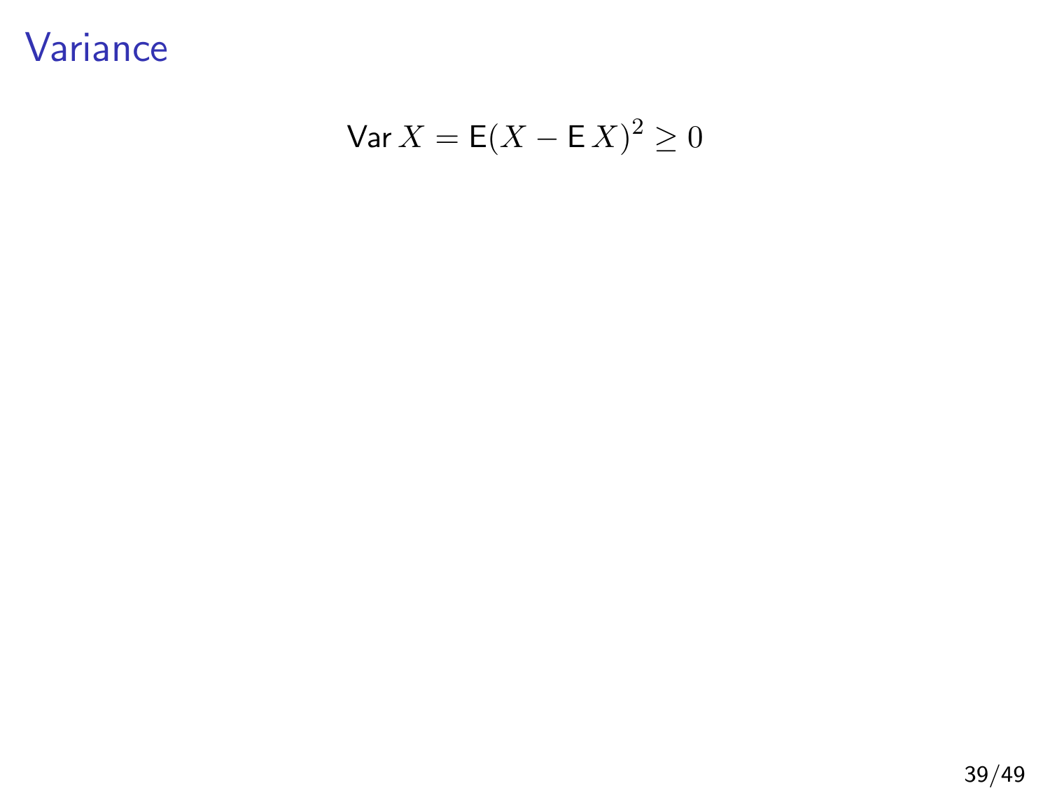# Variance

$$\operatorname{Var} X = \operatorname{E}(X - \operatorname{E} X)^2 \geq 0$$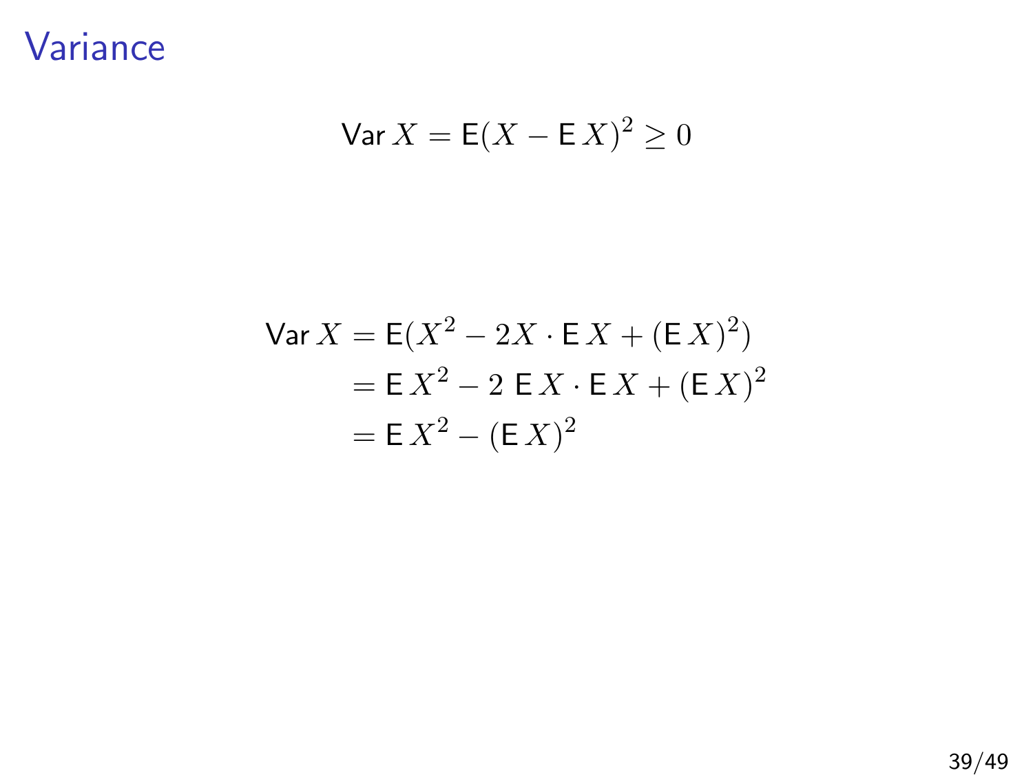# Variance

$$\operatorname{Var} X = \operatorname{E}(X - \operatorname{E} X)^2 \geq 0$$

$$\begin{aligned}
\operatorname{Var} X &= \operatorname{E}(X^2 - 2X \cdot \operatorname{E} X + (\operatorname{E} X)^2) \\
&= \operatorname{E} X^2 - 2 \operatorname{E} X \cdot \operatorname{E} X + (\operatorname{E} X)^2 \\
&= \operatorname{E} X^2 - (\operatorname{E} X)^2
\end{aligned}$$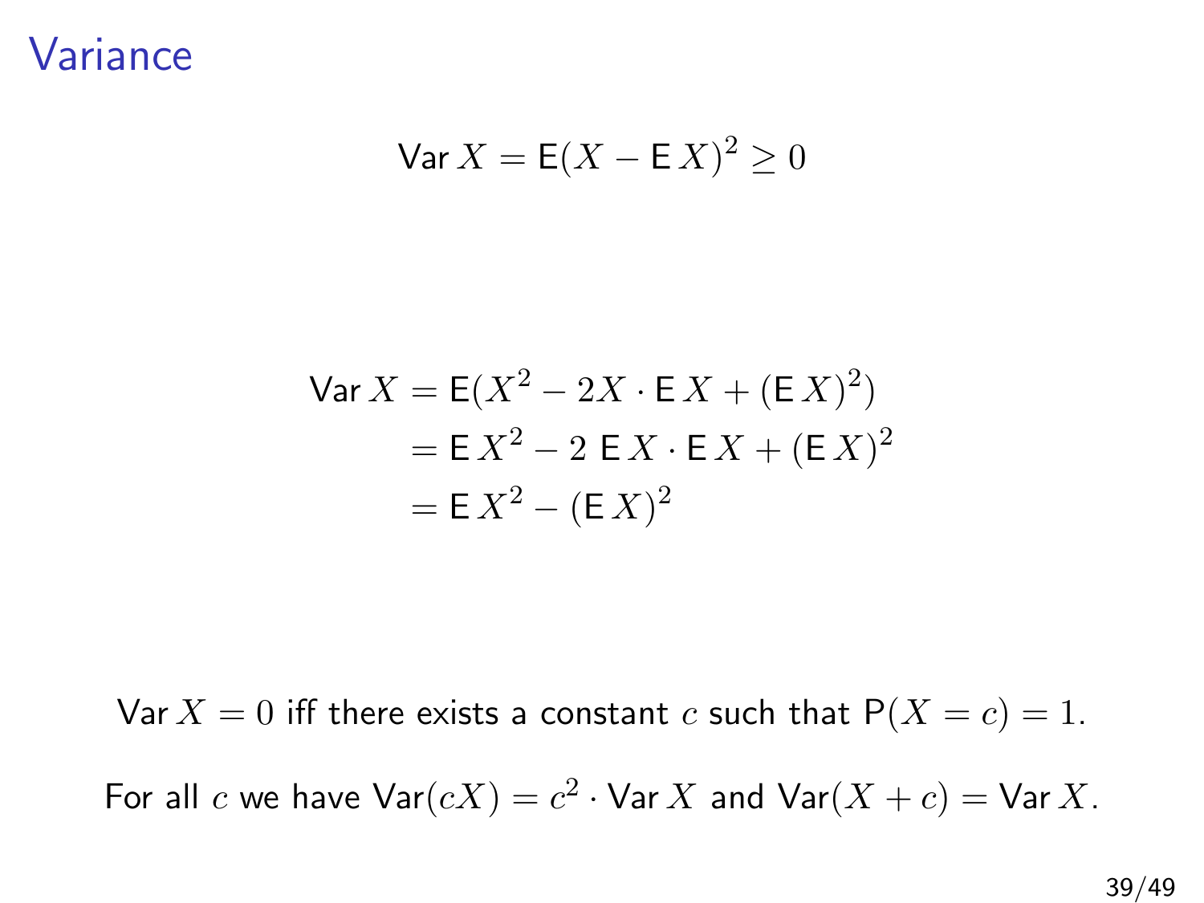# Variance

$$\operatorname{Var} X = \operatorname{E}(X - \operatorname{E} X)^2 \geq 0$$

$$\begin{aligned}
\operatorname{Var} X &= \operatorname{E}(X^2 - 2X \cdot \operatorname{E} X + (\operatorname{E} X)^2) \\
&= \operatorname{E} X^2 - 2 \operatorname{E} X \cdot \operatorname{E} X + (\operatorname{E} X)^2 \\
&= \operatorname{E} X^2 - (\operatorname{E} X)^2
\end{aligned}$$

$\operatorname{Var} X = 0$ iff there exists a constant $c$ such that $\operatorname{P}(X = c) = 1$.

For all $c$ we have $\operatorname{Var}(cX) = c^2 \cdot \operatorname{Var} X$ and $\operatorname{Var}(X + c) = \operatorname{Var} X$.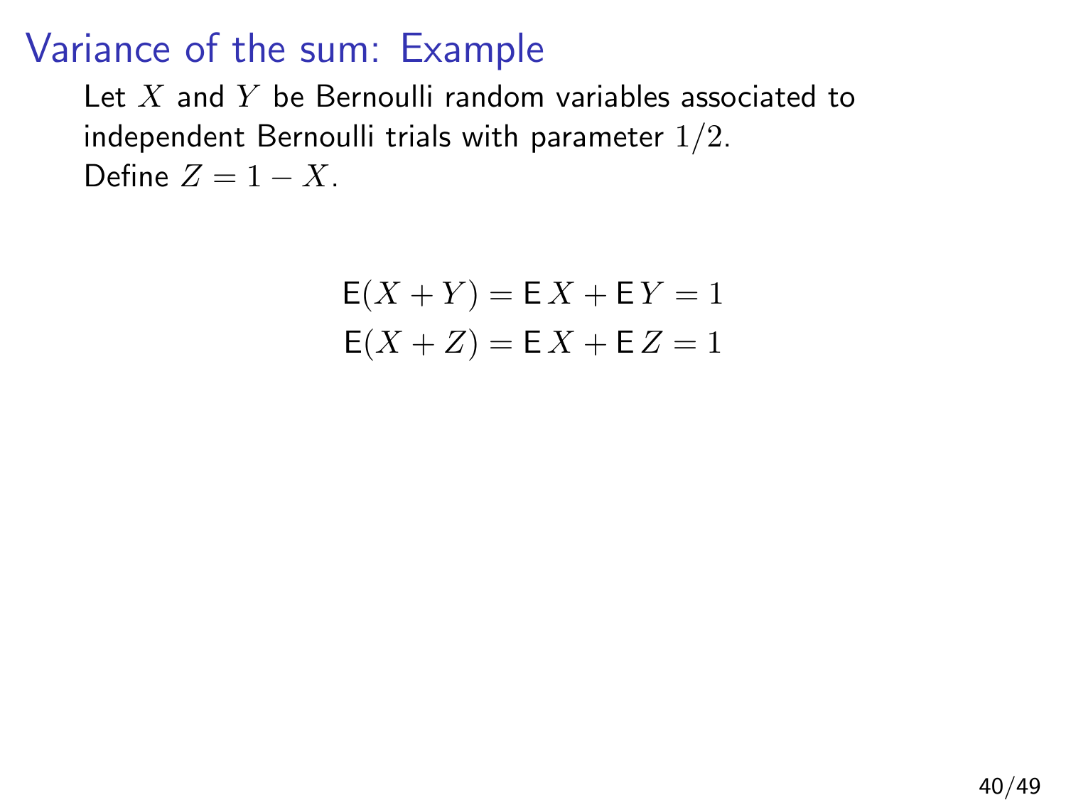# Variance of the sum: Example

Let $X$ and $Y$ be Bernoulli random variables associated to independent Bernoulli trials with parameter $1/2$.
Define $Z = 1 - X$.

$$\mathsf{E}(X + Y) = \mathsf{E}\,X + \mathsf{E}\,Y = 1$$
$$\mathsf{E}(X + Z) = \mathsf{E}\,X + \mathsf{E}\,Z = 1$$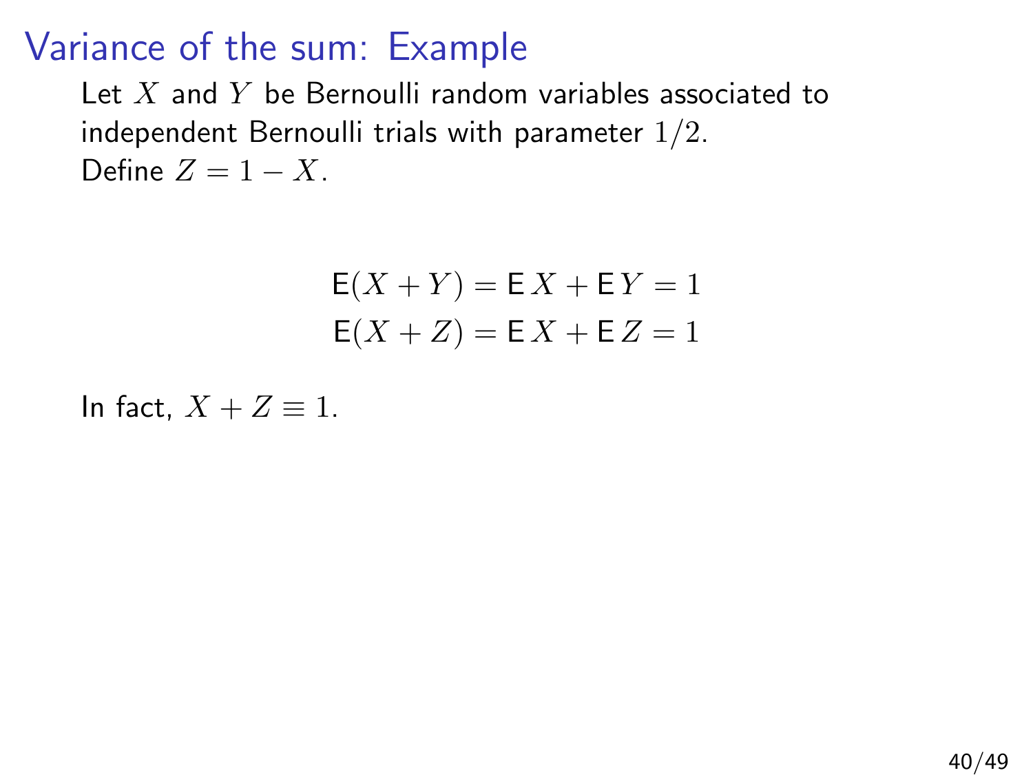# Variance of the sum: Example

Let $X$ and $Y$ be Bernoulli random variables associated to independent Bernoulli trials with parameter $1/2$.
Define $Z = 1 - X$.

$$\begin{aligned}
\mathsf{E}(X+Y) &= \mathsf{E}\,X + \mathsf{E}\,Y = 1 \\
\mathsf{E}(X+Z) &= \mathsf{E}\,X + \mathsf{E}\,Z = 1
\end{aligned}$$

In fact, $X + Z \equiv 1$.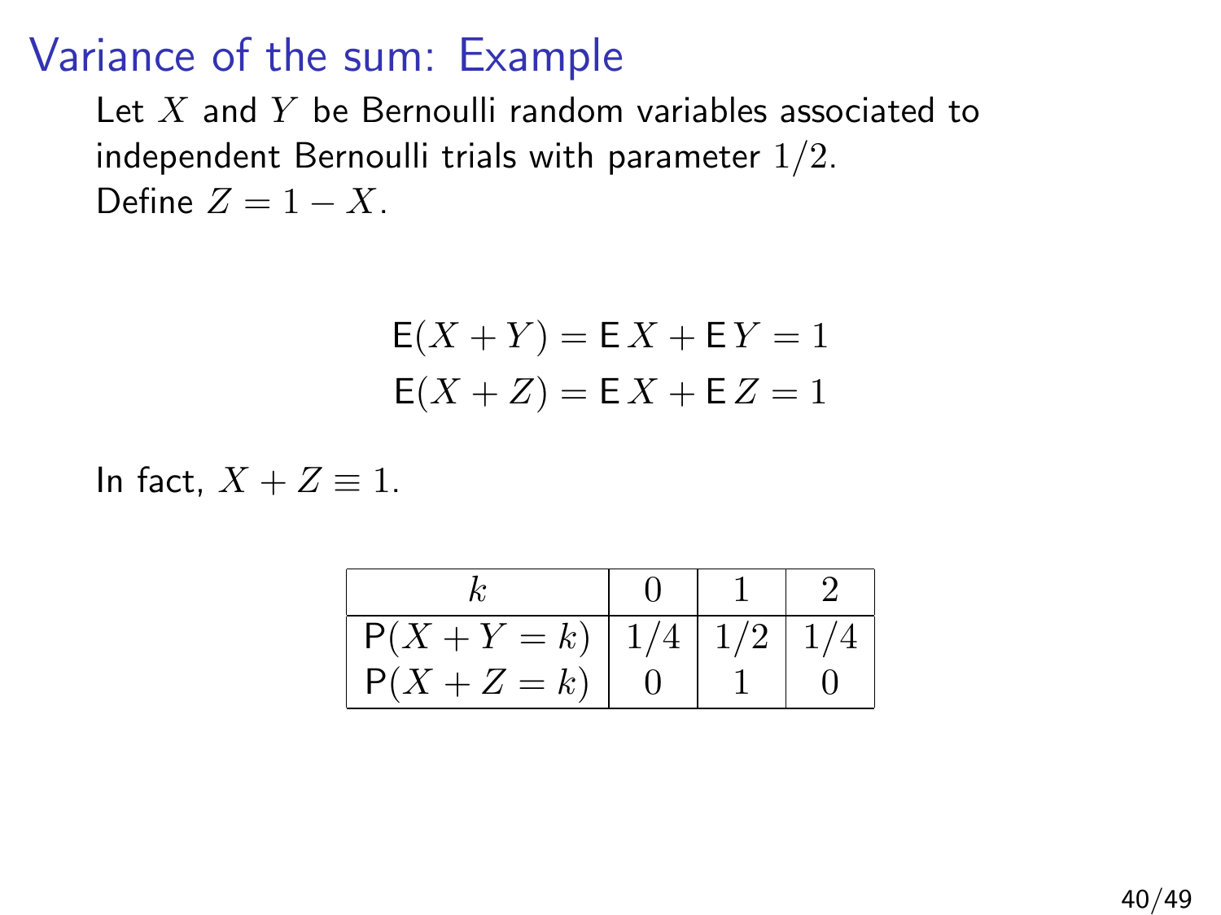# Variance of the sum: Example

Let $X$ and $Y$ be Bernoulli random variables associated to independent Bernoulli trials with parameter $1/2$.
Define $Z = 1 - X$.

$$\mathsf{E}(X+Y) = \mathsf{E}\,X + \mathsf{E}\,Y = 1$$
$$\mathsf{E}(X+Z) = \mathsf{E}\,X + \mathsf{E}\,Z = 1$$

In fact, $X + Z \equiv 1$.

| $k$ | 0 | 1 | 2 |
|---|---|---|---|
| $\mathsf{P}(X+Y=k)$ | $1/4$ | $1/2$ | $1/4$ |
| $\mathsf{P}(X+Z=k)$ | 0 | 1 | 0 |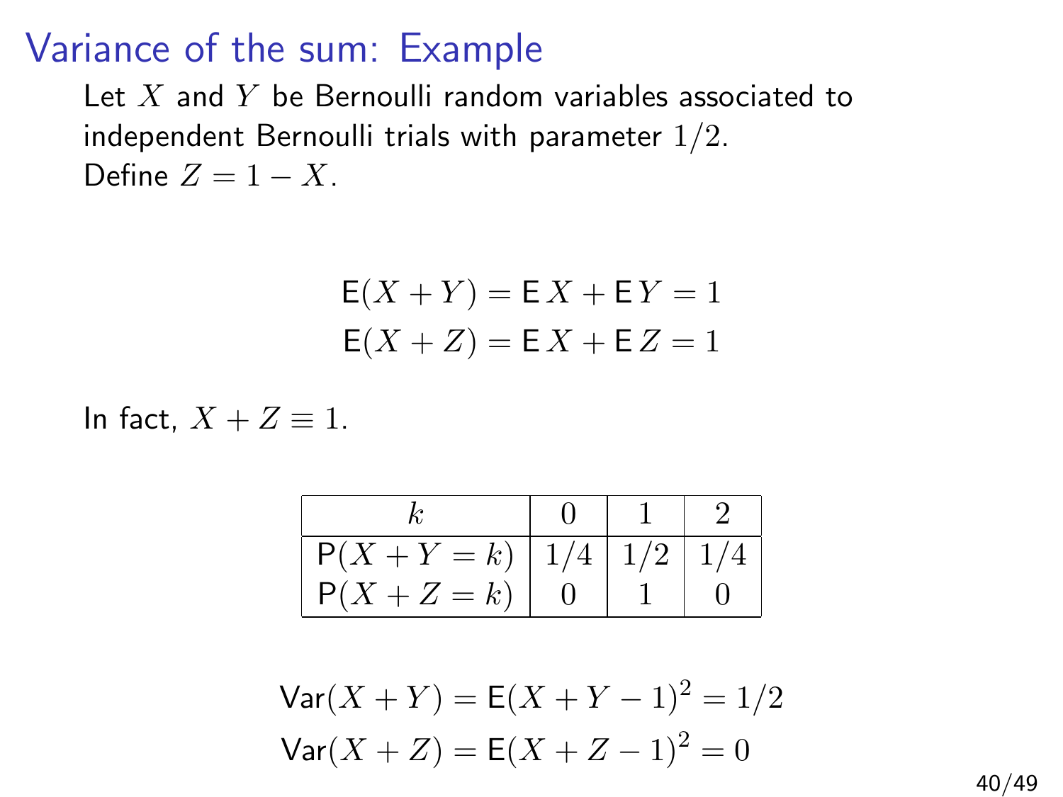# Variance of the sum: Example

Let $X$ and $Y$ be Bernoulli random variables associated to independent Bernoulli trials with parameter $1/2$.
Define $Z = 1 - X$.

$$\mathsf{E}(X + Y) = \mathsf{E}\,X + \mathsf{E}\,Y = 1$$
$$\mathsf{E}(X + Z) = \mathsf{E}\,X + \mathsf{E}\,Z = 1$$

In fact, $X + Z \equiv 1$.

| $k$ | $0$ | $1$ | $2$ |
|---|---|---|---|
| $\mathsf{P}(X + Y = k)$ | $1/4$ | $1/2$ | $1/4$ |
| $\mathsf{P}(X + Z = k)$ | $0$ | $1$ | $0$ |

$$\mathsf{Var}(X + Y) = \mathsf{E}(X + Y - 1)^2 = 1/2$$
$$\mathsf{Var}(X + Z) = \mathsf{E}(X + Z - 1)^2 = 0$$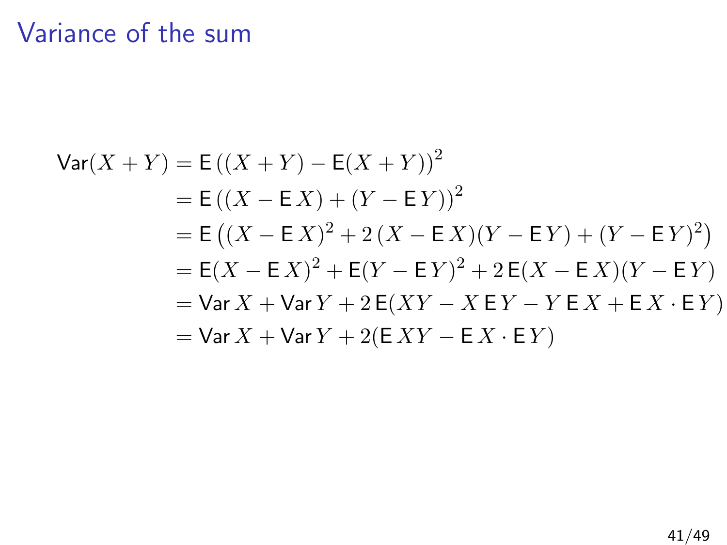## Variance of the sum

$$
\begin{aligned}
\mathsf{Var}(X+Y) &= \mathsf{E}\left((X+Y) - \mathsf{E}(X+Y)\right)^2 \\
&= \mathsf{E}\left((X - \mathsf{E}\,X) + (Y - \mathsf{E}\,Y)\right)^2 \\
&= \mathsf{E}\left((X - \mathsf{E}\,X)^2 + 2\,(X - \mathsf{E}\,X)(Y - \mathsf{E}\,Y) + (Y - \mathsf{E}\,Y)^2\right) \\
&= \mathsf{E}(X - \mathsf{E}\,X)^2 + \mathsf{E}(Y - \mathsf{E}\,Y)^2 + 2\,\mathsf{E}(X - \mathsf{E}\,X)(Y - \mathsf{E}\,Y) \\
&= \mathsf{Var}\,X + \mathsf{Var}\,Y + 2\,\mathsf{E}(XY - X\,\mathsf{E}\,Y - Y\,\mathsf{E}\,X + \mathsf{E}\,X \cdot \mathsf{E}\,Y) \\
&= \mathsf{Var}\,X + \mathsf{Var}\,Y + 2(\mathsf{E}\,XY - \mathsf{E}\,X \cdot \mathsf{E}\,Y)
\end{aligned}
$$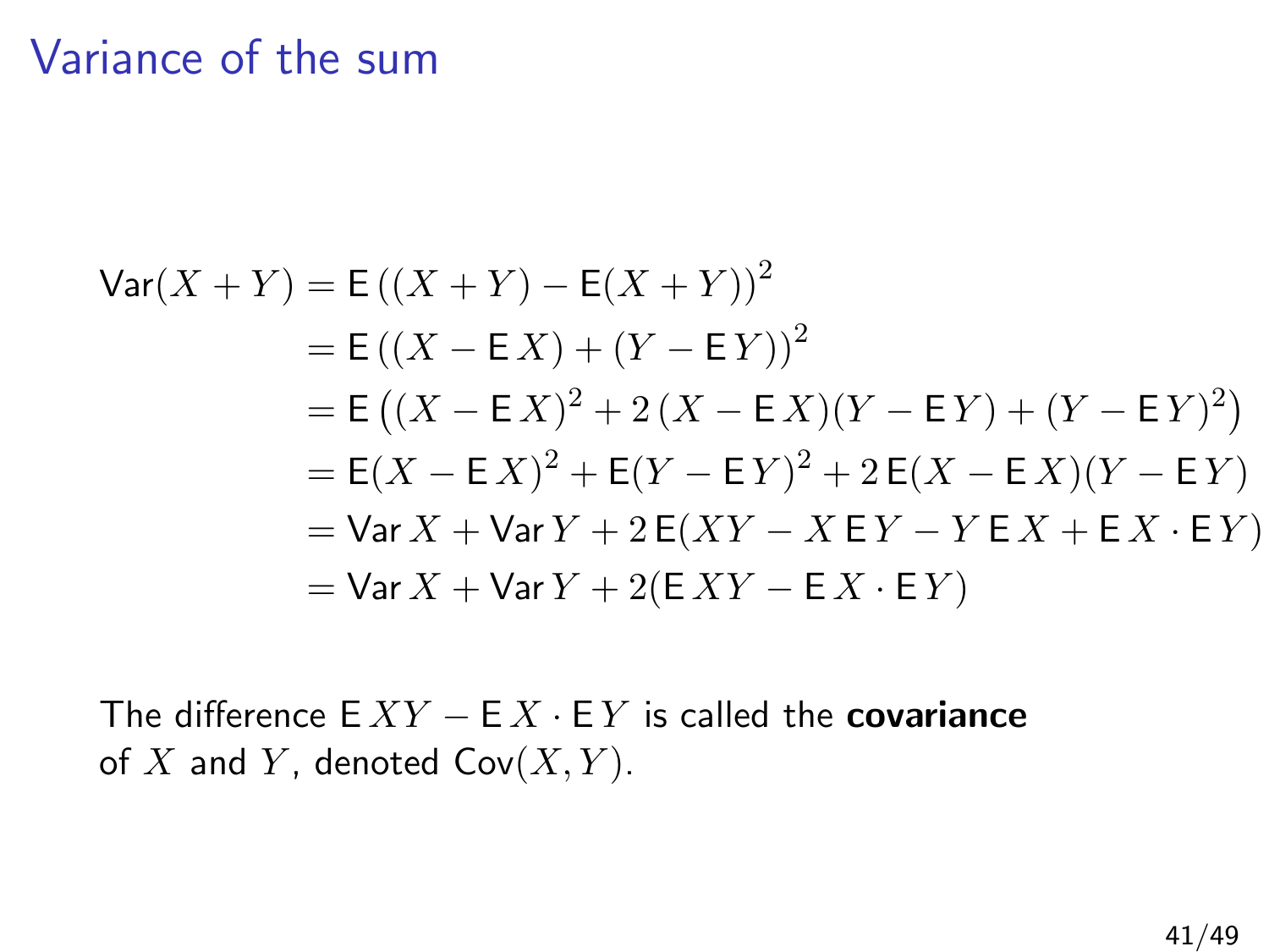# Variance of the sum

$$
\begin{aligned}
\mathsf{Var}(X+Y) &= \mathsf{E}\left((X+Y) - \mathsf{E}(X+Y)\right)^2 \\
&= \mathsf{E}\left((X - \mathsf{E}\,X) + (Y - \mathsf{E}\,Y)\right)^2 \\
&= \mathsf{E}\left((X - \mathsf{E}\,X)^2 + 2\,(X - \mathsf{E}\,X)(Y - \mathsf{E}\,Y) + (Y - \mathsf{E}\,Y)^2\right) \\
&= \mathsf{E}(X - \mathsf{E}\,X)^2 + \mathsf{E}(Y - \mathsf{E}\,Y)^2 + 2\,\mathsf{E}(X - \mathsf{E}\,X)(Y - \mathsf{E}\,Y) \\
&= \mathsf{Var}\,X + \mathsf{Var}\,Y + 2\,\mathsf{E}(XY - X\,\mathsf{E}\,Y - Y\,\mathsf{E}\,X + \mathsf{E}\,X \cdot \mathsf{E}\,Y) \\
&= \mathsf{Var}\,X + \mathsf{Var}\,Y + 2(\mathsf{E}\,XY - \mathsf{E}\,X \cdot \mathsf{E}\,Y)
\end{aligned}
$$

The difference $\mathsf{E}\,XY - \mathsf{E}\,X \cdot \mathsf{E}\,Y$ is called the **covariance** of $X$ and $Y$, denoted $\mathsf{Cov}(X, Y)$.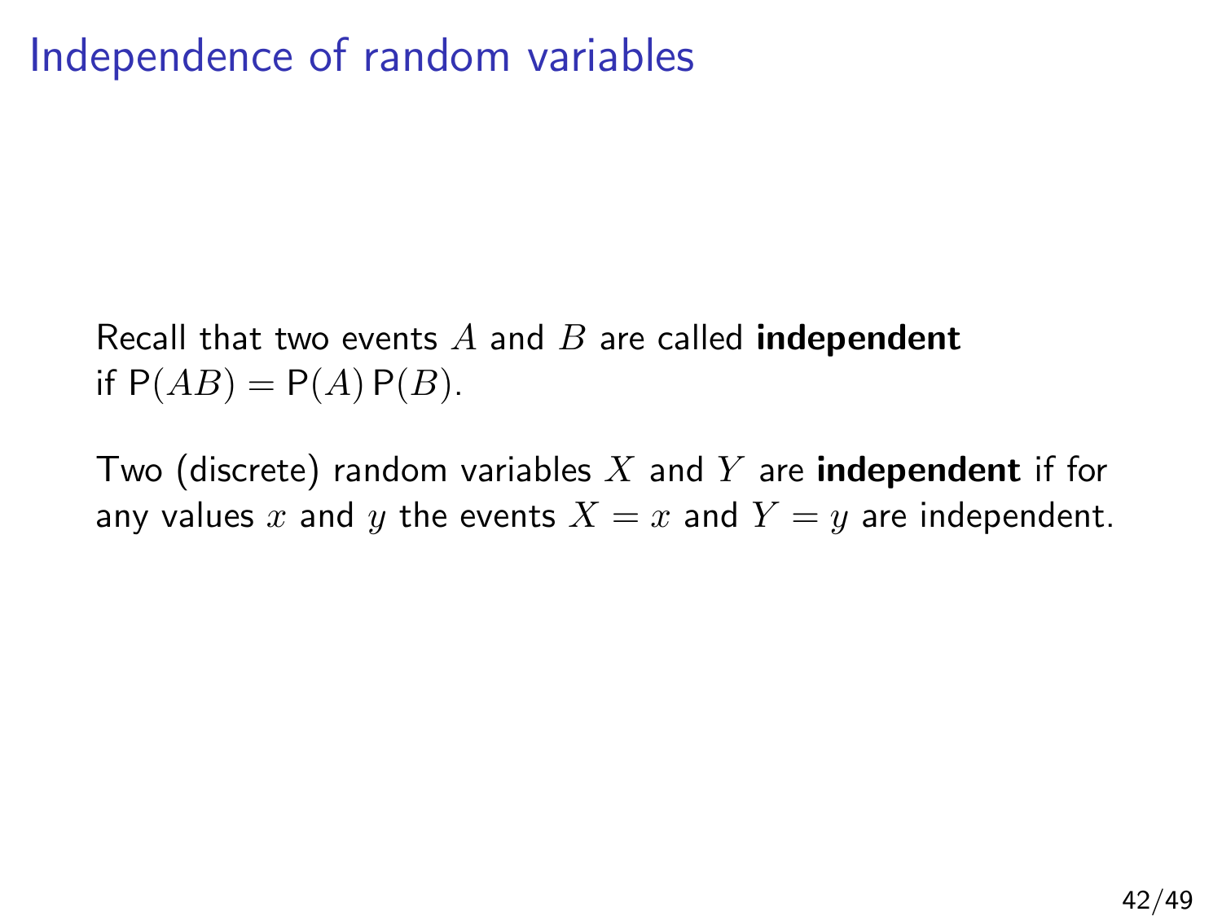# Independence of random variables

Recall that two events $A$ and $B$ are called **independent** if $\mathsf{P}(AB) = \mathsf{P}(A)\,\mathsf{P}(B)$.

Two (discrete) random variables $X$ and $Y$ are **independent** if for any values $x$ and $y$ the events $X = x$ and $Y = y$ are independent.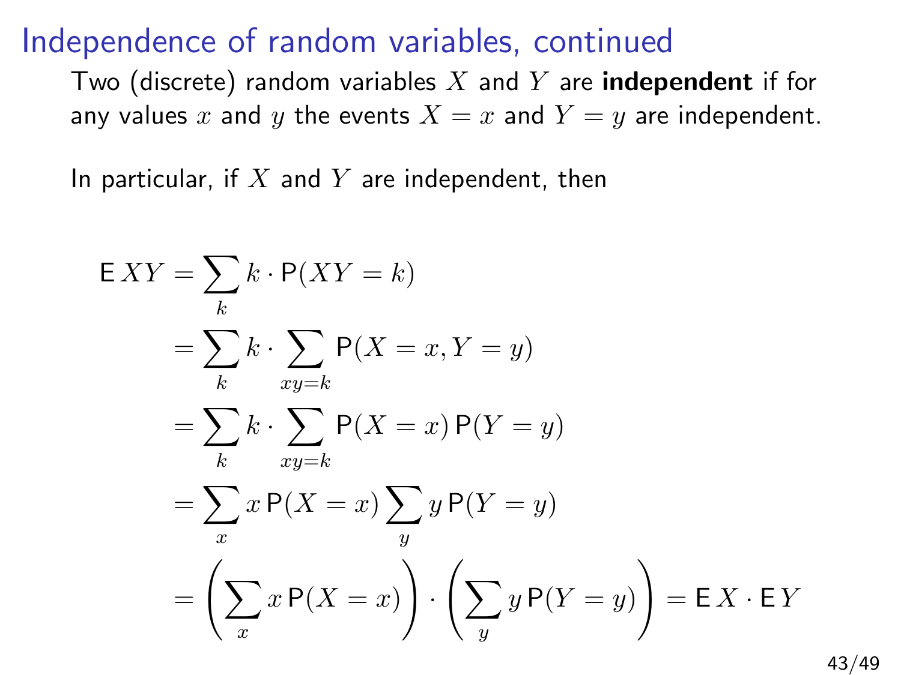# Independence of random variables, continued

Two (discrete) random variables $X$ and $Y$ are **independent** if for any values $x$ and $y$ the events $X = x$ and $Y = y$ are independent.

In particular, if $X$ and $Y$ are independent, then

$$
\begin{aligned}
\mathsf{E}\, XY &= \sum_k k \cdot \mathsf{P}(XY = k) \\
&= \sum_k k \cdot \sum_{xy=k} \mathsf{P}(X = x, Y = y) \\
&= \sum_k k \cdot \sum_{xy=k} \mathsf{P}(X = x)\, \mathsf{P}(Y = y) \\
&= \sum_x x\, \mathsf{P}(X = x) \sum_y y\, \mathsf{P}(Y = y) \\
&= \left( \sum_x x\, \mathsf{P}(X = x) \right) \cdot \left( \sum_y y\, \mathsf{P}(Y = y) \right) = \mathsf{E}\, X \cdot \mathsf{E}\, Y
\end{aligned}
$$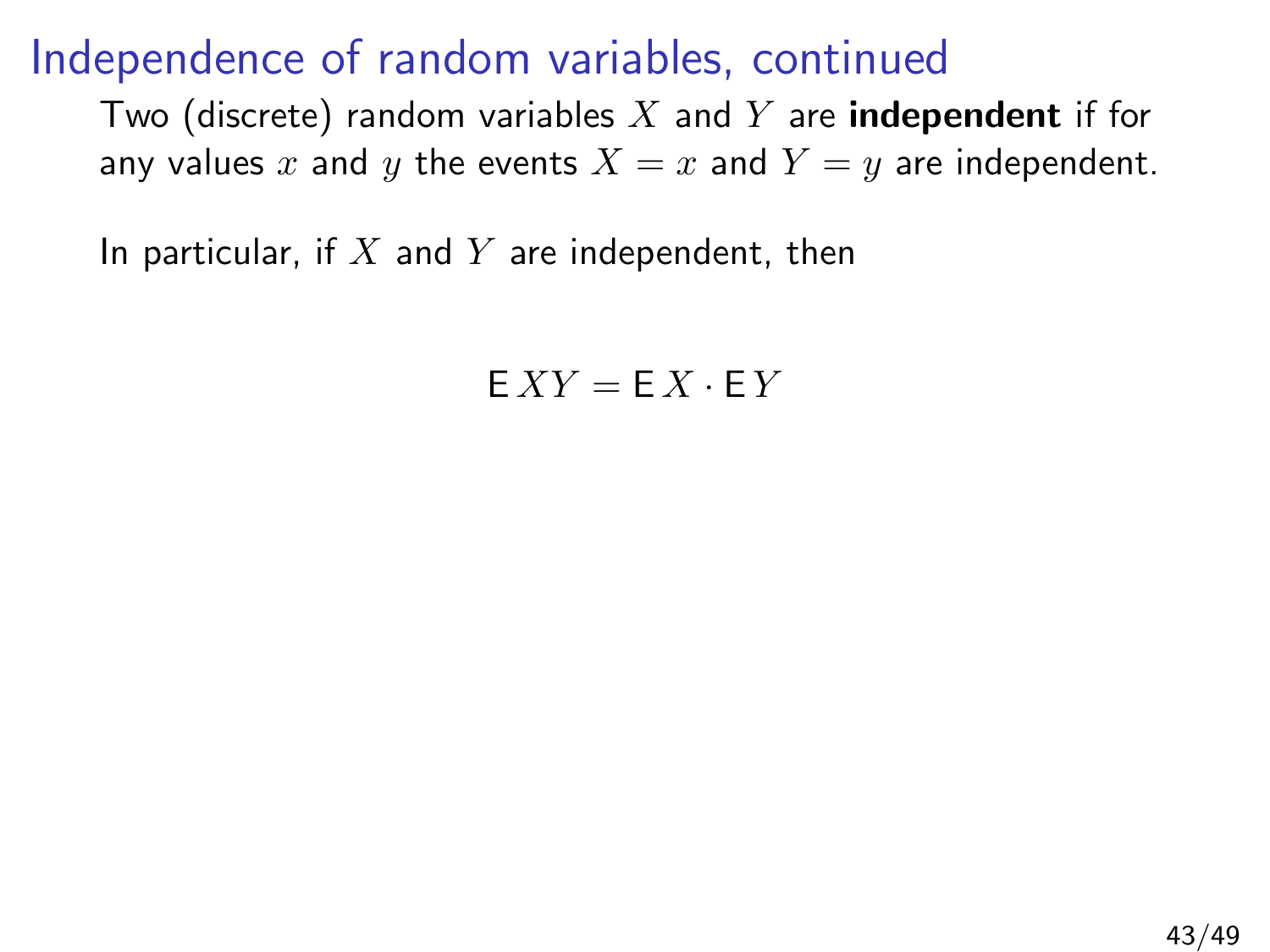# Independence of random variables, continued

Two (discrete) random variables $X$ and $Y$ are **independent** if for any values $x$ and $y$ the events $X = x$ and $Y = y$ are independent.

In particular, if $X$ and $Y$ are independent, then

$$\mathsf{E}\, XY = \mathsf{E}\, X \cdot \mathsf{E}\, Y$$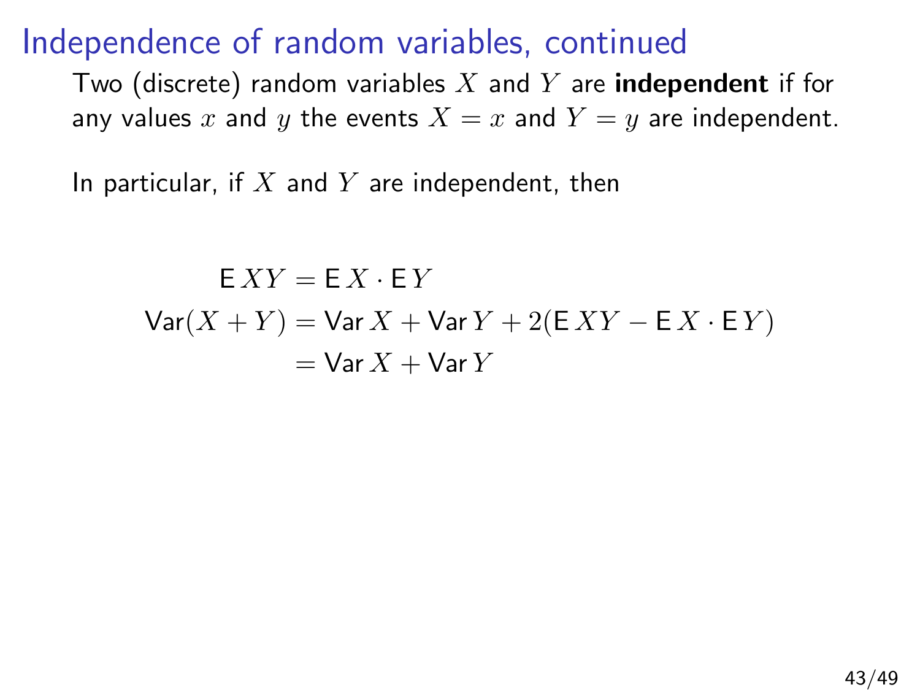# Independence of random variables, continued

Two (discrete) random variables $X$ and $Y$ are **independent** if for any values $x$ and $y$ the events $X = x$ and $Y = y$ are independent.

In particular, if $X$ and $Y$ are independent, then

$$
\begin{aligned}
\mathsf{E}\,XY &= \mathsf{E}\,X \cdot \mathsf{E}\,Y \\
\mathsf{Var}(X+Y) &= \mathsf{Var}\,X + \mathsf{Var}\,Y + 2(\mathsf{E}\,XY - \mathsf{E}\,X \cdot \mathsf{E}\,Y) \\
&= \mathsf{Var}\,X + \mathsf{Var}\,Y
\end{aligned}
$$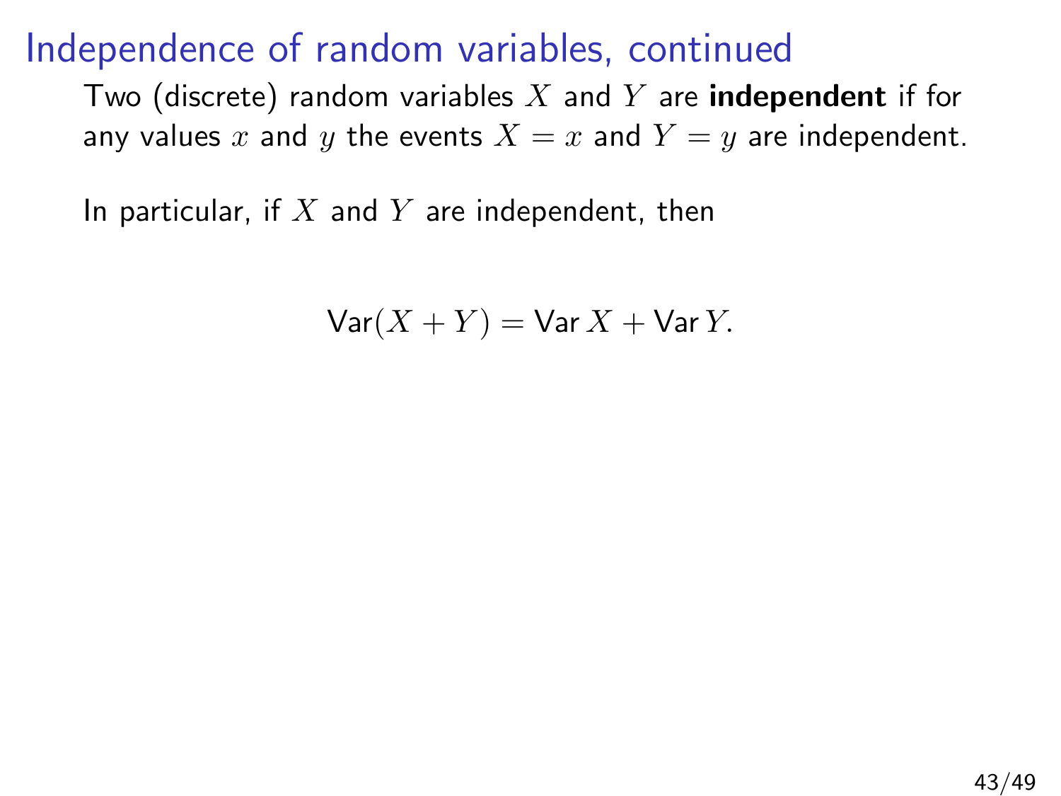# Independence of random variables, continued

Two (discrete) random variables $X$ and $Y$ are **independent** if for any values $x$ and $y$ the events $X = x$ and $Y = y$ are independent.

In particular, if $X$ and $Y$ are independent, then

$$\mathsf{Var}(X + Y) = \mathsf{Var}\, X + \mathsf{Var}\, Y.$$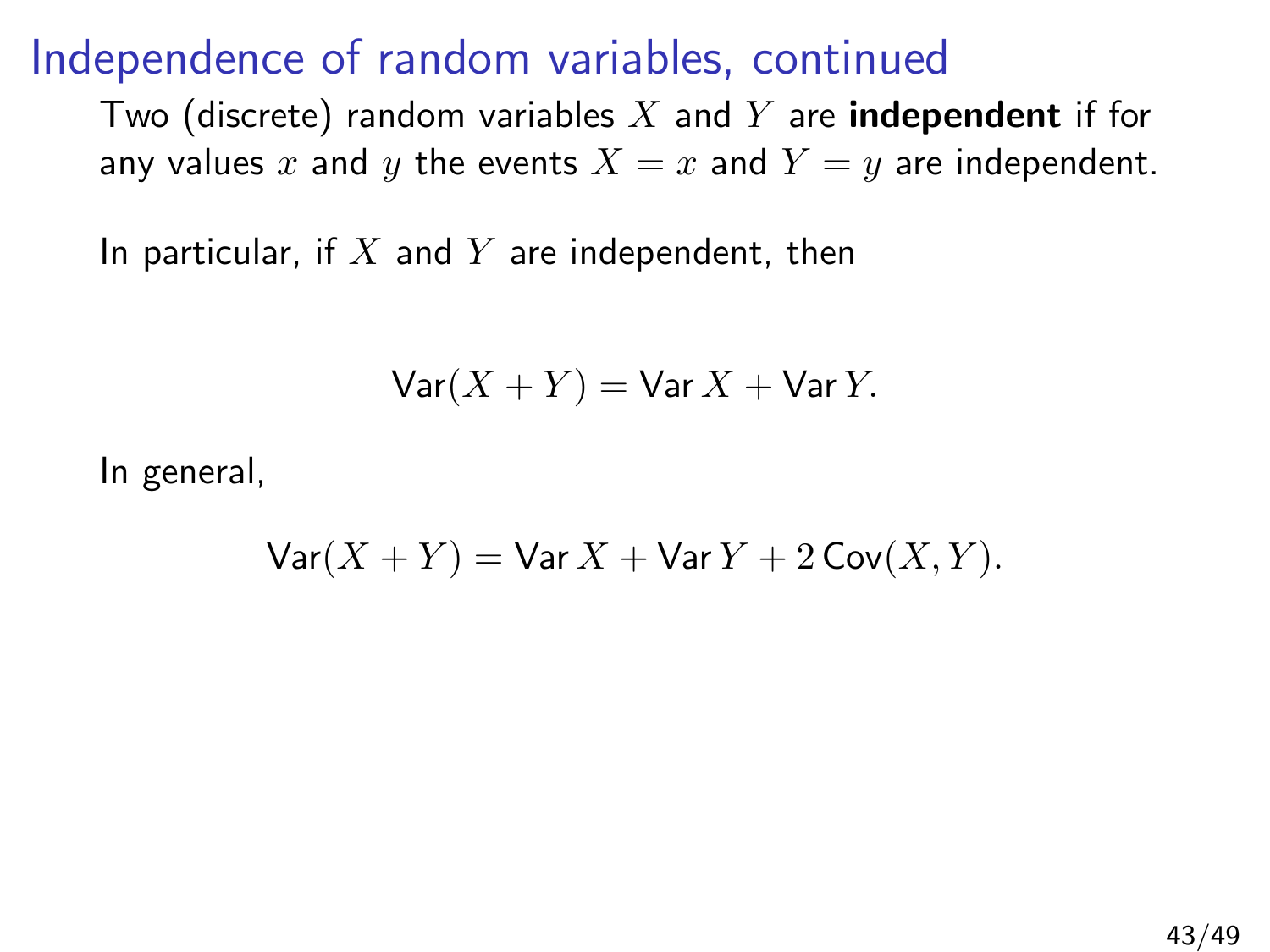# Independence of random variables, continued

Two (discrete) random variables $X$ and $Y$ are **independent** if for any values $x$ and $y$ the events $X = x$ and $Y = y$ are independent.

In particular, if $X$ and $Y$ are independent, then

$$\operatorname{Var}(X + Y) = \operatorname{Var} X + \operatorname{Var} Y.$$

In general,

$$\operatorname{Var}(X + Y) = \operatorname{Var} X + \operatorname{Var} Y + 2 \operatorname{Cov}(X, Y).$$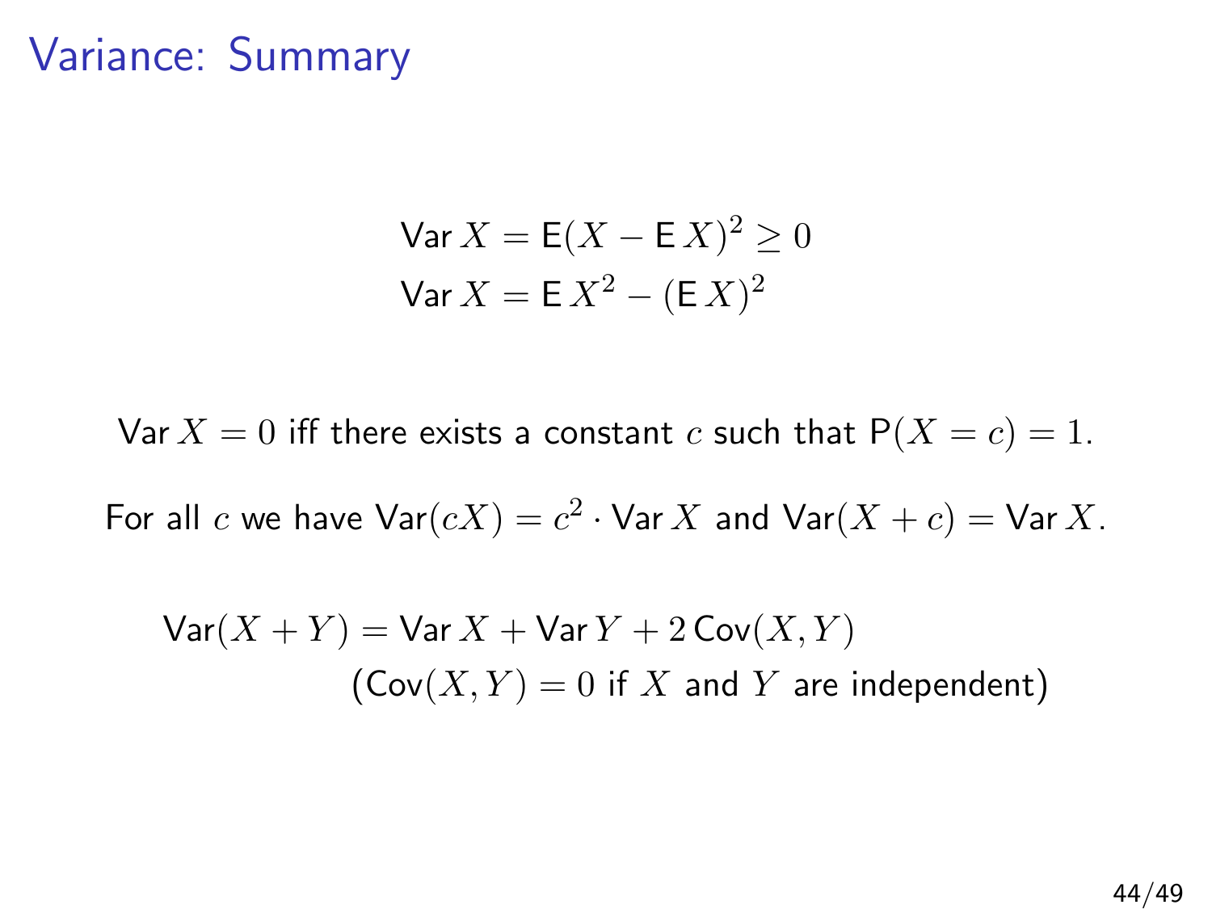# Variance: Summary

$$\operatorname{Var} X = \operatorname{E}(X - \operatorname{E} X)^2 \geq 0$$
$$\operatorname{Var} X = \operatorname{E} X^2 - (\operatorname{E} X)^2$$

$\operatorname{Var} X = 0$ iff there exists a constant $c$ such that $\operatorname{P}(X = c) = 1$.

For all $c$ we have $\operatorname{Var}(cX) = c^2 \cdot \operatorname{Var} X$ and $\operatorname{Var}(X + c) = \operatorname{Var} X$.

$$\operatorname{Var}(X + Y) = \operatorname{Var} X + \operatorname{Var} Y + 2 \operatorname{Cov}(X, Y)$$

($\operatorname{Cov}(X, Y) = 0$ if $X$ and $Y$ are independent)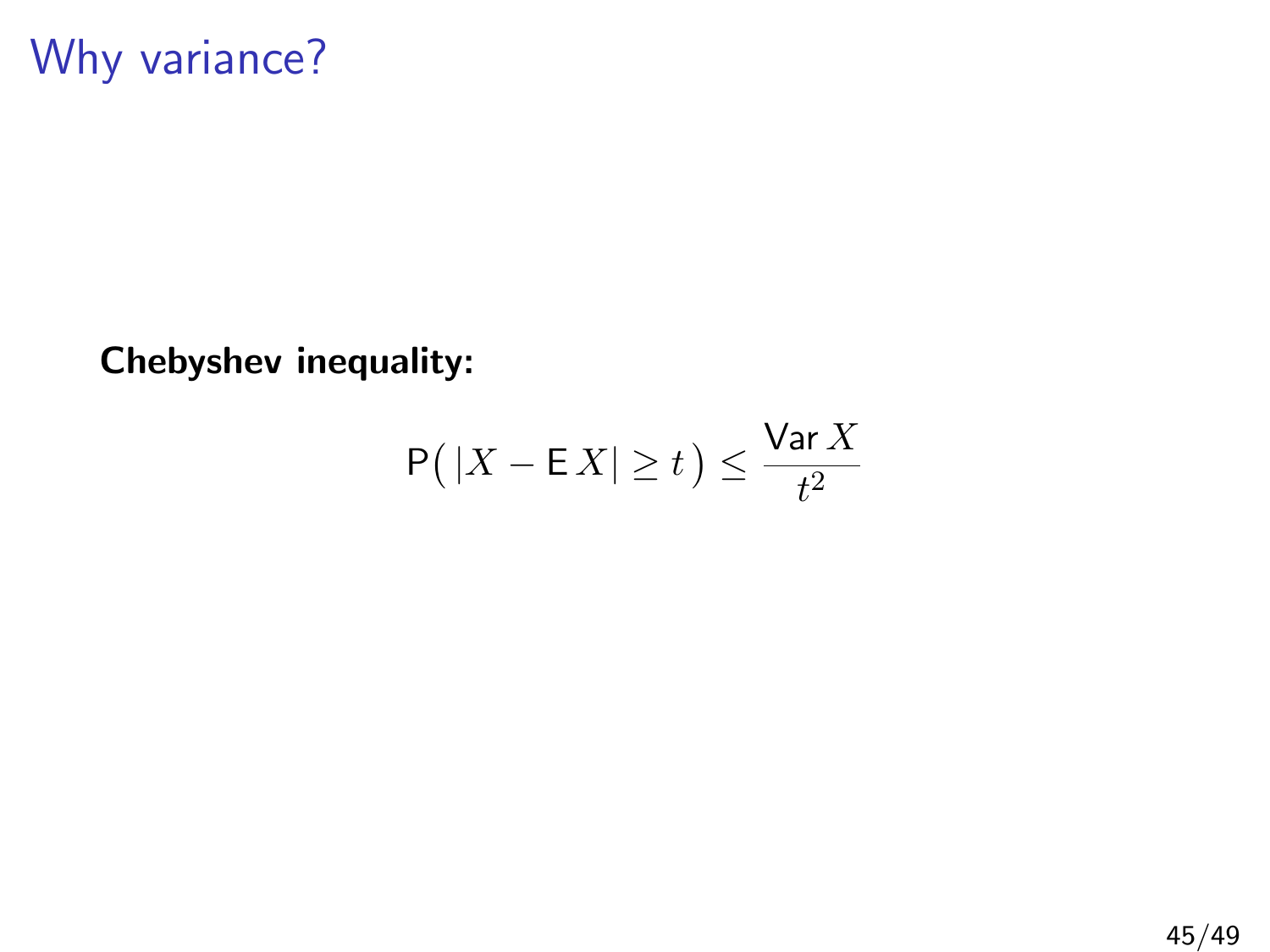# Why variance?

**Chebyshev inequality:**

$$\mathsf{P}\big(\, |X - \mathsf{E}\, X| \geq t \,\big) \leq \frac{\mathsf{Var}\, X}{t^2}$$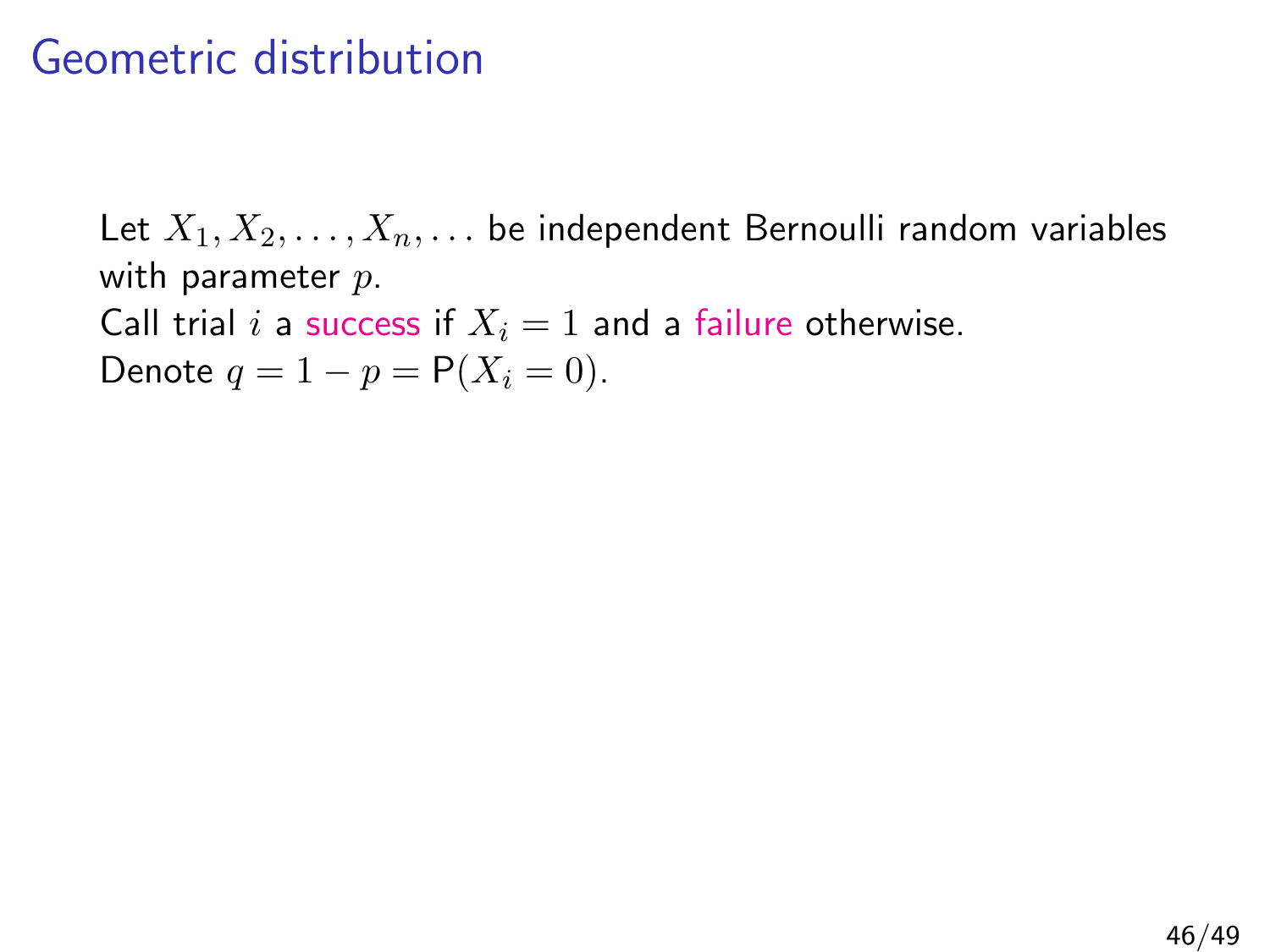# Geometric distribution

Let $X_1, X_2, \ldots, X_n, \ldots$ be independent Bernoulli random variables with parameter $p$.
Call trial $i$ a success if $X_i = 1$ and a failure otherwise.
Denote $q = 1 - p = \mathsf{P}(X_i = 0)$.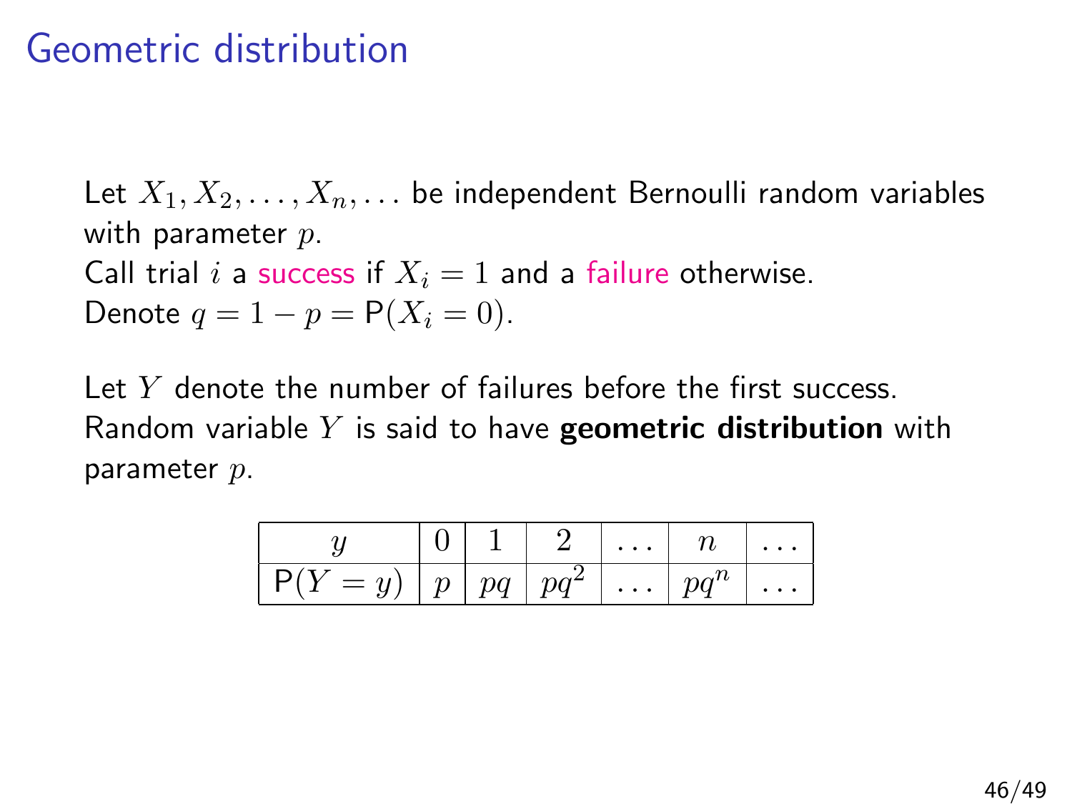# Geometric distribution

Let $X_1, X_2, \ldots, X_n, \ldots$ be independent Bernoulli random variables with parameter $p$.
Call trial $i$ a success if $X_i = 1$ and a failure otherwise.
Denote $q = 1 - p = \mathsf{P}(X_i = 0)$.

Let $Y$ denote the number of failures before the first success.
Random variable $Y$ is said to have **geometric distribution** with parameter $p$.

| $y$ | $0$ | $1$ | $2$ | $\ldots$ | $n$ | $\ldots$ |
|---|---|---|---|---|---|---|
| $\mathsf{P}(Y = y)$ | $p$ | $pq$ | $pq^2$ | $\ldots$ | $pq^n$ | $\ldots$ |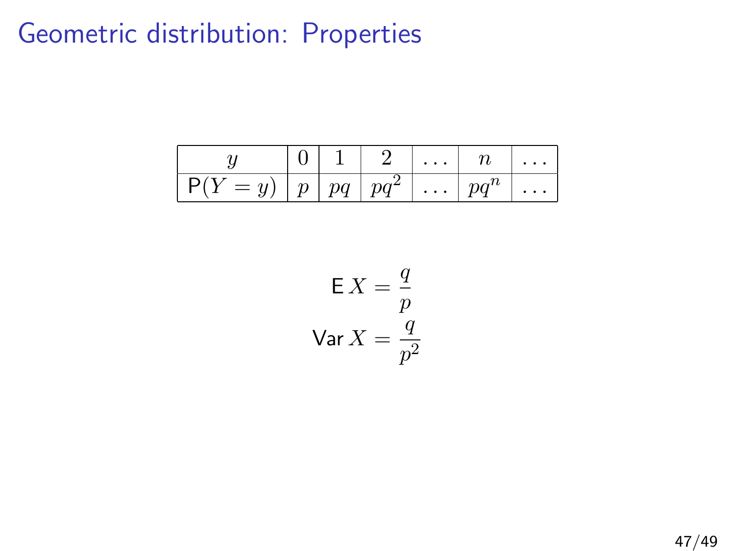# Geometric distribution: Properties

| $y$ | $0$ | $1$ | $2$ | $\ldots$ | $n$ | $\ldots$ |
|---|---|---|---|---|---|---|
| $\mathsf{P}(Y = y)$ | $p$ | $pq$ | $pq^2$ | $\ldots$ | $pq^n$ | $\ldots$ |

$$\mathsf{E}\, X = \frac{q}{p}$$

$$\mathsf{Var}\, X = \frac{q}{p^2}$$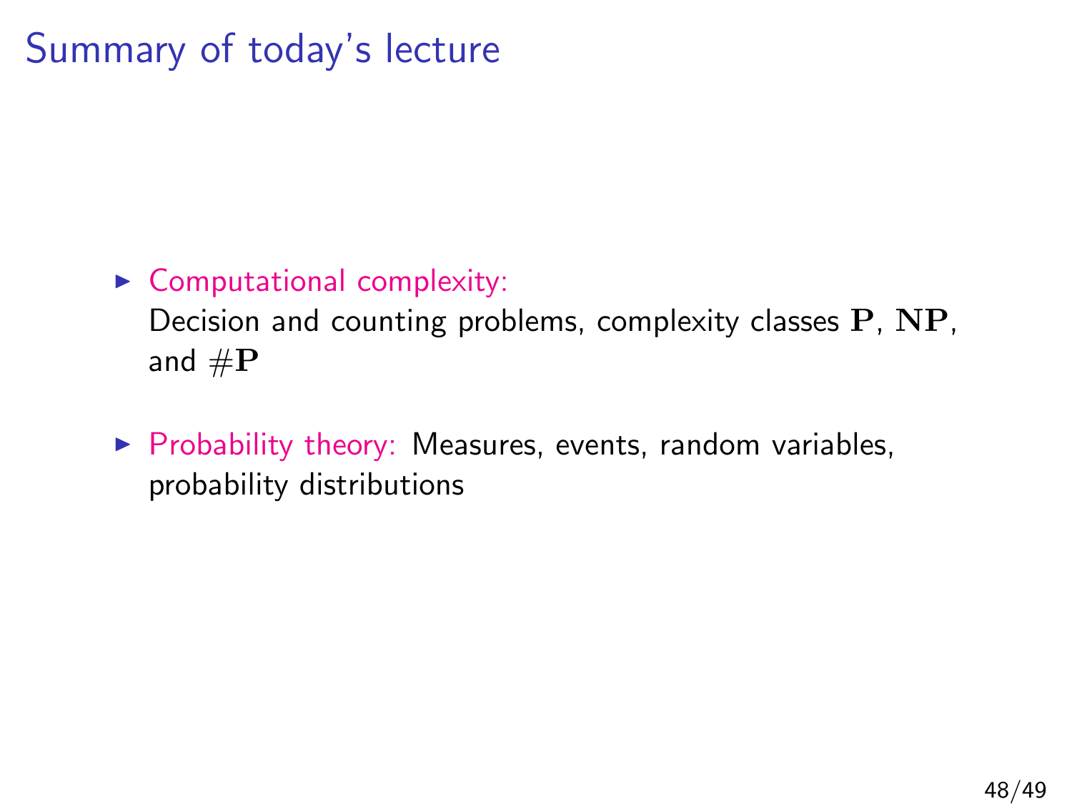# Summary of today's lecture

- Computational complexity:
  Decision and counting problems, complexity classes $\mathbf{P}$, $\mathbf{NP}$, and $\#\mathbf{P}$
- Probability theory: Measures, events, random variables, probability distributions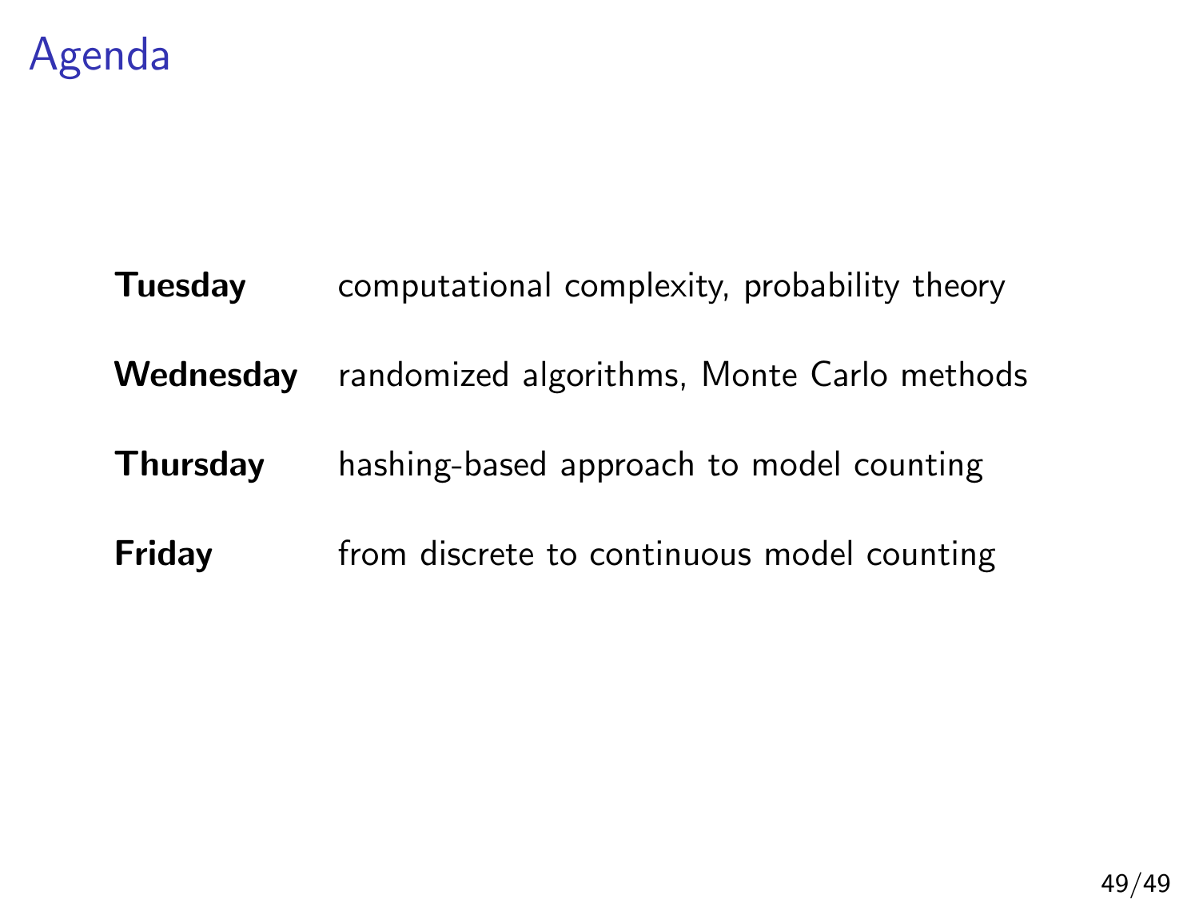# Agenda

| | |
|---|---|
| **Tuesday** | computational complexity, probability theory |
| **Wednesday** | randomized algorithms, Monte Carlo methods |
| **Thursday** | hashing-based approach to model counting |
| **Friday** | from discrete to continuous model counting |